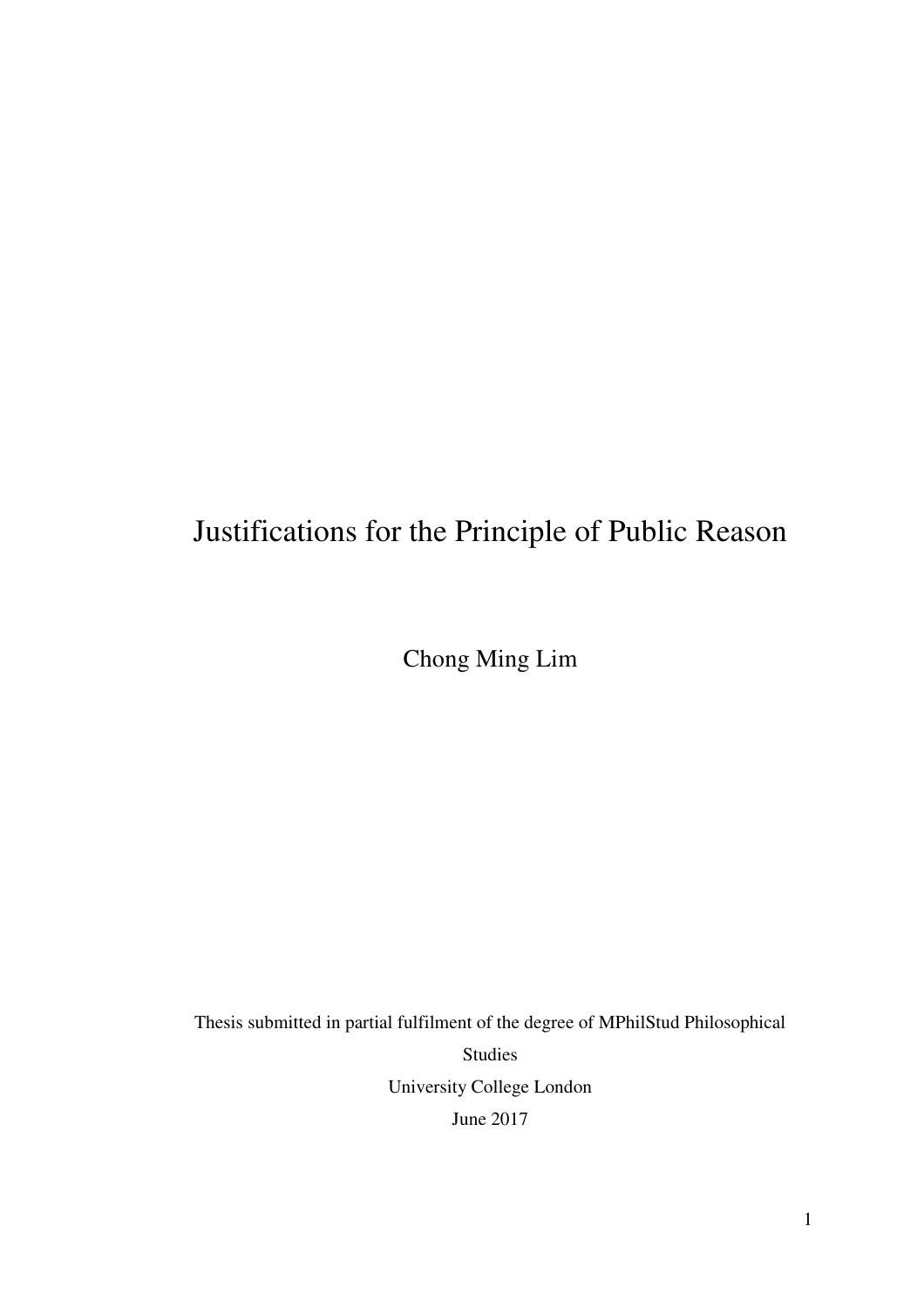# Justifications for the Principle of Public Reason

Chong Ming Lim

Thesis submitted in partial fulfilment of the degree of MPhilStud Philosophical Studies

University College London

June 2017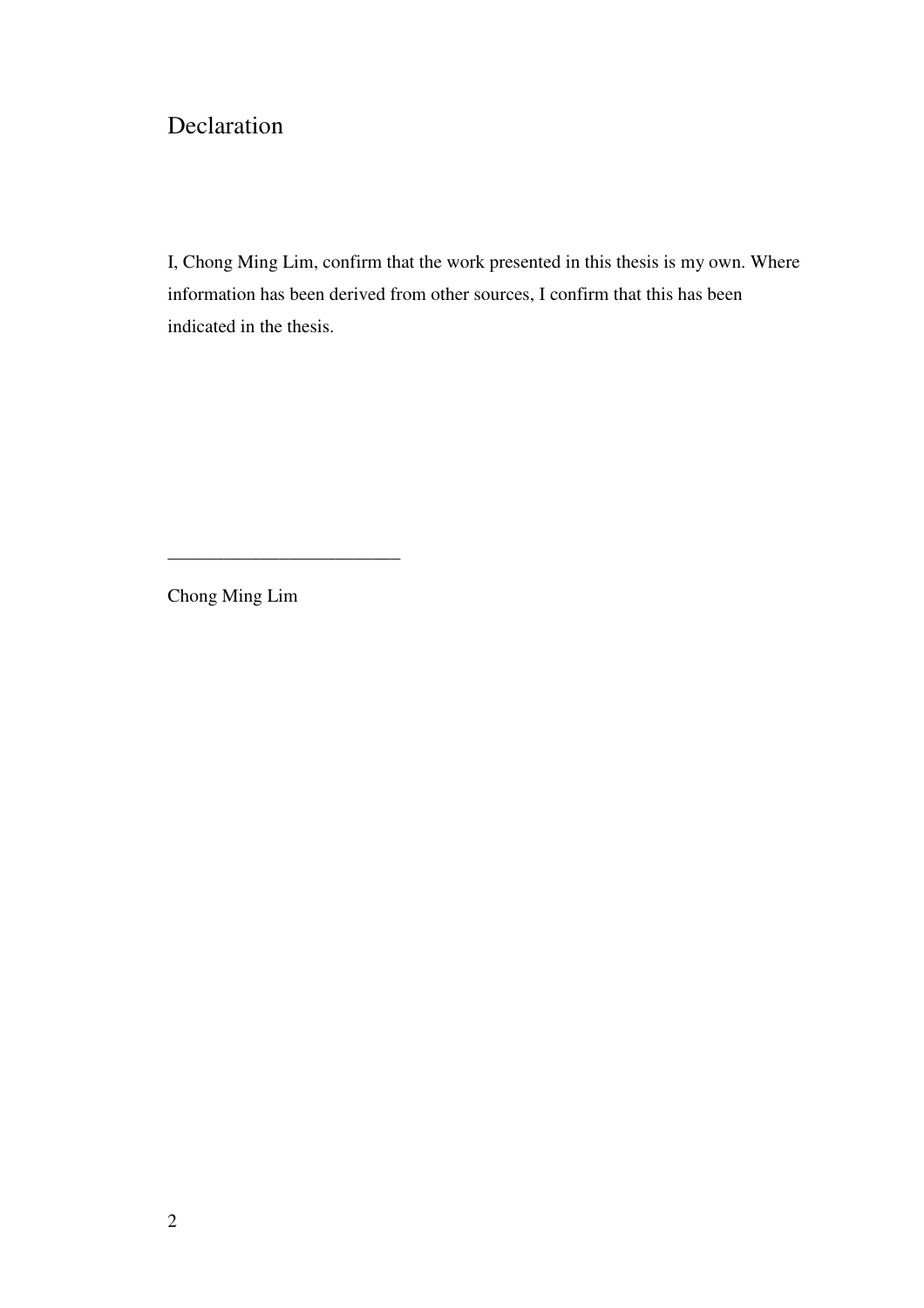# Declaration

I, Chong Ming Lim, confirm that the work presented in this thesis is my own. Where information has been derived from other sources, I confirm that this has been indicated in the thesis.

\_\_\_\_\_\_\_\_\_\_\_\_\_\_\_\_\_\_\_\_\_\_\_\_\_

Chong Ming Lim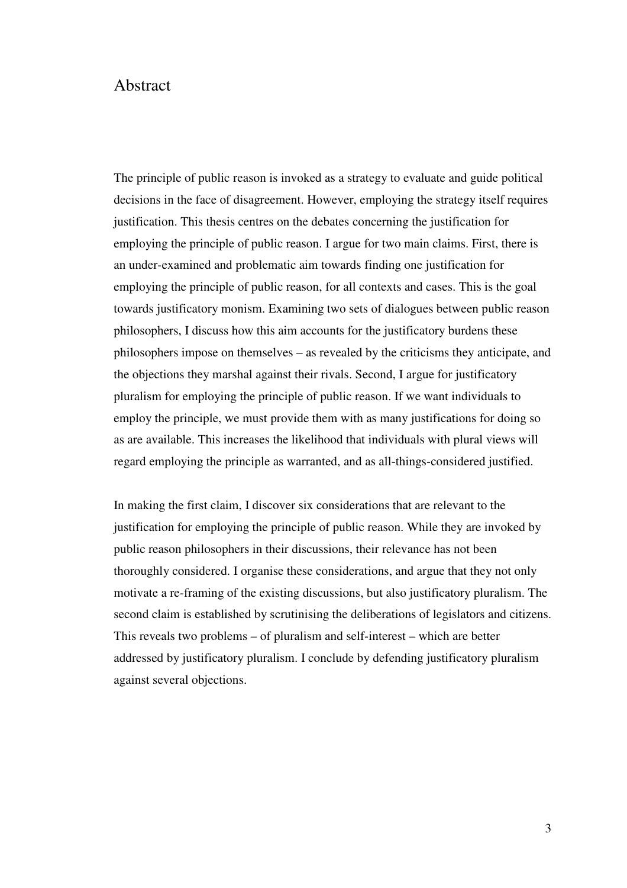# Abstract

The principle of public reason is invoked as a strategy to evaluate and guide political decisions in the face of disagreement. However, employing the strategy itself requires justification. This thesis centres on the debates concerning the justification for employing the principle of public reason. I argue for two main claims. First, there is an under-examined and problematic aim towards finding one justification for employing the principle of public reason, for all contexts and cases. This is the goal towards justificatory monism. Examining two sets of dialogues between public reason philosophers, I discuss how this aim accounts for the justificatory burdens these philosophers impose on themselves – as revealed by the criticisms they anticipate, and the objections they marshal against their rivals. Second, I argue for justificatory pluralism for employing the principle of public reason. If we want individuals to employ the principle, we must provide them with as many justifications for doing so as are available. This increases the likelihood that individuals with plural views will regard employing the principle as warranted, and as all-things-considered justified.

In making the first claim, I discover six considerations that are relevant to the justification for employing the principle of public reason. While they are invoked by public reason philosophers in their discussions, their relevance has not been thoroughly considered. I organise these considerations, and argue that they not only motivate a re-framing of the existing discussions, but also justificatory pluralism. The second claim is established by scrutinising the deliberations of legislators and citizens. This reveals two problems – of pluralism and self-interest – which are better addressed by justificatory pluralism. I conclude by defending justificatory pluralism against several objections.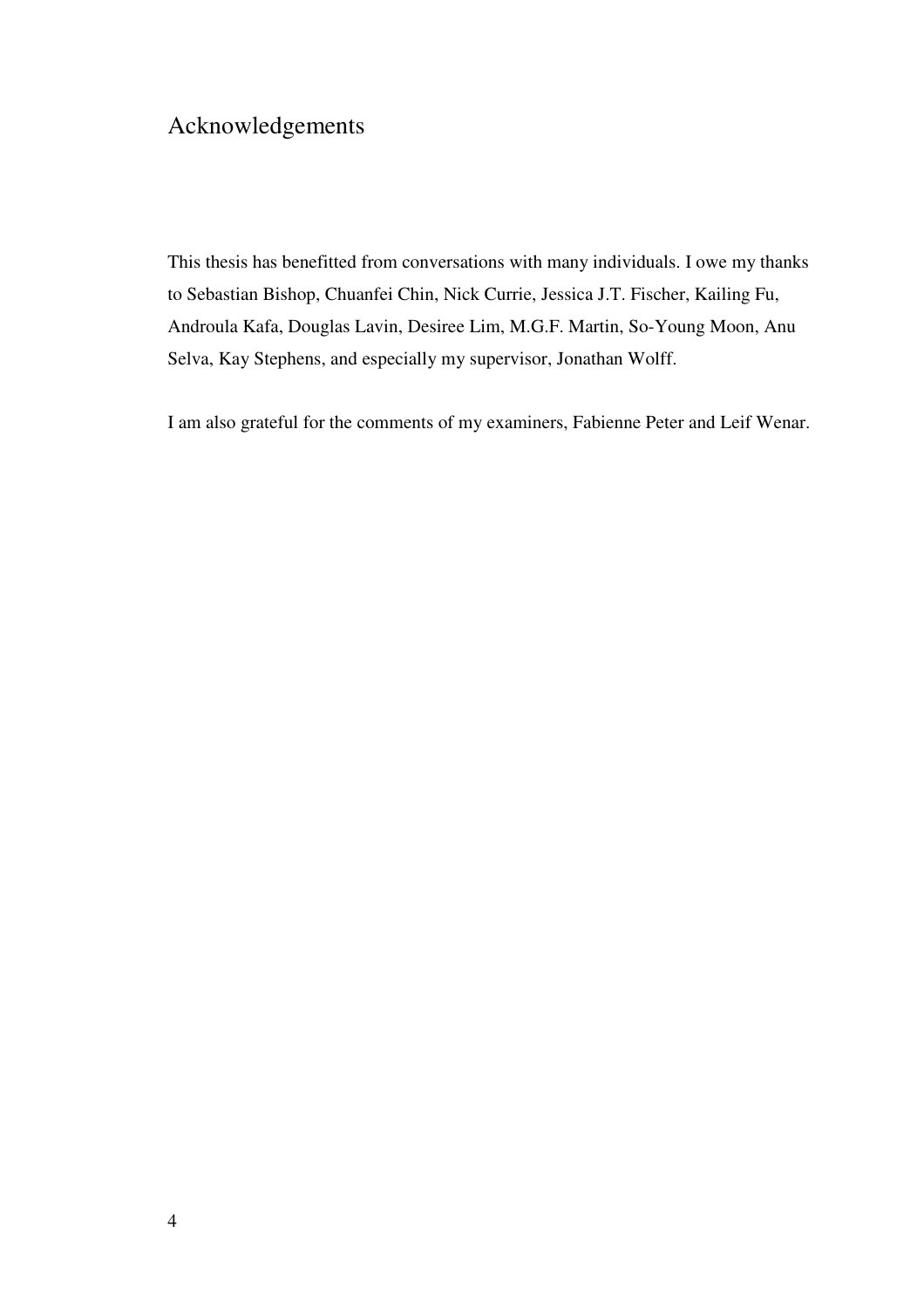# Acknowledgements

This thesis has benefitted from conversations with many individuals. I owe my thanks to Sebastian Bishop, Chuanfei Chin, Nick Currie, Jessica J.T. Fischer, Kailing Fu, Androula Kafa, Douglas Lavin, Desiree Lim, M.G.F. Martin, So-Young Moon, Anu Selva, Kay Stephens, and especially my supervisor, Jonathan Wolff.

I am also grateful for the comments of my examiners, Fabienne Peter and Leif Wenar.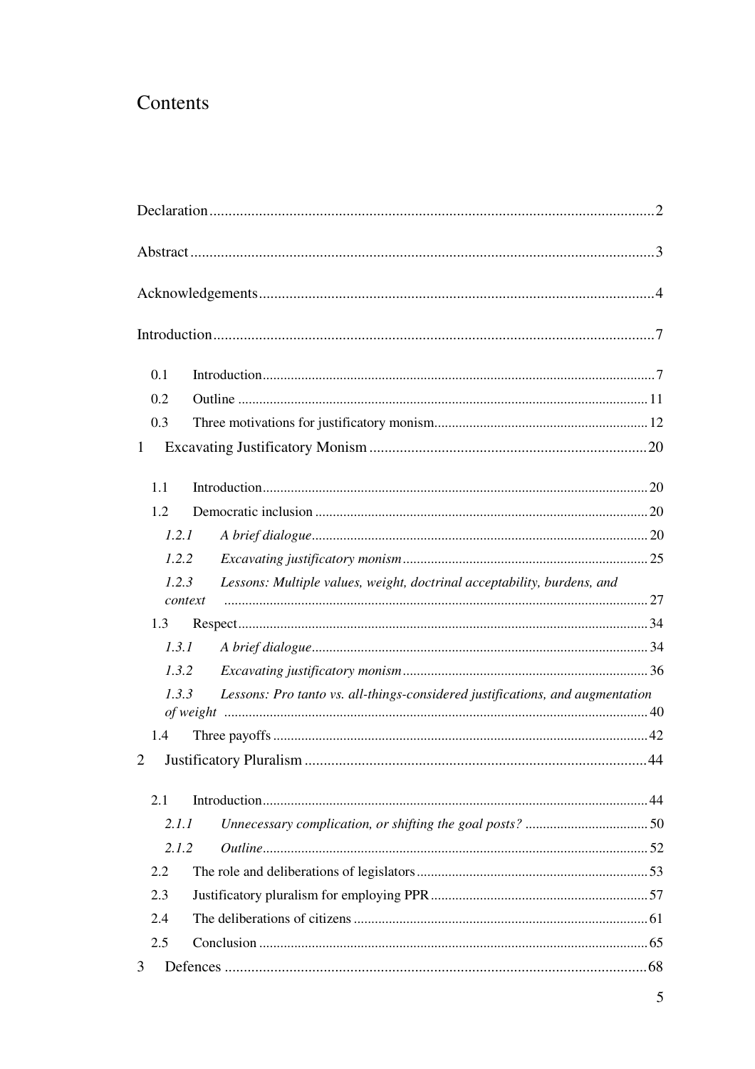# Contents

Declaration .................................................................................................................. 2

Abstract ........................................................................................................................ 3

Acknowledgements ...................................................................................................... 4

Introduction .................................................................................................................. 7

- 0.1 Introduction ........................................................................................................ 7
- 0.2 Outline ............................................................................................................. 11
- 0.3 Three motivations for justificatory monism ..................................................... 12

1 Excavating Justificatory Monism ............................................................................ 20

- 1.1 Introduction ...................................................................................................... 20
- 1.2 Democratic inclusion ........................................................................................ 20
  - *1.2.1 A brief dialogue* ........................................................................................ 20
  - *1.2.2 Excavating justificatory monism* ............................................................. 25
  - *1.2.3 Lessons: Multiple values, weight, doctrinal acceptability, burdens, and context* ........................................................................................................ 27
- 1.3 Respect ............................................................................................................. 34
  - *1.3.1 A brief dialogue* ........................................................................................ 34
  - *1.3.2 Excavating justificatory monism* ............................................................. 36
  - *1.3.3 Lessons: Pro tanto vs. all-things-considered justifications, and augmentation of weight* ........................................................................................................ 40
- 1.4 Three payoffs .................................................................................................... 42

2 Justificatory Pluralism ............................................................................................. 44

- 2.1 Introduction ...................................................................................................... 44
  - *2.1.1 Unnecessary complication, or shifting the goal posts?* ............................ 50
  - *2.1.2 Outline* ..................................................................................................... 52
- 2.2 The role and deliberations of legislators .......................................................... 53
- 2.3 Justificatory pluralism for employing PPR ...................................................... 57
- 2.4 The deliberations of citizens ............................................................................ 61
- 2.5 Conclusion ....................................................................................................... 65

3 Defences ................................................................................................................... 68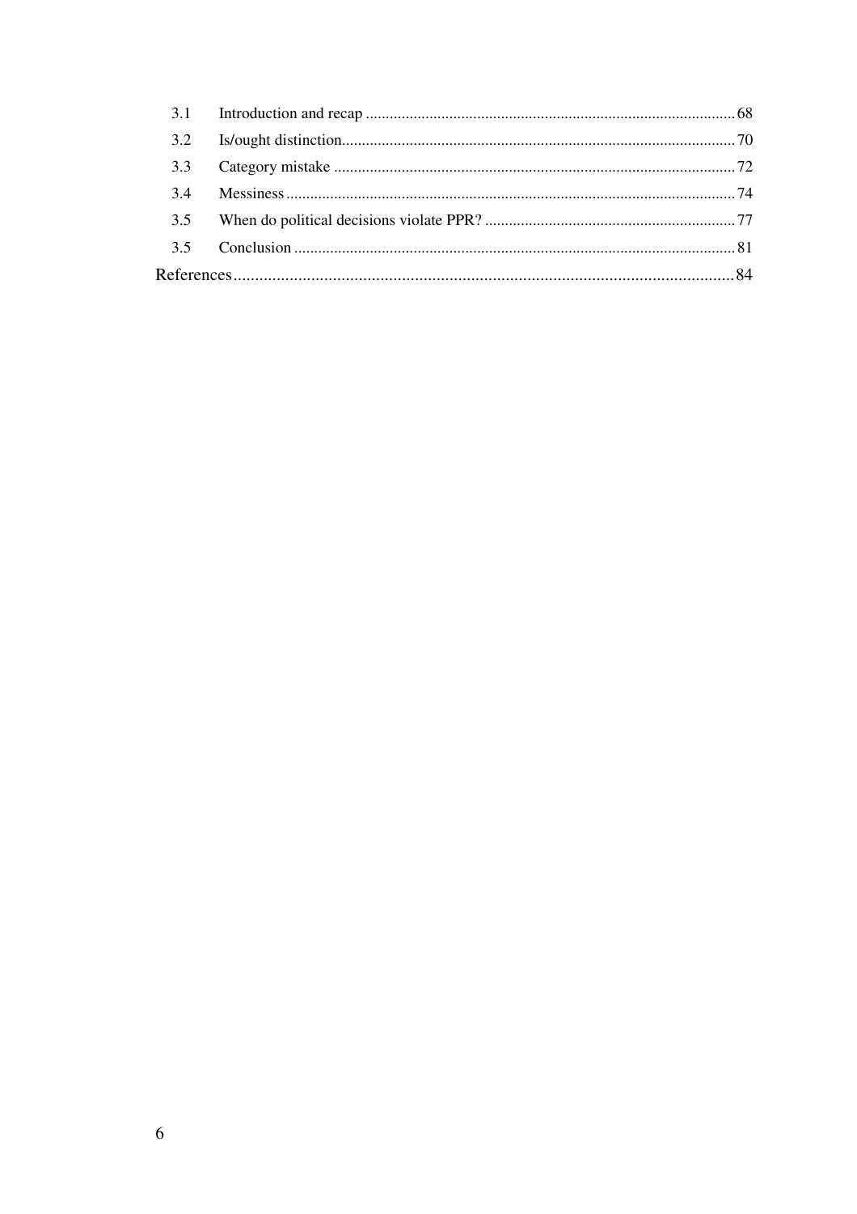3.1 Introduction and recap ............ 68

3.2 Is/ought distinction............ 70

3.3 Category mistake ............ 72

3.4 Messiness ............ 74

3.5 When do political decisions violate PPR? ............ 77

3.5 Conclusion ............ 81

References............ 84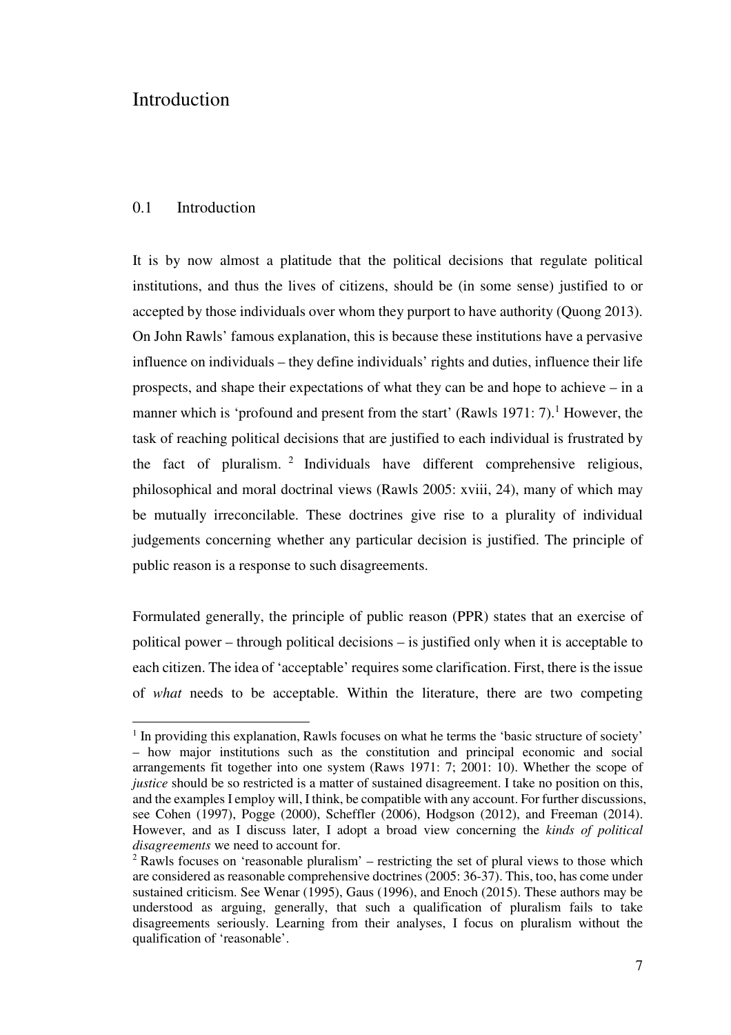# Introduction

## 0.1 Introduction

It is by now almost a platitude that the political decisions that regulate political institutions, and thus the lives of citizens, should be (in some sense) justified to or accepted by those individuals over whom they purport to have authority (Quong 2013). On John Rawls' famous explanation, this is because these institutions have a pervasive influence on individuals – they define individuals' rights and duties, influence their life prospects, and shape their expectations of what they can be and hope to achieve – in a manner which is 'profound and present from the start' (Rawls 1971: 7).[1] However, the task of reaching political decisions that are justified to each individual is frustrated by the fact of pluralism.[2] Individuals have different comprehensive religious, philosophical and moral doctrinal views (Rawls 2005: xviii, 24), many of which may be mutually irreconcilable. These doctrines give rise to a plurality of individual judgements concerning whether any particular decision is justified. The principle of public reason is a response to such disagreements.

Formulated generally, the principle of public reason (PPR) states that an exercise of political power – through political decisions – is justified only when it is acceptable to each citizen. The idea of 'acceptable' requires some clarification. First, there is the issue of *what* needs to be acceptable. Within the literature, there are two competing

---

[1] In providing this explanation, Rawls focuses on what he terms the 'basic structure of society' – how major institutions such as the constitution and principal economic and social arrangements fit together into one system (Raws 1971: 7; 2001: 10). Whether the scope of *justice* should be so restricted is a matter of sustained disagreement. I take no position on this, and the examples I employ will, I think, be compatible with any account. For further discussions, see Cohen (1997), Pogge (2000), Scheffler (2006), Hodgson (2012), and Freeman (2014). However, and as I discuss later, I adopt a broad view concerning the *kinds of political disagreements* we need to account for.

[2] Rawls focuses on 'reasonable pluralism' – restricting the set of plural views to those which are considered as reasonable comprehensive doctrines (2005: 36-37). This, too, has come under sustained criticism. See Wenar (1995), Gaus (1996), and Enoch (2015). These authors may be understood as arguing, generally, that such a qualification of pluralism fails to take disagreements seriously. Learning from their analyses, I focus on pluralism without the qualification of 'reasonable'.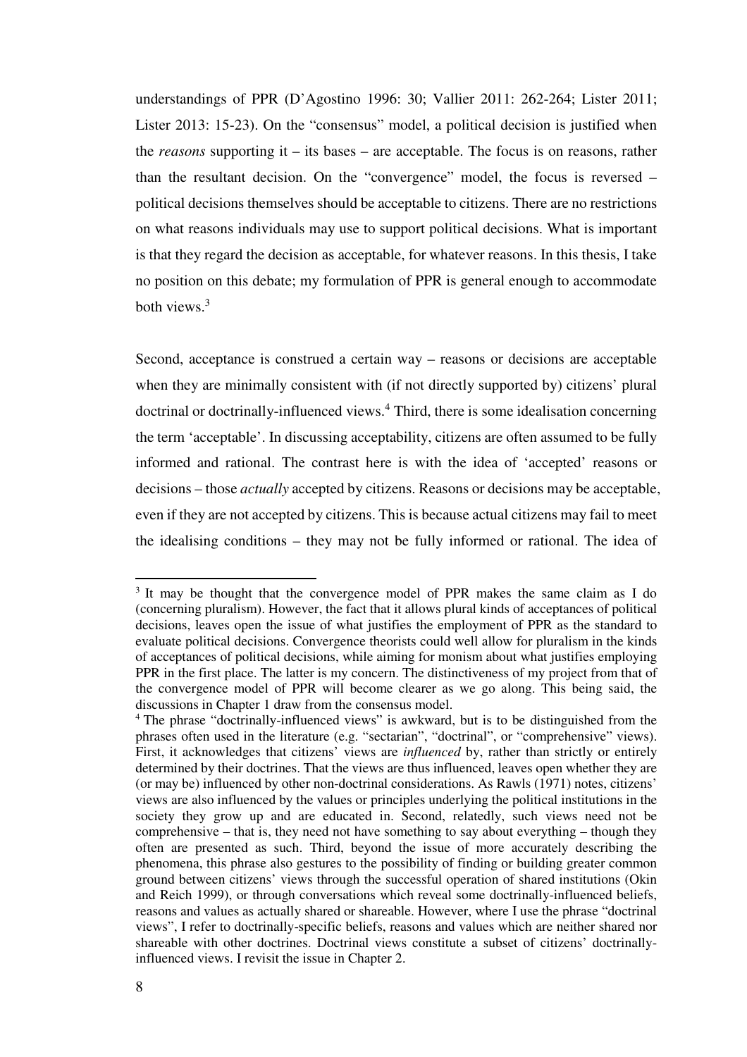understandings of PPR (D'Agostino 1996: 30; Vallier 2011: 262-264; Lister 2011; Lister 2013: 15-23). On the "consensus" model, a political decision is justified when the *reasons* supporting it – its bases – are acceptable. The focus is on reasons, rather than the resultant decision. On the "convergence" model, the focus is reversed – political decisions themselves should be acceptable to citizens. There are no restrictions on what reasons individuals may use to support political decisions. What is important is that they regard the decision as acceptable, for whatever reasons. In this thesis, I take no position on this debate; my formulation of PPR is general enough to accommodate both views.[3]

Second, acceptance is construed a certain way – reasons or decisions are acceptable when they are minimally consistent with (if not directly supported by) citizens' plural doctrinal or doctrinally-influenced views.[4] Third, there is some idealisation concerning the term 'acceptable'. In discussing acceptability, citizens are often assumed to be fully informed and rational. The contrast here is with the idea of 'accepted' reasons or decisions – those *actually* accepted by citizens. Reasons or decisions may be acceptable, even if they are not accepted by citizens. This is because actual citizens may fail to meet the idealising conditions – they may not be fully informed or rational. The idea of

---

[3] It may be thought that the convergence model of PPR makes the same claim as I do (concerning pluralism). However, the fact that it allows plural kinds of acceptances of political decisions, leaves open the issue of what justifies the employment of PPR as the standard to evaluate political decisions. Convergence theorists could well allow for pluralism in the kinds of acceptances of political decisions, while aiming for monism about what justifies employing PPR in the first place. The latter is my concern. The distinctiveness of my project from that of the convergence model of PPR will become clearer as we go along. This being said, the discussions in Chapter 1 draw from the consensus model.

[4] The phrase "doctrinally-influenced views" is awkward, but is to be distinguished from the phrases often used in the literature (e.g. "sectarian", "doctrinal", or "comprehensive" views). First, it acknowledges that citizens' views are *influenced* by, rather than strictly or entirely determined by their doctrines. That the views are thus influenced, leaves open whether they are (or may be) influenced by other non-doctrinal considerations. As Rawls (1971) notes, citizens' views are also influenced by the values or principles underlying the political institutions in the society they grow up and are educated in. Second, relatedly, such views need not be comprehensive – that is, they need not have something to say about everything – though they often are presented as such. Third, beyond the issue of more accurately describing the phenomena, this phrase also gestures to the possibility of finding or building greater common ground between citizens' views through the successful operation of shared institutions (Okin and Reich 1999), or through conversations which reveal some doctrinally-influenced beliefs, reasons and values as actually shared or shareable. However, where I use the phrase "doctrinal views", I refer to doctrinally-specific beliefs, reasons and values which are neither shared nor shareable with other doctrines. Doctrinal views constitute a subset of citizens' doctrinally-influenced views. I revisit the issue in Chapter 2.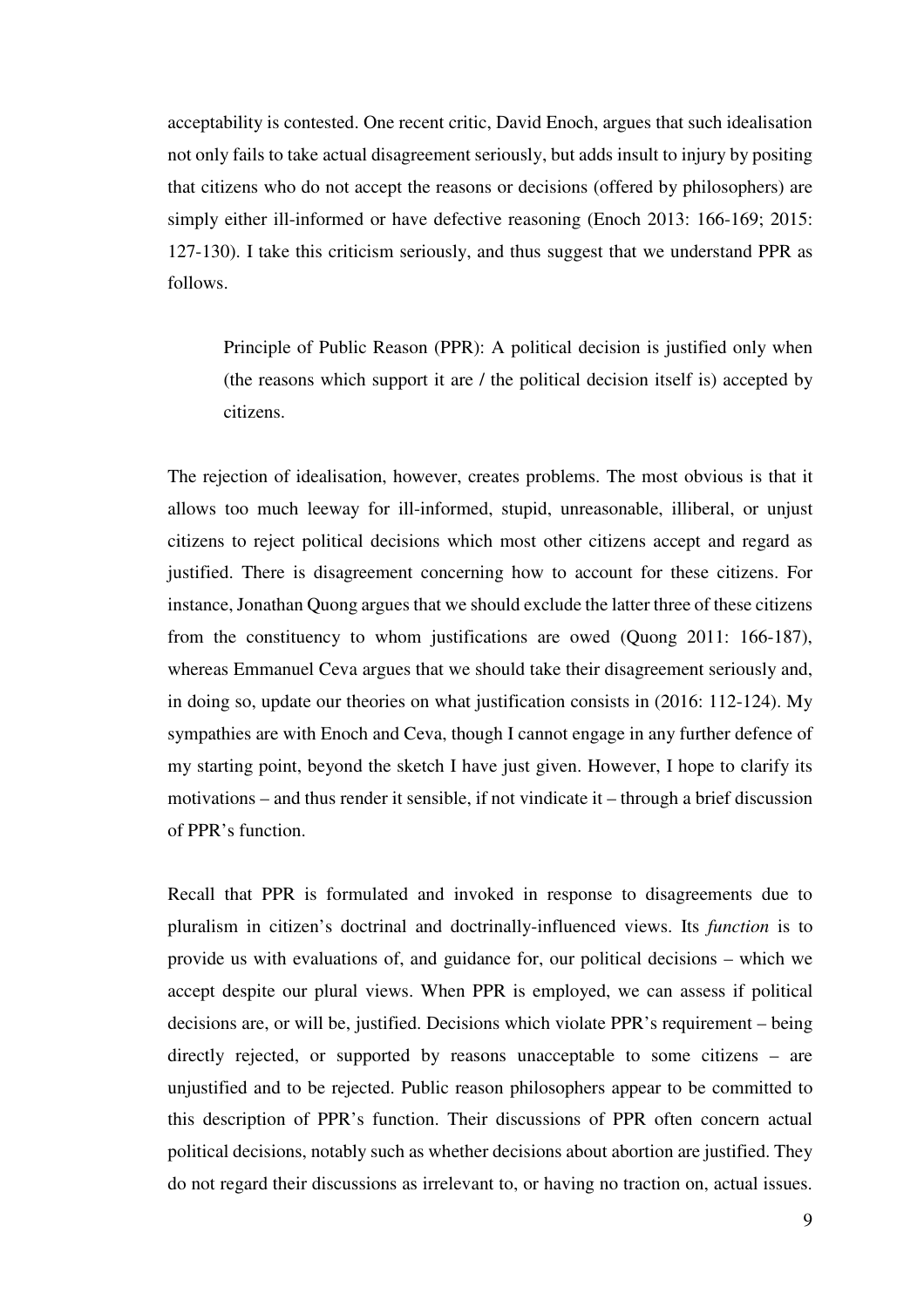acceptability is contested. One recent critic, David Enoch, argues that such idealisation not only fails to take actual disagreement seriously, but adds insult to injury by positing that citizens who do not accept the reasons or decisions (offered by philosophers) are simply either ill-informed or have defective reasoning (Enoch 2013: 166-169; 2015: 127-130). I take this criticism seriously, and thus suggest that we understand PPR as follows.

> Principle of Public Reason (PPR): A political decision is justified only when (the reasons which support it are / the political decision itself is) accepted by citizens.

The rejection of idealisation, however, creates problems. The most obvious is that it allows too much leeway for ill-informed, stupid, unreasonable, illiberal, or unjust citizens to reject political decisions which most other citizens accept and regard as justified. There is disagreement concerning how to account for these citizens. For instance, Jonathan Quong argues that we should exclude the latter three of these citizens from the constituency to whom justifications are owed (Quong 2011: 166-187), whereas Emmanuel Ceva argues that we should take their disagreement seriously and, in doing so, update our theories on what justification consists in (2016: 112-124). My sympathies are with Enoch and Ceva, though I cannot engage in any further defence of my starting point, beyond the sketch I have just given. However, I hope to clarify its motivations – and thus render it sensible, if not vindicate it – through a brief discussion of PPR's function.

Recall that PPR is formulated and invoked in response to disagreements due to pluralism in citizen's doctrinal and doctrinally-influenced views. Its *function* is to provide us with evaluations of, and guidance for, our political decisions – which we accept despite our plural views. When PPR is employed, we can assess if political decisions are, or will be, justified. Decisions which violate PPR's requirement – being directly rejected, or supported by reasons unacceptable to some citizens – are unjustified and to be rejected. Public reason philosophers appear to be committed to this description of PPR's function. Their discussions of PPR often concern actual political decisions, notably such as whether decisions about abortion are justified. They do not regard their discussions as irrelevant to, or having no traction on, actual issues.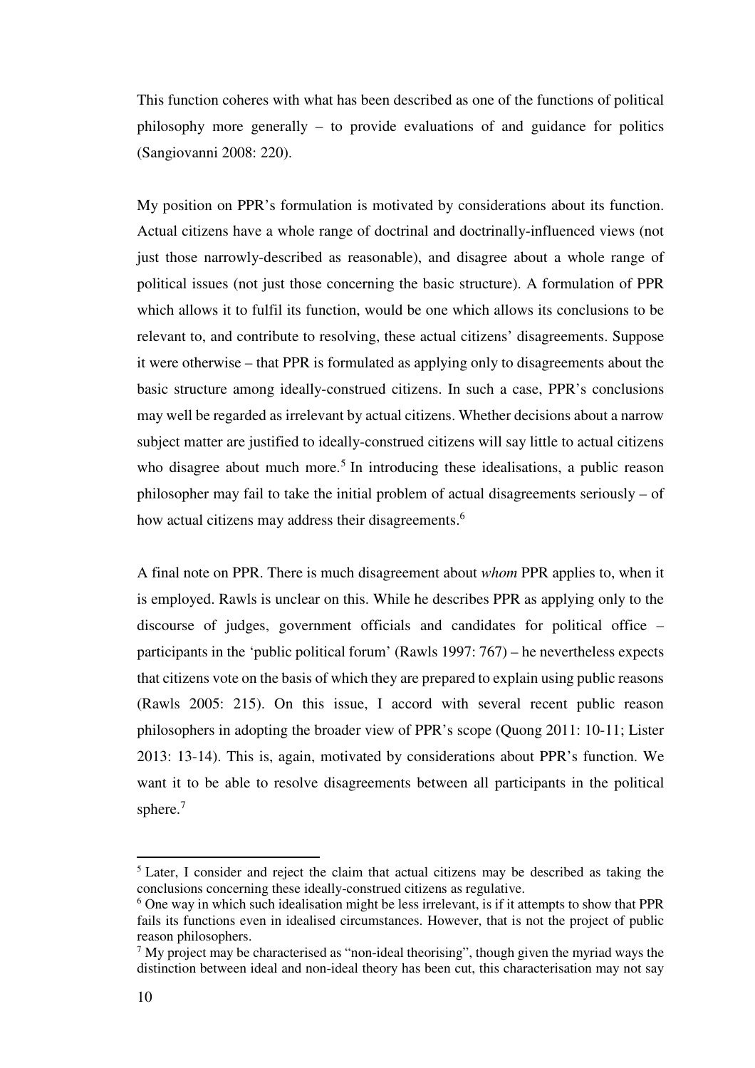This function coheres with what has been described as one of the functions of political philosophy more generally – to provide evaluations of and guidance for politics (Sangiovanni 2008: 220).

My position on PPR's formulation is motivated by considerations about its function. Actual citizens have a whole range of doctrinal and doctrinally-influenced views (not just those narrowly-described as reasonable), and disagree about a whole range of political issues (not just those concerning the basic structure). A formulation of PPR which allows it to fulfil its function, would be one which allows its conclusions to be relevant to, and contribute to resolving, these actual citizens' disagreements. Suppose it were otherwise – that PPR is formulated as applying only to disagreements about the basic structure among ideally-construed citizens. In such a case, PPR's conclusions may well be regarded as irrelevant by actual citizens. Whether decisions about a narrow subject matter are justified to ideally-construed citizens will say little to actual citizens who disagree about much more.[5] In introducing these idealisations, a public reason philosopher may fail to take the initial problem of actual disagreements seriously – of how actual citizens may address their disagreements.[6]

A final note on PPR. There is much disagreement about *whom* PPR applies to, when it is employed. Rawls is unclear on this. While he describes PPR as applying only to the discourse of judges, government officials and candidates for political office – participants in the 'public political forum' (Rawls 1997: 767) – he nevertheless expects that citizens vote on the basis of which they are prepared to explain using public reasons (Rawls 2005: 215). On this issue, I accord with several recent public reason philosophers in adopting the broader view of PPR's scope (Quong 2011: 10-11; Lister 2013: 13-14). This is, again, motivated by considerations about PPR's function. We want it to be able to resolve disagreements between all participants in the political sphere.[7]

[5] Later, I consider and reject the claim that actual citizens may be described as taking the conclusions concerning these ideally-construed citizens as regulative.

[6] One way in which such idealisation might be less irrelevant, is if it attempts to show that PPR fails its functions even in idealised circumstances. However, that is not the project of public reason philosophers.

[7] My project may be characterised as "non-ideal theorising", though given the myriad ways the distinction between ideal and non-ideal theory has been cut, this characterisation may not say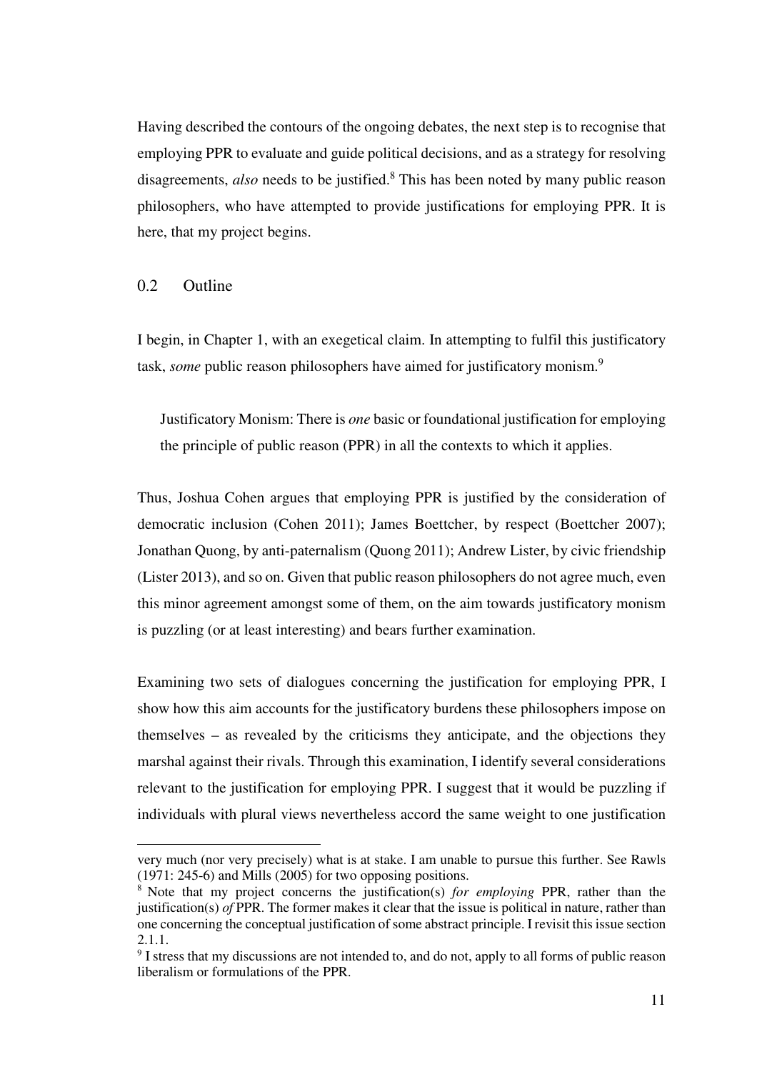Having described the contours of the ongoing debates, the next step is to recognise that employing PPR to evaluate and guide political decisions, and as a strategy for resolving disagreements, *also* needs to be justified.[8] This has been noted by many public reason philosophers, who have attempted to provide justifications for employing PPR. It is here, that my project begins.

## 0.2 Outline

I begin, in Chapter 1, with an exegetical claim. In attempting to fulfil this justificatory task, *some* public reason philosophers have aimed for justificatory monism.[9]

> Justificatory Monism: There is *one* basic or foundational justification for employing the principle of public reason (PPR) in all the contexts to which it applies.

Thus, Joshua Cohen argues that employing PPR is justified by the consideration of democratic inclusion (Cohen 2011); James Boettcher, by respect (Boettcher 2007); Jonathan Quong, by anti-paternalism (Quong 2011); Andrew Lister, by civic friendship (Lister 2013), and so on. Given that public reason philosophers do not agree much, even this minor agreement amongst some of them, on the aim towards justificatory monism is puzzling (or at least interesting) and bears further examination.

Examining two sets of dialogues concerning the justification for employing PPR, I show how this aim accounts for the justificatory burdens these philosophers impose on themselves – as revealed by the criticisms they anticipate, and the objections they marshal against their rivals. Through this examination, I identify several considerations relevant to the justification for employing PPR. I suggest that it would be puzzling if individuals with plural views nevertheless accord the same weight to one justification

---

very much (nor very precisely) what is at stake. I am unable to pursue this further. See Rawls (1971: 245-6) and Mills (2005) for two opposing positions.

[8] Note that my project concerns the justification(s) *for employing* PPR, rather than the justification(s) *of* PPR. The former makes it clear that the issue is political in nature, rather than one concerning the conceptual justification of some abstract principle. I revisit this issue section 2.1.1.

[9] I stress that my discussions are not intended to, and do not, apply to all forms of public reason liberalism or formulations of the PPR.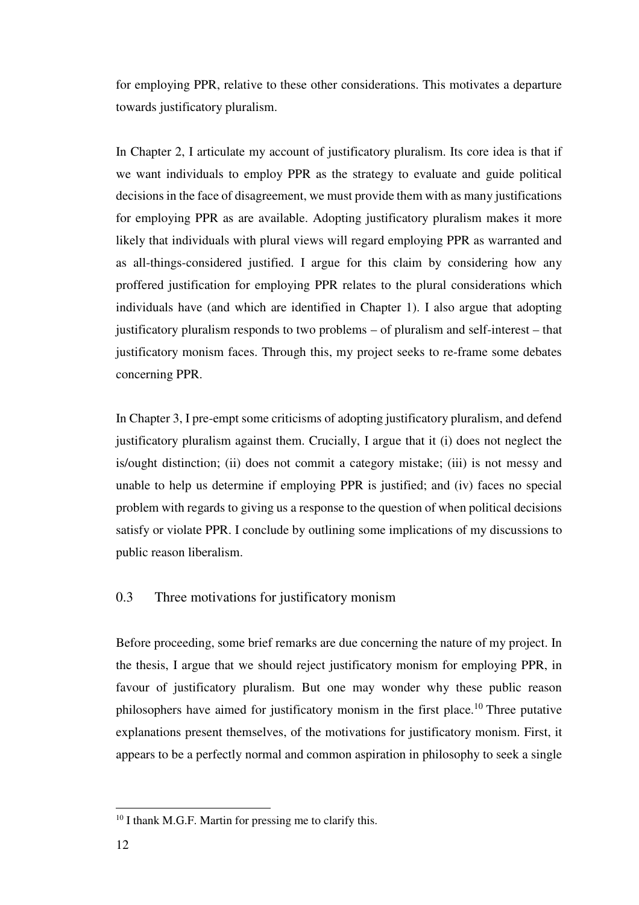for employing PPR, relative to these other considerations. This motivates a departure towards justificatory pluralism.

In Chapter 2, I articulate my account of justificatory pluralism. Its core idea is that if we want individuals to employ PPR as the strategy to evaluate and guide political decisions in the face of disagreement, we must provide them with as many justifications for employing PPR as are available. Adopting justificatory pluralism makes it more likely that individuals with plural views will regard employing PPR as warranted and as all-things-considered justified. I argue for this claim by considering how any proffered justification for employing PPR relates to the plural considerations which individuals have (and which are identified in Chapter 1). I also argue that adopting justificatory pluralism responds to two problems – of pluralism and self-interest – that justificatory monism faces. Through this, my project seeks to re-frame some debates concerning PPR.

In Chapter 3, I pre-empt some criticisms of adopting justificatory pluralism, and defend justificatory pluralism against them. Crucially, I argue that it (i) does not neglect the is/ought distinction; (ii) does not commit a category mistake; (iii) is not messy and unable to help us determine if employing PPR is justified; and (iv) faces no special problem with regards to giving us a response to the question of when political decisions satisfy or violate PPR. I conclude by outlining some implications of my discussions to public reason liberalism.

## 0.3 Three motivations for justificatory monism

Before proceeding, some brief remarks are due concerning the nature of my project. In the thesis, I argue that we should reject justificatory monism for employing PPR, in favour of justificatory pluralism. But one may wonder why these public reason philosophers have aimed for justificatory monism in the first place.[10] Three putative explanations present themselves, of the motivations for justificatory monism. First, it appears to be a perfectly normal and common aspiration in philosophy to seek a single

[10] I thank M.G.F. Martin for pressing me to clarify this.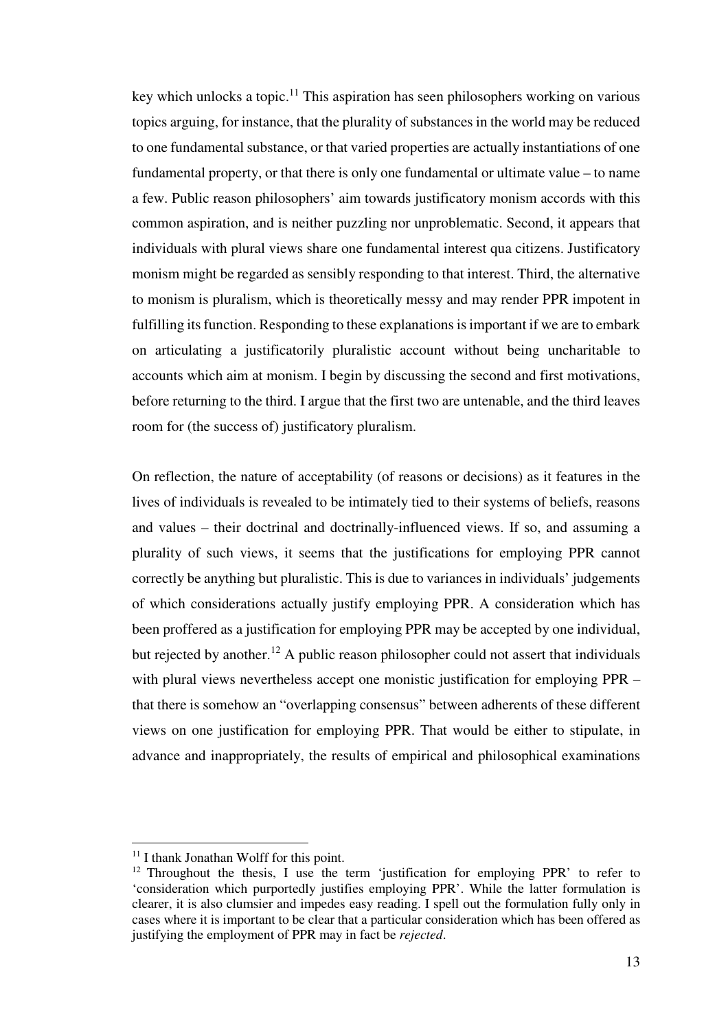key which unlocks a topic.[11] This aspiration has seen philosophers working on various topics arguing, for instance, that the plurality of substances in the world may be reduced to one fundamental substance, or that varied properties are actually instantiations of one fundamental property, or that there is only one fundamental or ultimate value – to name a few. Public reason philosophers' aim towards justificatory monism accords with this common aspiration, and is neither puzzling nor unproblematic. Second, it appears that individuals with plural views share one fundamental interest qua citizens. Justificatory monism might be regarded as sensibly responding to that interest. Third, the alternative to monism is pluralism, which is theoretically messy and may render PPR impotent in fulfilling its function. Responding to these explanations is important if we are to embark on articulating a justificatorily pluralistic account without being uncharitable to accounts which aim at monism. I begin by discussing the second and first motivations, before returning to the third. I argue that the first two are untenable, and the third leaves room for (the success of) justificatory pluralism.

On reflection, the nature of acceptability (of reasons or decisions) as it features in the lives of individuals is revealed to be intimately tied to their systems of beliefs, reasons and values – their doctrinal and doctrinally-influenced views. If so, and assuming a plurality of such views, it seems that the justifications for employing PPR cannot correctly be anything but pluralistic. This is due to variances in individuals' judgements of which considerations actually justify employing PPR. A consideration which has been proffered as a justification for employing PPR may be accepted by one individual, but rejected by another.[12] A public reason philosopher could not assert that individuals with plural views nevertheless accept one monistic justification for employing PPR – that there is somehow an "overlapping consensus" between adherents of these different views on one justification for employing PPR. That would be either to stipulate, in advance and inappropriately, the results of empirical and philosophical examinations

---

[11] I thank Jonathan Wolff for this point.

[12] Throughout the thesis, I use the term 'justification for employing PPR' to refer to 'consideration which purportedly justifies employing PPR'. While the latter formulation is clearer, it is also clumsier and impedes easy reading. I spell out the formulation fully only in cases where it is important to be clear that a particular consideration which has been offered as justifying the employment of PPR may in fact be *rejected*.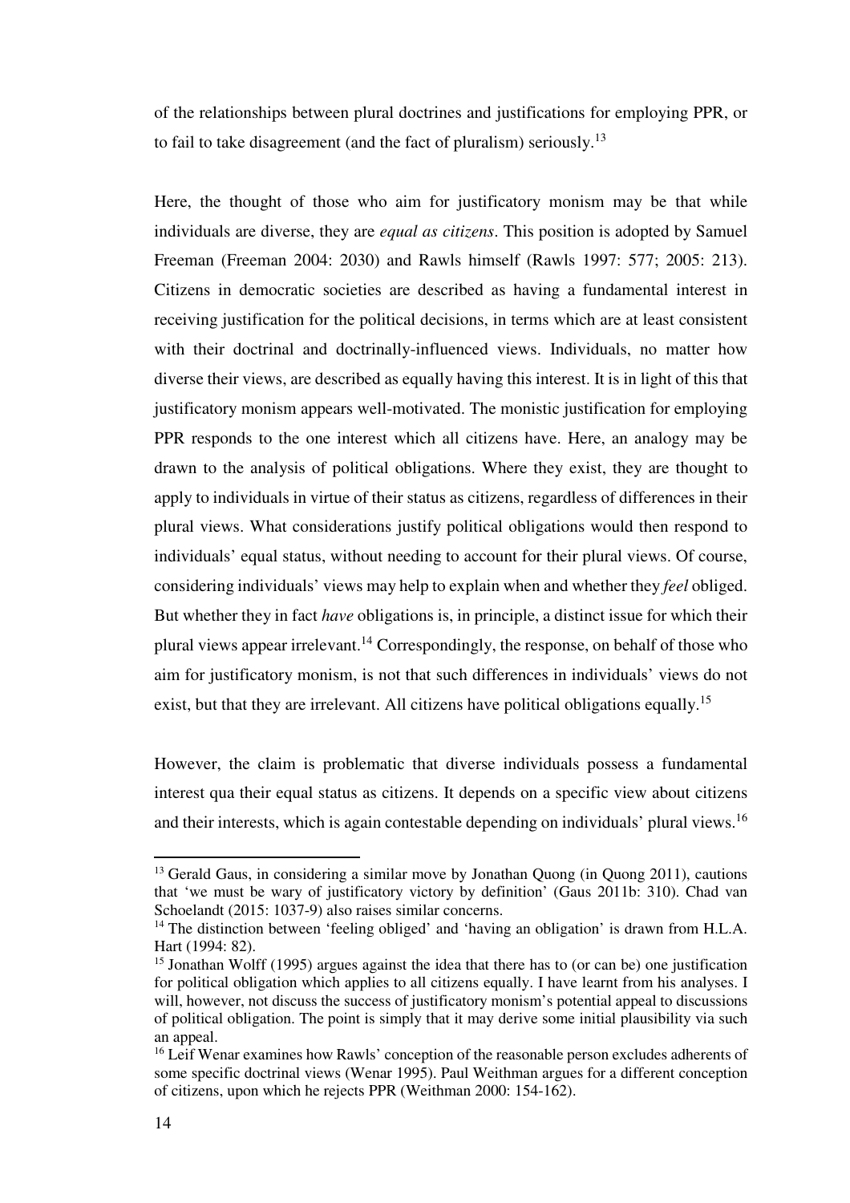of the relationships between plural doctrines and justifications for employing PPR, or to fail to take disagreement (and the fact of pluralism) seriously.[13]

Here, the thought of those who aim for justificatory monism may be that while individuals are diverse, they are *equal as citizens*. This position is adopted by Samuel Freeman (Freeman 2004: 2030) and Rawls himself (Rawls 1997: 577; 2005: 213). Citizens in democratic societies are described as having a fundamental interest in receiving justification for the political decisions, in terms which are at least consistent with their doctrinal and doctrinally-influenced views. Individuals, no matter how diverse their views, are described as equally having this interest. It is in light of this that justificatory monism appears well-motivated. The monistic justification for employing PPR responds to the one interest which all citizens have. Here, an analogy may be drawn to the analysis of political obligations. Where they exist, they are thought to apply to individuals in virtue of their status as citizens, regardless of differences in their plural views. What considerations justify political obligations would then respond to individuals' equal status, without needing to account for their plural views. Of course, considering individuals' views may help to explain when and whether they *feel* obliged. But whether they in fact *have* obligations is, in principle, a distinct issue for which their plural views appear irrelevant.[14] Correspondingly, the response, on behalf of those who aim for justificatory monism, is not that such differences in individuals' views do not exist, but that they are irrelevant. All citizens have political obligations equally.[15]

However, the claim is problematic that diverse individuals possess a fundamental interest qua their equal status as citizens. It depends on a specific view about citizens and their interests, which is again contestable depending on individuals' plural views.[16]

---

[13] Gerald Gaus, in considering a similar move by Jonathan Quong (in Quong 2011), cautions that 'we must be wary of justificatory victory by definition' (Gaus 2011b: 310). Chad van Schoelandt (2015: 1037-9) also raises similar concerns.

[14] The distinction between 'feeling obliged' and 'having an obligation' is drawn from H.L.A. Hart (1994: 82).

[15] Jonathan Wolff (1995) argues against the idea that there has to (or can be) one justification for political obligation which applies to all citizens equally. I have learnt from his analyses. I will, however, not discuss the success of justificatory monism's potential appeal to discussions of political obligation. The point is simply that it may derive some initial plausibility via such an appeal.

[16] Leif Wenar examines how Rawls' conception of the reasonable person excludes adherents of some specific doctrinal views (Wenar 1995). Paul Weithman argues for a different conception of citizens, upon which he rejects PPR (Weithman 2000: 154-162).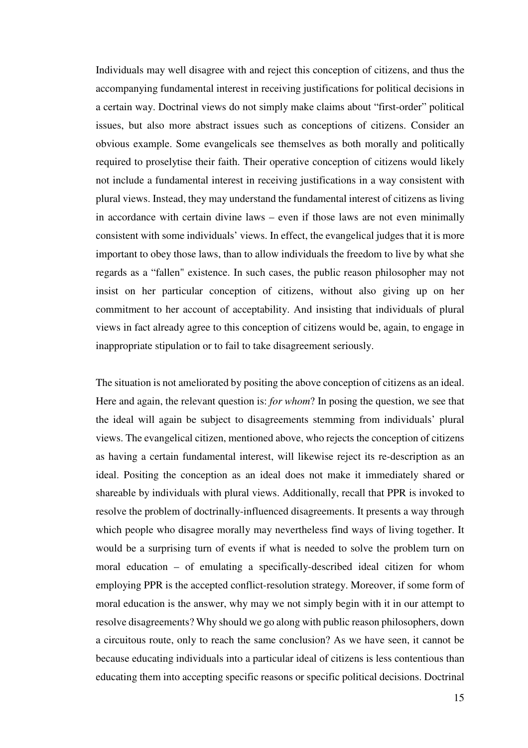Individuals may well disagree with and reject this conception of citizens, and thus the accompanying fundamental interest in receiving justifications for political decisions in a certain way. Doctrinal views do not simply make claims about "first-order" political issues, but also more abstract issues such as conceptions of citizens. Consider an obvious example. Some evangelicals see themselves as both morally and politically required to proselytise their faith. Their operative conception of citizens would likely not include a fundamental interest in receiving justifications in a way consistent with plural views. Instead, they may understand the fundamental interest of citizens as living in accordance with certain divine laws – even if those laws are not even minimally consistent with some individuals' views. In effect, the evangelical judges that it is more important to obey those laws, than to allow individuals the freedom to live by what she regards as a "fallen" existence. In such cases, the public reason philosopher may not insist on her particular conception of citizens, without also giving up on her commitment to her account of acceptability. And insisting that individuals of plural views in fact already agree to this conception of citizens would be, again, to engage in inappropriate stipulation or to fail to take disagreement seriously.

The situation is not ameliorated by positing the above conception of citizens as an ideal. Here and again, the relevant question is: *for whom*? In posing the question, we see that the ideal will again be subject to disagreements stemming from individuals' plural views. The evangelical citizen, mentioned above, who rejects the conception of citizens as having a certain fundamental interest, will likewise reject its re-description as an ideal. Positing the conception as an ideal does not make it immediately shared or shareable by individuals with plural views. Additionally, recall that PPR is invoked to resolve the problem of doctrinally-influenced disagreements. It presents a way through which people who disagree morally may nevertheless find ways of living together. It would be a surprising turn of events if what is needed to solve the problem turn on moral education – of emulating a specifically-described ideal citizen for whom employing PPR is the accepted conflict-resolution strategy. Moreover, if some form of moral education is the answer, why may we not simply begin with it in our attempt to resolve disagreements? Why should we go along with public reason philosophers, down a circuitous route, only to reach the same conclusion? As we have seen, it cannot be because educating individuals into a particular ideal of citizens is less contentious than educating them into accepting specific reasons or specific political decisions. Doctrinal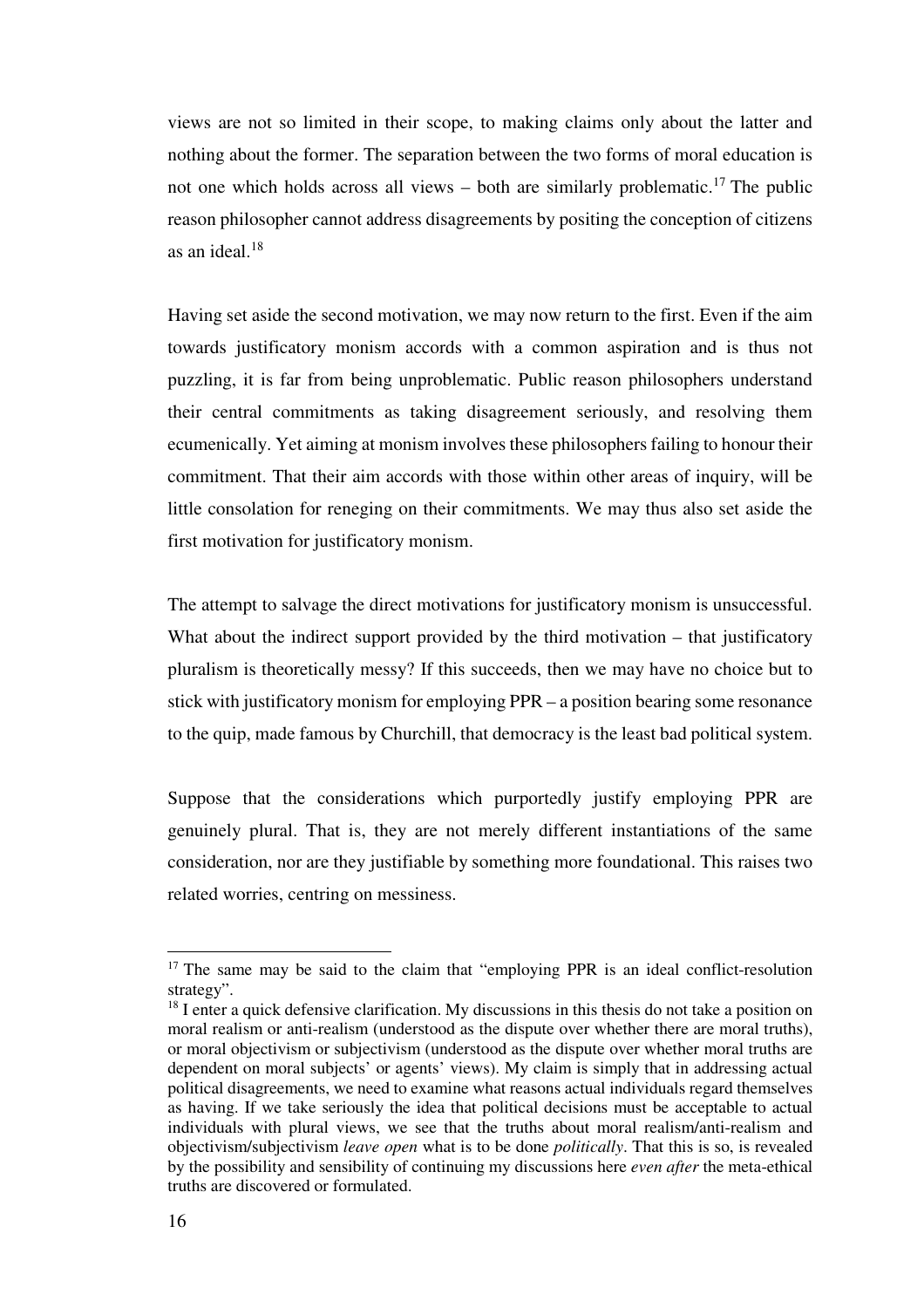views are not so limited in their scope, to making claims only about the latter and nothing about the former. The separation between the two forms of moral education is not one which holds across all views – both are similarly problematic.[17] The public reason philosopher cannot address disagreements by positing the conception of citizens as an ideal.[18]

Having set aside the second motivation, we may now return to the first. Even if the aim towards justificatory monism accords with a common aspiration and is thus not puzzling, it is far from being unproblematic. Public reason philosophers understand their central commitments as taking disagreement seriously, and resolving them ecumenically. Yet aiming at monism involves these philosophers failing to honour their commitment. That their aim accords with those within other areas of inquiry, will be little consolation for reneging on their commitments. We may thus also set aside the first motivation for justificatory monism.

The attempt to salvage the direct motivations for justificatory monism is unsuccessful. What about the indirect support provided by the third motivation – that justificatory pluralism is theoretically messy? If this succeeds, then we may have no choice but to stick with justificatory monism for employing PPR – a position bearing some resonance to the quip, made famous by Churchill, that democracy is the least bad political system.

Suppose that the considerations which purportedly justify employing PPR are genuinely plural. That is, they are not merely different instantiations of the same consideration, nor are they justifiable by something more foundational. This raises two related worries, centring on messiness.

---

[17] The same may be said to the claim that "employing PPR is an ideal conflict-resolution strategy".

[18] I enter a quick defensive clarification. My discussions in this thesis do not take a position on moral realism or anti-realism (understood as the dispute over whether there are moral truths), or moral objectivism or subjectivism (understood as the dispute over whether moral truths are dependent on moral subjects' or agents' views). My claim is simply that in addressing actual political disagreements, we need to examine what reasons actual individuals regard themselves as having. If we take seriously the idea that political decisions must be acceptable to actual individuals with plural views, we see that the truths about moral realism/anti-realism and objectivism/subjectivism *leave open* what is to be done *politically*. That this is so, is revealed by the possibility and sensibility of continuing my discussions here *even after* the meta-ethical truths are discovered or formulated.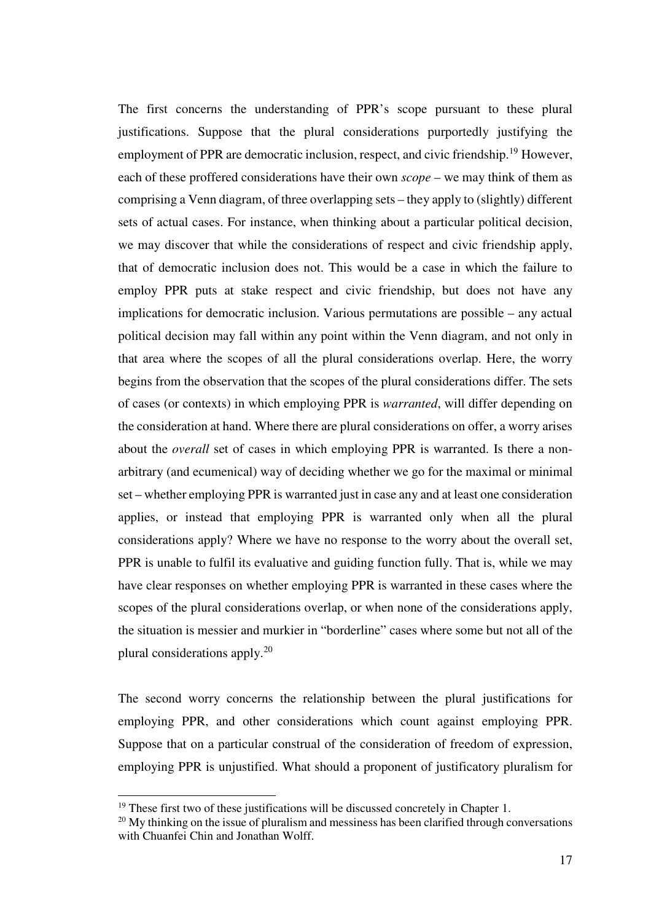The first concerns the understanding of PPR's scope pursuant to these plural justifications. Suppose that the plural considerations purportedly justifying the employment of PPR are democratic inclusion, respect, and civic friendship.[19] However, each of these proffered considerations have their own *scope* – we may think of them as comprising a Venn diagram, of three overlapping sets – they apply to (slightly) different sets of actual cases. For instance, when thinking about a particular political decision, we may discover that while the considerations of respect and civic friendship apply, that of democratic inclusion does not. This would be a case in which the failure to employ PPR puts at stake respect and civic friendship, but does not have any implications for democratic inclusion. Various permutations are possible – any actual political decision may fall within any point within the Venn diagram, and not only in that area where the scopes of all the plural considerations overlap. Here, the worry begins from the observation that the scopes of the plural considerations differ. The sets of cases (or contexts) in which employing PPR is *warranted*, will differ depending on the consideration at hand. Where there are plural considerations on offer, a worry arises about the *overall* set of cases in which employing PPR is warranted. Is there a non-arbitrary (and ecumenical) way of deciding whether we go for the maximal or minimal set – whether employing PPR is warranted just in case any and at least one consideration applies, or instead that employing PPR is warranted only when all the plural considerations apply? Where we have no response to the worry about the overall set, PPR is unable to fulfil its evaluative and guiding function fully. That is, while we may have clear responses on whether employing PPR is warranted in these cases where the scopes of the plural considerations overlap, or when none of the considerations apply, the situation is messier and murkier in "borderline" cases where some but not all of the plural considerations apply.[20]

The second worry concerns the relationship between the plural justifications for employing PPR, and other considerations which count against employing PPR. Suppose that on a particular construal of the consideration of freedom of expression, employing PPR is unjustified. What should a proponent of justificatory pluralism for

---

[19] These first two of these justifications will be discussed concretely in Chapter 1.

[20] My thinking on the issue of pluralism and messiness has been clarified through conversations with Chuanfei Chin and Jonathan Wolff.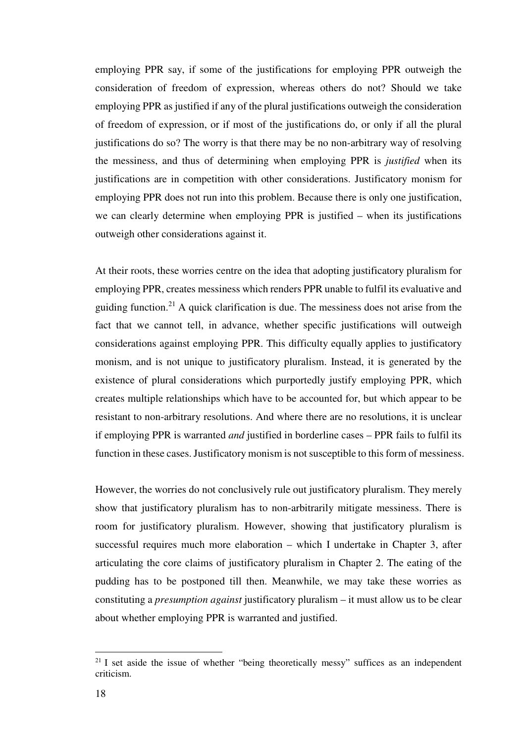employing PPR say, if some of the justifications for employing PPR outweigh the consideration of freedom of expression, whereas others do not? Should we take employing PPR as justified if any of the plural justifications outweigh the consideration of freedom of expression, or if most of the justifications do, or only if all the plural justifications do so? The worry is that there may be no non-arbitrary way of resolving the messiness, and thus of determining when employing PPR is *justified* when its justifications are in competition with other considerations. Justificatory monism for employing PPR does not run into this problem. Because there is only one justification, we can clearly determine when employing PPR is justified – when its justifications outweigh other considerations against it.

At their roots, these worries centre on the idea that adopting justificatory pluralism for employing PPR, creates messiness which renders PPR unable to fulfil its evaluative and guiding function.[21] A quick clarification is due. The messiness does not arise from the fact that we cannot tell, in advance, whether specific justifications will outweigh considerations against employing PPR. This difficulty equally applies to justificatory monism, and is not unique to justificatory pluralism. Instead, it is generated by the existence of plural considerations which purportedly justify employing PPR, which creates multiple relationships which have to be accounted for, but which appear to be resistant to non-arbitrary resolutions. And where there are no resolutions, it is unclear if employing PPR is warranted *and* justified in borderline cases – PPR fails to fulfil its function in these cases. Justificatory monism is not susceptible to this form of messiness.

However, the worries do not conclusively rule out justificatory pluralism. They merely show that justificatory pluralism has to non-arbitrarily mitigate messiness. There is room for justificatory pluralism. However, showing that justificatory pluralism is successful requires much more elaboration – which I undertake in Chapter 3, after articulating the core claims of justificatory pluralism in Chapter 2. The eating of the pudding has to be postponed till then. Meanwhile, we may take these worries as constituting a *presumption against* justificatory pluralism – it must allow us to be clear about whether employing PPR is warranted and justified.

[21] I set aside the issue of whether "being theoretically messy" suffices as an independent criticism.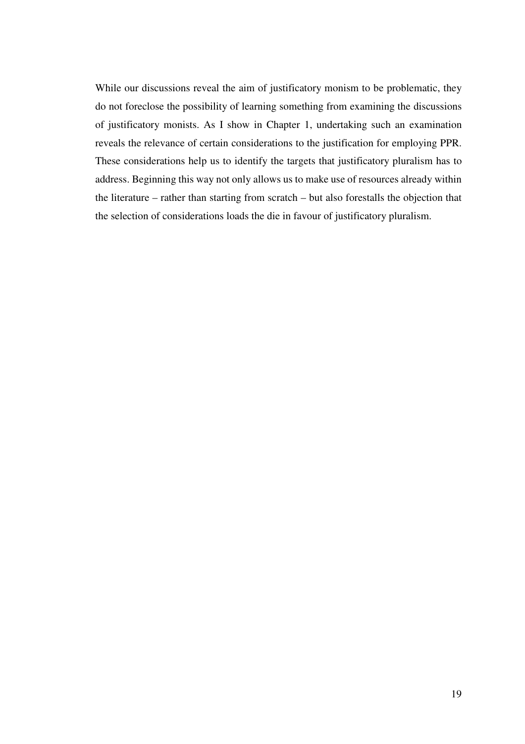While our discussions reveal the aim of justificatory monism to be problematic, they do not foreclose the possibility of learning something from examining the discussions of justificatory monists. As I show in Chapter 1, undertaking such an examination reveals the relevance of certain considerations to the justification for employing PPR. These considerations help us to identify the targets that justificatory pluralism has to address. Beginning this way not only allows us to make use of resources already within the literature – rather than starting from scratch – but also forestalls the objection that the selection of considerations loads the die in favour of justificatory pluralism.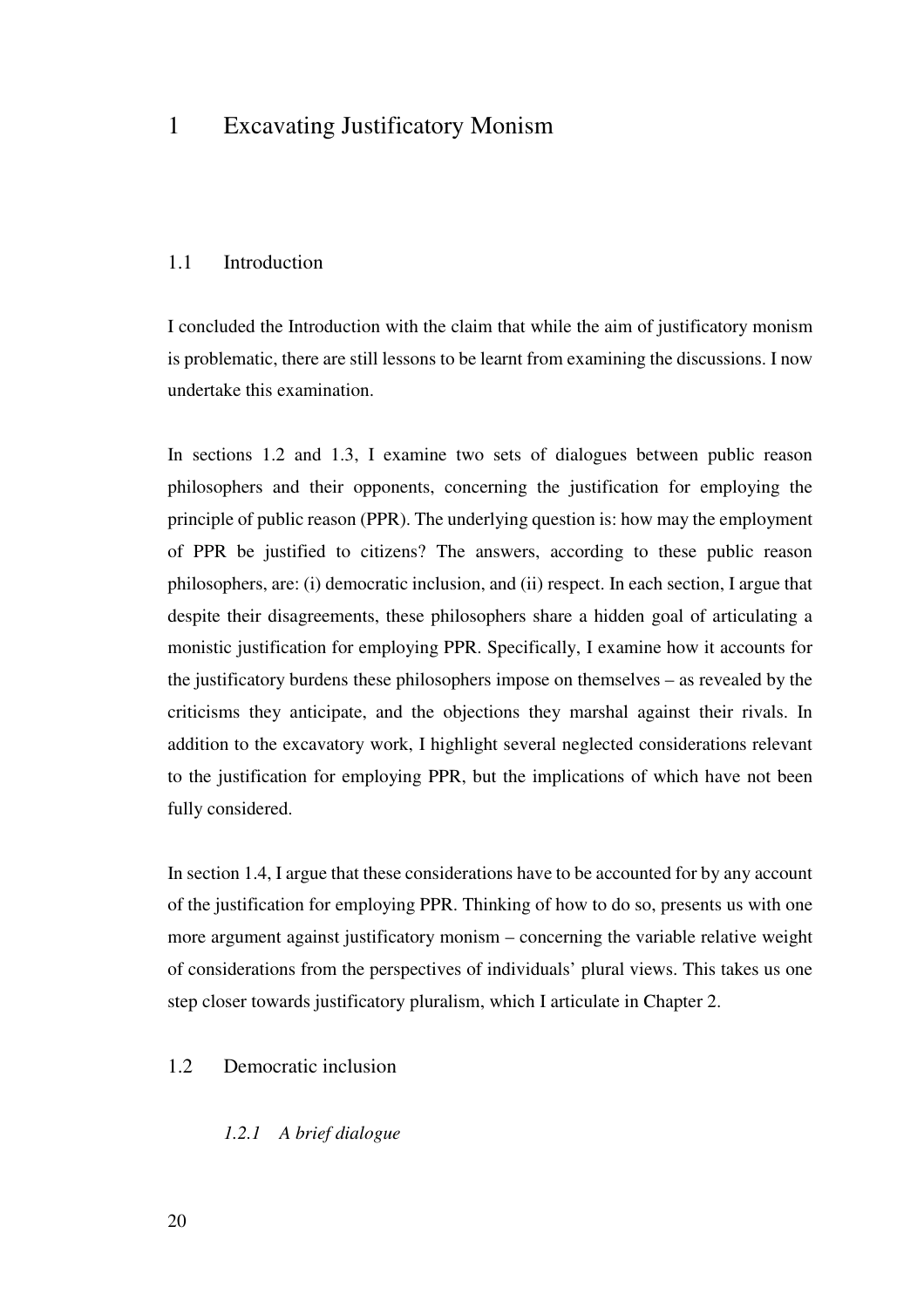# 1 Excavating Justificatory Monism

## 1.1 Introduction

I concluded the Introduction with the claim that while the aim of justificatory monism is problematic, there are still lessons to be learnt from examining the discussions. I now undertake this examination.

In sections 1.2 and 1.3, I examine two sets of dialogues between public reason philosophers and their opponents, concerning the justification for employing the principle of public reason (PPR). The underlying question is: how may the employment of PPR be justified to citizens? The answers, according to these public reason philosophers, are: (i) democratic inclusion, and (ii) respect. In each section, I argue that despite their disagreements, these philosophers share a hidden goal of articulating a monistic justification for employing PPR. Specifically, I examine how it accounts for the justificatory burdens these philosophers impose on themselves – as revealed by the criticisms they anticipate, and the objections they marshal against their rivals. In addition to the excavatory work, I highlight several neglected considerations relevant to the justification for employing PPR, but the implications of which have not been fully considered.

In section 1.4, I argue that these considerations have to be accounted for by any account of the justification for employing PPR. Thinking of how to do so, presents us with one more argument against justificatory monism – concerning the variable relative weight of considerations from the perspectives of individuals' plural views. This takes us one step closer towards justificatory pluralism, which I articulate in Chapter 2.

## 1.2 Democratic inclusion

### *1.2.1 A brief dialogue*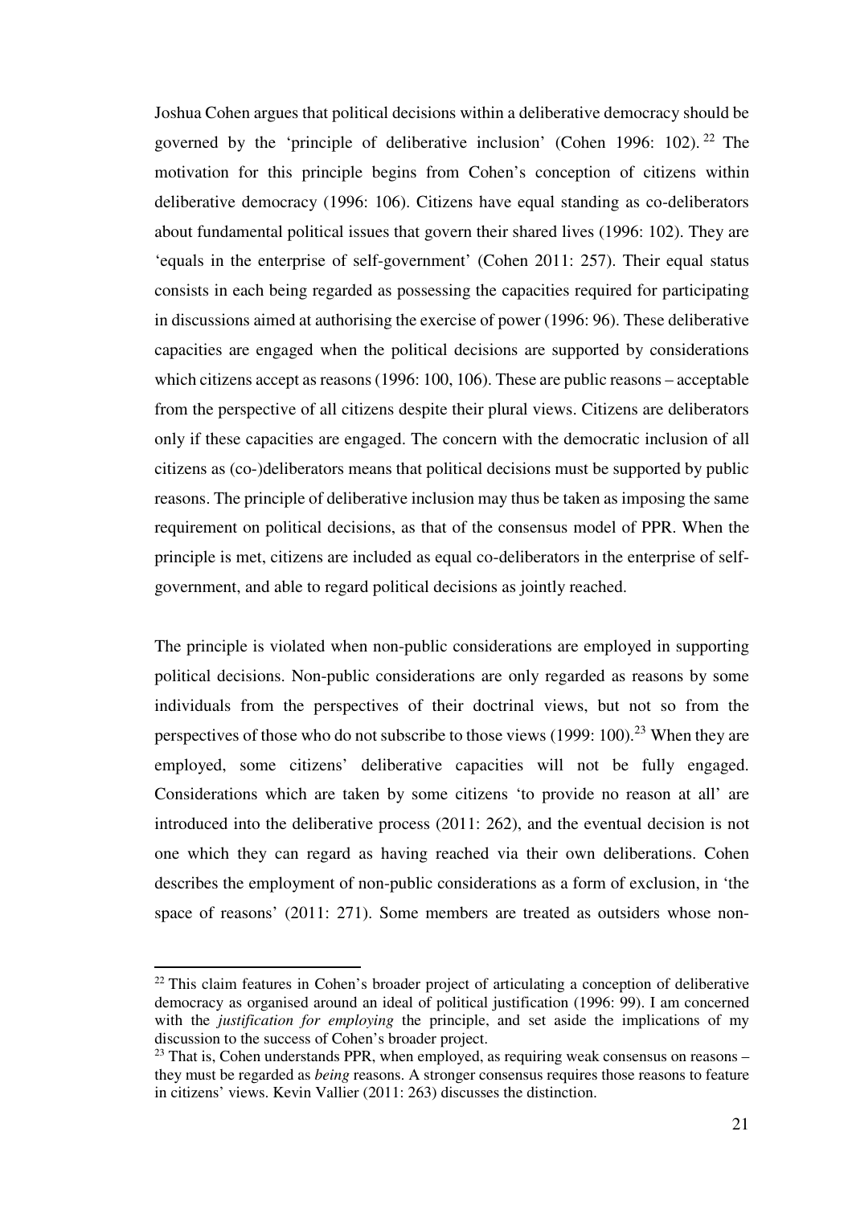Joshua Cohen argues that political decisions within a deliberative democracy should be governed by the 'principle of deliberative inclusion' (Cohen 1996: 102).[22] The motivation for this principle begins from Cohen's conception of citizens within deliberative democracy (1996: 106). Citizens have equal standing as co-deliberators about fundamental political issues that govern their shared lives (1996: 102). They are 'equals in the enterprise of self-government' (Cohen 2011: 257). Their equal status consists in each being regarded as possessing the capacities required for participating in discussions aimed at authorising the exercise of power (1996: 96). These deliberative capacities are engaged when the political decisions are supported by considerations which citizens accept as reasons (1996: 100, 106). These are public reasons – acceptable from the perspective of all citizens despite their plural views. Citizens are deliberators only if these capacities are engaged. The concern with the democratic inclusion of all citizens as (co-)deliberators means that political decisions must be supported by public reasons. The principle of deliberative inclusion may thus be taken as imposing the same requirement on political decisions, as that of the consensus model of PPR. When the principle is met, citizens are included as equal co-deliberators in the enterprise of self-government, and able to regard political decisions as jointly reached.

The principle is violated when non-public considerations are employed in supporting political decisions. Non-public considerations are only regarded as reasons by some individuals from the perspectives of their doctrinal views, but not so from the perspectives of those who do not subscribe to those views (1999: 100).[23] When they are employed, some citizens' deliberative capacities will not be fully engaged. Considerations which are taken by some citizens 'to provide no reason at all' are introduced into the deliberative process (2011: 262), and the eventual decision is not one which they can regard as having reached via their own deliberations. Cohen describes the employment of non-public considerations as a form of exclusion, in 'the space of reasons' (2011: 271). Some members are treated as outsiders whose non-

---

[22] This claim features in Cohen's broader project of articulating a conception of deliberative democracy as organised around an ideal of political justification (1996: 99). I am concerned with the *justification for employing* the principle, and set aside the implications of my discussion to the success of Cohen's broader project.

[23] That is, Cohen understands PPR, when employed, as requiring weak consensus on reasons – they must be regarded as *being* reasons. A stronger consensus requires those reasons to feature in citizens' views. Kevin Vallier (2011: 263) discusses the distinction.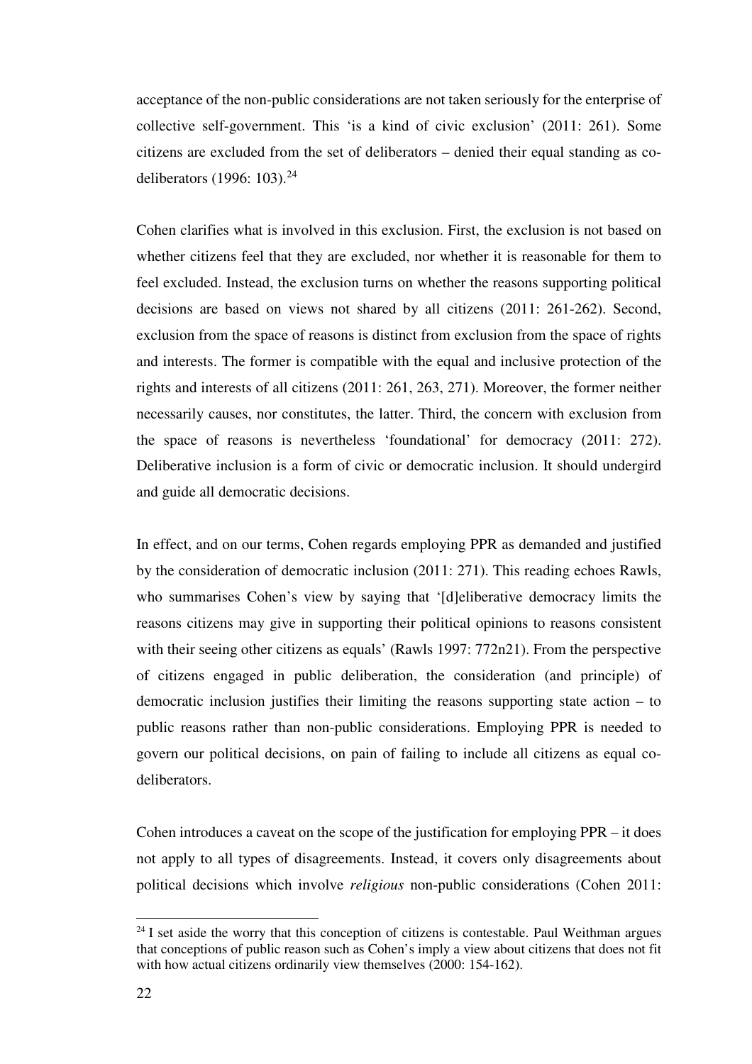acceptance of the non-public considerations are not taken seriously for the enterprise of collective self-government. This 'is a kind of civic exclusion' (2011: 261). Some citizens are excluded from the set of deliberators – denied their equal standing as co-deliberators (1996: 103).[24]

Cohen clarifies what is involved in this exclusion. First, the exclusion is not based on whether citizens feel that they are excluded, nor whether it is reasonable for them to feel excluded. Instead, the exclusion turns on whether the reasons supporting political decisions are based on views not shared by all citizens (2011: 261-262). Second, exclusion from the space of reasons is distinct from exclusion from the space of rights and interests. The former is compatible with the equal and inclusive protection of the rights and interests of all citizens (2011: 261, 263, 271). Moreover, the former neither necessarily causes, nor constitutes, the latter. Third, the concern with exclusion from the space of reasons is nevertheless 'foundational' for democracy (2011: 272). Deliberative inclusion is a form of civic or democratic inclusion. It should undergird and guide all democratic decisions.

In effect, and on our terms, Cohen regards employing PPR as demanded and justified by the consideration of democratic inclusion (2011: 271). This reading echoes Rawls, who summarises Cohen's view by saying that '[d]eliberative democracy limits the reasons citizens may give in supporting their political opinions to reasons consistent with their seeing other citizens as equals' (Rawls 1997: 772n21). From the perspective of citizens engaged in public deliberation, the consideration (and principle) of democratic inclusion justifies their limiting the reasons supporting state action – to public reasons rather than non-public considerations. Employing PPR is needed to govern our political decisions, on pain of failing to include all citizens as equal co-deliberators.

Cohen introduces a caveat on the scope of the justification for employing PPR – it does not apply to all types of disagreements. Instead, it covers only disagreements about political decisions which involve *religious* non-public considerations (Cohen 2011:

[24] I set aside the worry that this conception of citizens is contestable. Paul Weithman argues that conceptions of public reason such as Cohen's imply a view about citizens that does not fit with how actual citizens ordinarily view themselves (2000: 154-162).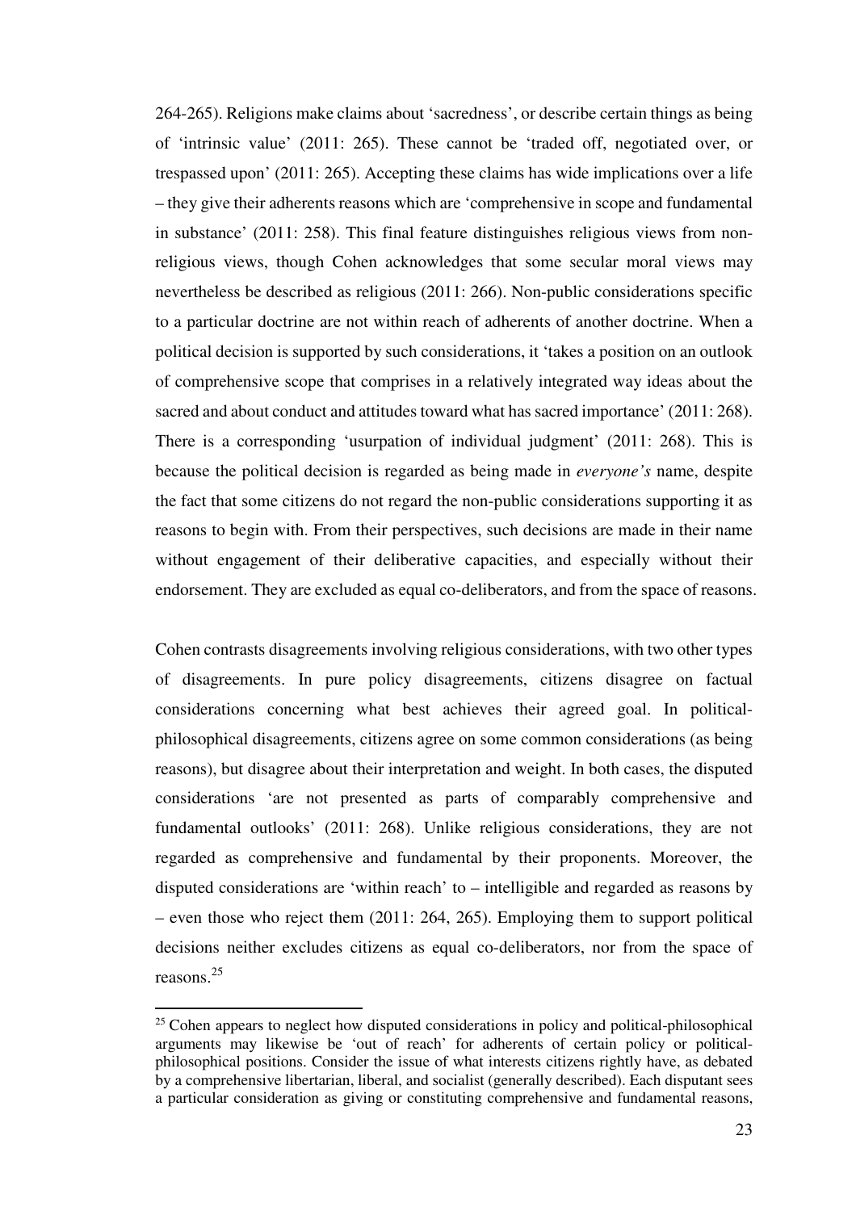264-265). Religions make claims about 'sacredness', or describe certain things as being of 'intrinsic value' (2011: 265). These cannot be 'traded off, negotiated over, or trespassed upon' (2011: 265). Accepting these claims has wide implications over a life – they give their adherents reasons which are 'comprehensive in scope and fundamental in substance' (2011: 258). This final feature distinguishes religious views from non-religious views, though Cohen acknowledges that some secular moral views may nevertheless be described as religious (2011: 266). Non-public considerations specific to a particular doctrine are not within reach of adherents of another doctrine. When a political decision is supported by such considerations, it 'takes a position on an outlook of comprehensive scope that comprises in a relatively integrated way ideas about the sacred and about conduct and attitudes toward what has sacred importance' (2011: 268). There is a corresponding 'usurpation of individual judgment' (2011: 268). This is because the political decision is regarded as being made in *everyone's* name, despite the fact that some citizens do not regard the non-public considerations supporting it as reasons to begin with. From their perspectives, such decisions are made in their name without engagement of their deliberative capacities, and especially without their endorsement. They are excluded as equal co-deliberators, and from the space of reasons.

Cohen contrasts disagreements involving religious considerations, with two other types of disagreements. In pure policy disagreements, citizens disagree on factual considerations concerning what best achieves their agreed goal. In political-philosophical disagreements, citizens agree on some common considerations (as being reasons), but disagree about their interpretation and weight. In both cases, the disputed considerations 'are not presented as parts of comparably comprehensive and fundamental outlooks' (2011: 268). Unlike religious considerations, they are not regarded as comprehensive and fundamental by their proponents. Moreover, the disputed considerations are 'within reach' to – intelligible and regarded as reasons by – even those who reject them (2011: 264, 265). Employing them to support political decisions neither excludes citizens as equal co-deliberators, nor from the space of reasons.[25]

[25] Cohen appears to neglect how disputed considerations in policy and political-philosophical arguments may likewise be 'out of reach' for adherents of certain policy or political-philosophical positions. Consider the issue of what interests citizens rightly have, as debated by a comprehensive libertarian, liberal, and socialist (generally described). Each disputant sees a particular consideration as giving or constituting comprehensive and fundamental reasons,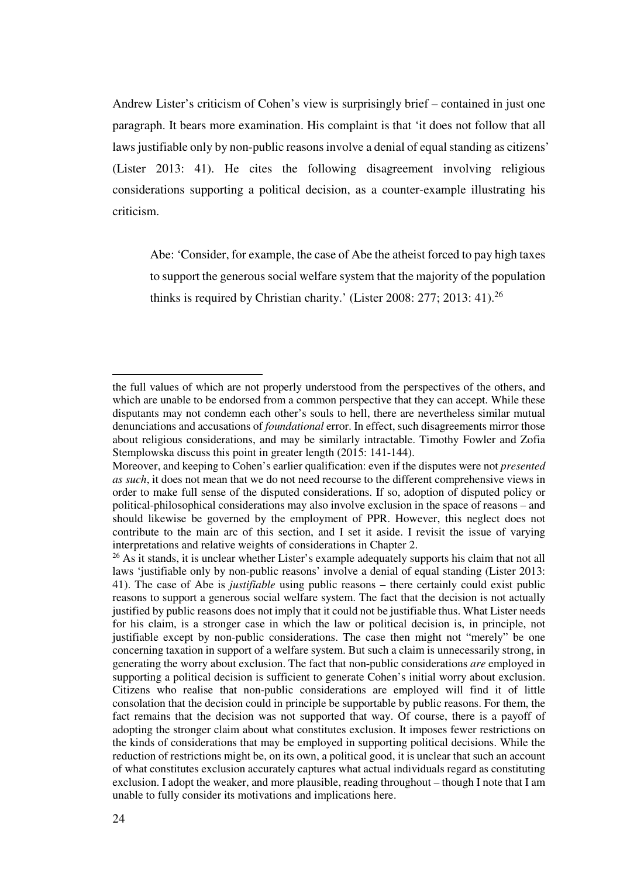Andrew Lister's criticism of Cohen's view is surprisingly brief – contained in just one paragraph. It bears more examination. His complaint is that 'it does not follow that all laws justifiable only by non-public reasons involve a denial of equal standing as citizens' (Lister 2013: 41). He cites the following disagreement involving religious considerations supporting a political decision, as a counter-example illustrating his criticism.

> Abe: 'Consider, for example, the case of Abe the atheist forced to pay high taxes to support the generous social welfare system that the majority of the population thinks is required by Christian charity.' (Lister 2008: 277; 2013: 41).[26]

---

the full values of which are not properly understood from the perspectives of the others, and which are unable to be endorsed from a common perspective that they can accept. While these disputants may not condemn each other's souls to hell, there are nevertheless similar mutual denunciations and accusations of *foundational* error. In effect, such disagreements mirror those about religious considerations, and may be similarly intractable. Timothy Fowler and Zofia Stemplowska discuss this point in greater length (2015: 141-144).

Moreover, and keeping to Cohen's earlier qualification: even if the disputes were not *presented as such*, it does not mean that we do not need recourse to the different comprehensive views in order to make full sense of the disputed considerations. If so, adoption of disputed policy or political-philosophical considerations may also involve exclusion in the space of reasons – and should likewise be governed by the employment of PPR. However, this neglect does not contribute to the main arc of this section, and I set it aside. I revisit the issue of varying interpretations and relative weights of considerations in Chapter 2.

[26] As it stands, it is unclear whether Lister's example adequately supports his claim that not all laws 'justifiable only by non-public reasons' involve a denial of equal standing (Lister 2013: 41). The case of Abe is *justifiable* using public reasons – there certainly could exist public reasons to support a generous social welfare system. The fact that the decision is not actually justified by public reasons does not imply that it could not be justifiable thus. What Lister needs for his claim, is a stronger case in which the law or political decision is, in principle, not justifiable except by non-public considerations. The case then might not "merely" be one concerning taxation in support of a welfare system. But such a claim is unnecessarily strong, in generating the worry about exclusion. The fact that non-public considerations *are* employed in supporting a political decision is sufficient to generate Cohen's initial worry about exclusion. Citizens who realise that non-public considerations are employed will find it of little consolation that the decision could in principle be supportable by public reasons. For them, the fact remains that the decision was not supported that way. Of course, there is a payoff of adopting the stronger claim about what constitutes exclusion. It imposes fewer restrictions on the kinds of considerations that may be employed in supporting political decisions. While the reduction of restrictions might be, on its own, a political good, it is unclear that such an account of what constitutes exclusion accurately captures what actual individuals regard as constituting exclusion. I adopt the weaker, and more plausible, reading throughout – though I note that I am unable to fully consider its motivations and implications here.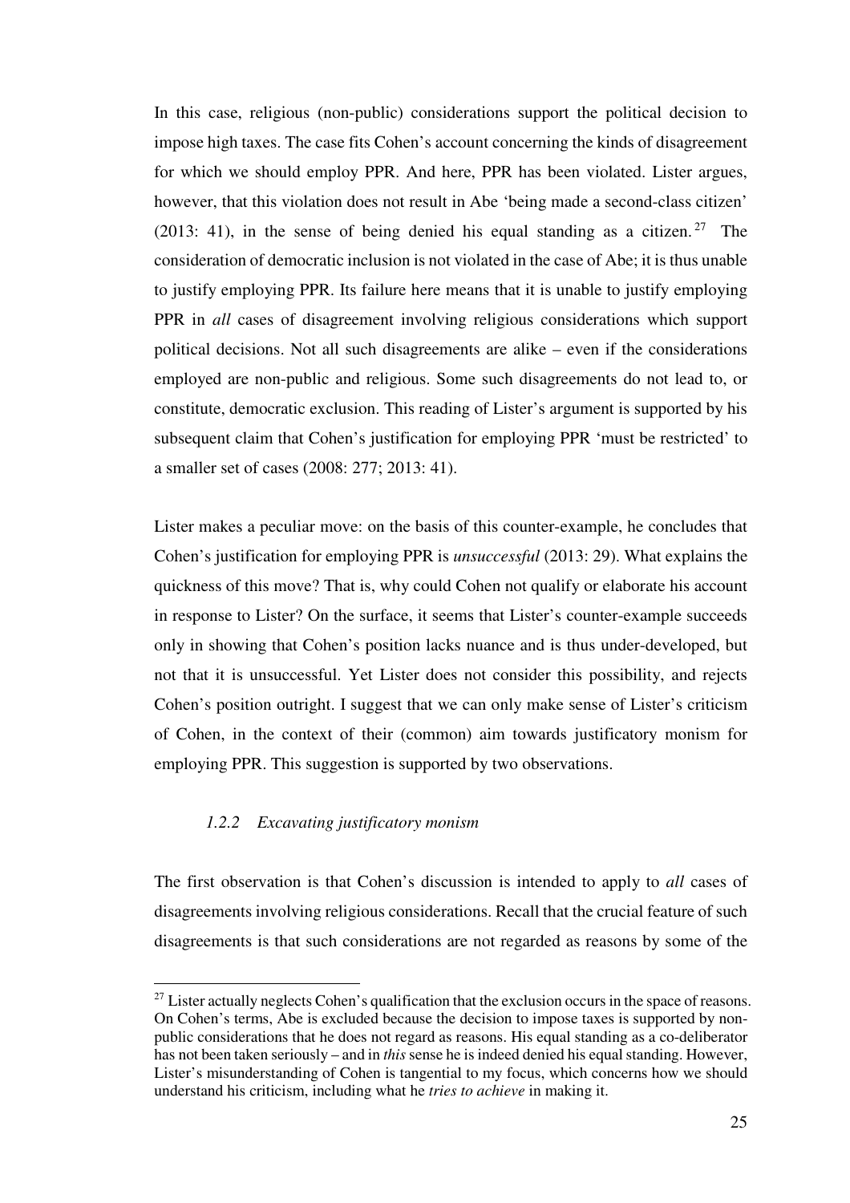In this case, religious (non-public) considerations support the political decision to impose high taxes. The case fits Cohen's account concerning the kinds of disagreement for which we should employ PPR. And here, PPR has been violated. Lister argues, however, that this violation does not result in Abe 'being made a second-class citizen' (2013: 41), in the sense of being denied his equal standing as a citizen.[27] The consideration of democratic inclusion is not violated in the case of Abe; it is thus unable to justify employing PPR. Its failure here means that it is unable to justify employing PPR in *all* cases of disagreement involving religious considerations which support political decisions. Not all such disagreements are alike – even if the considerations employed are non-public and religious. Some such disagreements do not lead to, or constitute, democratic exclusion. This reading of Lister's argument is supported by his subsequent claim that Cohen's justification for employing PPR 'must be restricted' to a smaller set of cases (2008: 277; 2013: 41).

Lister makes a peculiar move: on the basis of this counter-example, he concludes that Cohen's justification for employing PPR is *unsuccessful* (2013: 29). What explains the quickness of this move? That is, why could Cohen not qualify or elaborate his account in response to Lister? On the surface, it seems that Lister's counter-example succeeds only in showing that Cohen's position lacks nuance and is thus under-developed, but not that it is unsuccessful. Yet Lister does not consider this possibility, and rejects Cohen's position outright. I suggest that we can only make sense of Lister's criticism of Cohen, in the context of their (common) aim towards justificatory monism for employing PPR. This suggestion is supported by two observations.

### *1.2.2 Excavating justificatory monism*

The first observation is that Cohen's discussion is intended to apply to *all* cases of disagreements involving religious considerations. Recall that the crucial feature of such disagreements is that such considerations are not regarded as reasons by some of the

[27] Lister actually neglects Cohen's qualification that the exclusion occurs in the space of reasons. On Cohen's terms, Abe is excluded because the decision to impose taxes is supported by non-public considerations that he does not regard as reasons. His equal standing as a co-deliberator has not been taken seriously – and in *this* sense he is indeed denied his equal standing. However, Lister's misunderstanding of Cohen is tangential to my focus, which concerns how we should understand his criticism, including what he *tries to achieve* in making it.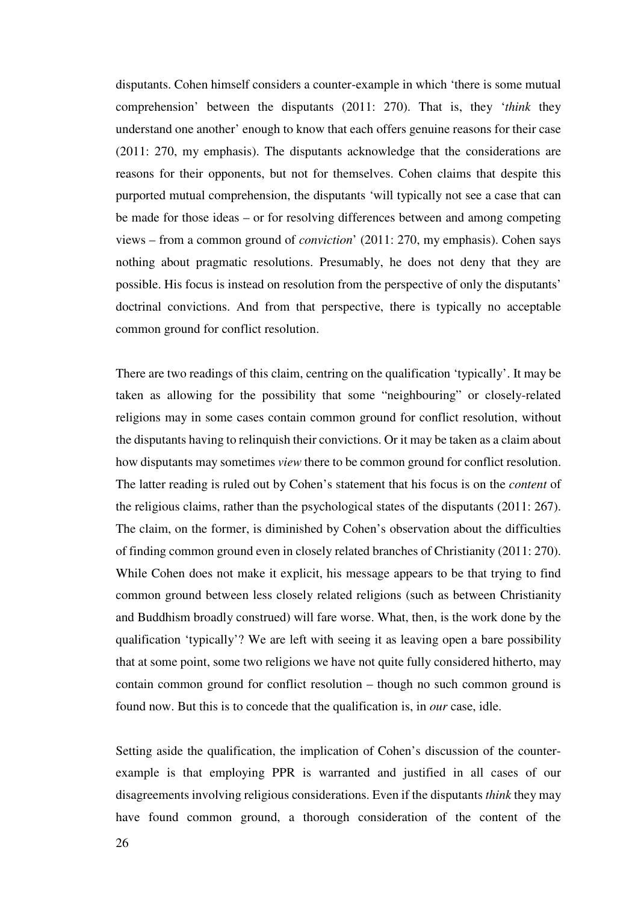disputants. Cohen himself considers a counter-example in which 'there is some mutual comprehension' between the disputants (2011: 270). That is, they '*think* they understand one another' enough to know that each offers genuine reasons for their case (2011: 270, my emphasis). The disputants acknowledge that the considerations are reasons for their opponents, but not for themselves. Cohen claims that despite this purported mutual comprehension, the disputants 'will typically not see a case that can be made for those ideas – or for resolving differences between and among competing views – from a common ground of *conviction*' (2011: 270, my emphasis). Cohen says nothing about pragmatic resolutions. Presumably, he does not deny that they are possible. His focus is instead on resolution from the perspective of only the disputants' doctrinal convictions. And from that perspective, there is typically no acceptable common ground for conflict resolution.

There are two readings of this claim, centring on the qualification 'typically'. It may be taken as allowing for the possibility that some "neighbouring" or closely-related religions may in some cases contain common ground for conflict resolution, without the disputants having to relinquish their convictions. Or it may be taken as a claim about how disputants may sometimes *view* there to be common ground for conflict resolution. The latter reading is ruled out by Cohen's statement that his focus is on the *content* of the religious claims, rather than the psychological states of the disputants (2011: 267). The claim, on the former, is diminished by Cohen's observation about the difficulties of finding common ground even in closely related branches of Christianity (2011: 270). While Cohen does not make it explicit, his message appears to be that trying to find common ground between less closely related religions (such as between Christianity and Buddhism broadly construed) will fare worse. What, then, is the work done by the qualification 'typically'? We are left with seeing it as leaving open a bare possibility that at some point, some two religions we have not quite fully considered hitherto, may contain common ground for conflict resolution – though no such common ground is found now. But this is to concede that the qualification is, in *our* case, idle.

Setting aside the qualification, the implication of Cohen's discussion of the counter-example is that employing PPR is warranted and justified in all cases of our disagreements involving religious considerations. Even if the disputants *think* they may have found common ground, a thorough consideration of the content of the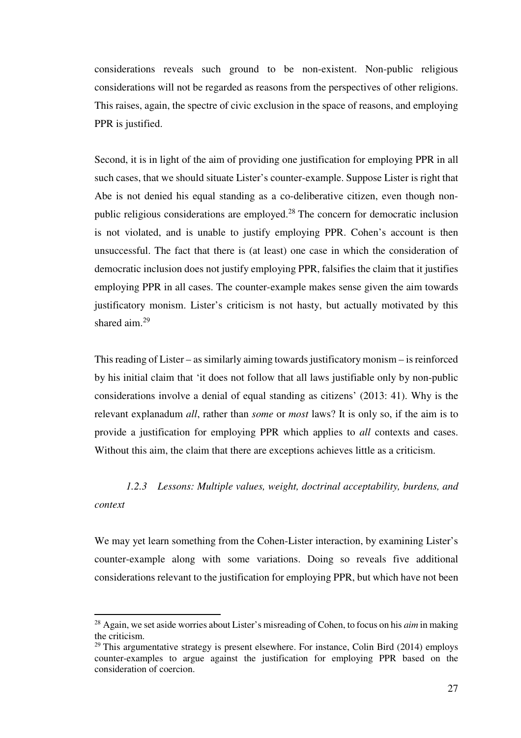considerations reveals such ground to be non-existent. Non-public religious considerations will not be regarded as reasons from the perspectives of other religions. This raises, again, the spectre of civic exclusion in the space of reasons, and employing PPR is justified.

Second, it is in light of the aim of providing one justification for employing PPR in all such cases, that we should situate Lister's counter-example. Suppose Lister is right that Abe is not denied his equal standing as a co-deliberative citizen, even though non-public religious considerations are employed.[28] The concern for democratic inclusion is not violated, and is unable to justify employing PPR. Cohen's account is then unsuccessful. The fact that there is (at least) one case in which the consideration of democratic inclusion does not justify employing PPR, falsifies the claim that it justifies employing PPR in all cases. The counter-example makes sense given the aim towards justificatory monism. Lister's criticism is not hasty, but actually motivated by this shared aim.[29]

This reading of Lister – as similarly aiming towards justificatory monism – is reinforced by his initial claim that 'it does not follow that all laws justifiable only by non-public considerations involve a denial of equal standing as citizens' (2013: 41). Why is the relevant explanadum *all*, rather than *some* or *most* laws? It is only so, if the aim is to provide a justification for employing PPR which applies to *all* contexts and cases. Without this aim, the claim that there are exceptions achieves little as a criticism.

### *1.2.3 Lessons: Multiple values, weight, doctrinal acceptability, burdens, and context*

We may yet learn something from the Cohen-Lister interaction, by examining Lister's counter-example along with some variations. Doing so reveals five additional considerations relevant to the justification for employing PPR, but which have not been

---

[28] Again, we set aside worries about Lister's misreading of Cohen, to focus on his *aim* in making the criticism.

[29] This argumentative strategy is present elsewhere. For instance, Colin Bird (2014) employs counter-examples to argue against the justification for employing PPR based on the consideration of coercion.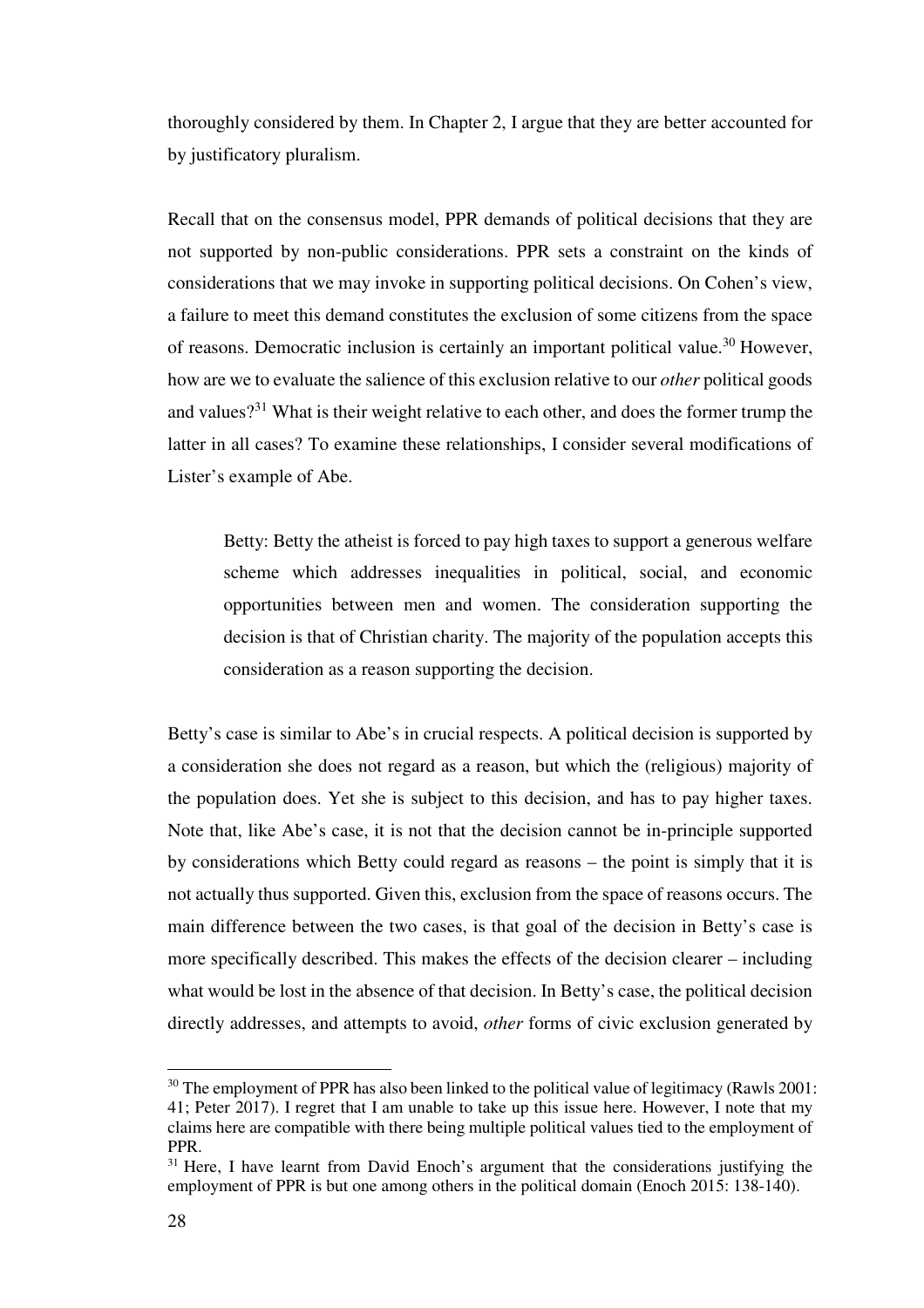thoroughly considered by them. In Chapter 2, I argue that they are better accounted for by justificatory pluralism.

Recall that on the consensus model, PPR demands of political decisions that they are not supported by non-public considerations. PPR sets a constraint on the kinds of considerations that we may invoke in supporting political decisions. On Cohen's view, a failure to meet this demand constitutes the exclusion of some citizens from the space of reasons. Democratic inclusion is certainly an important political value.[30] However, how are we to evaluate the salience of this exclusion relative to our *other* political goods and values?[31] What is their weight relative to each other, and does the former trump the latter in all cases? To examine these relationships, I consider several modifications of Lister's example of Abe.

> Betty: Betty the atheist is forced to pay high taxes to support a generous welfare scheme which addresses inequalities in political, social, and economic opportunities between men and women. The consideration supporting the decision is that of Christian charity. The majority of the population accepts this consideration as a reason supporting the decision.

Betty's case is similar to Abe's in crucial respects. A political decision is supported by a consideration she does not regard as a reason, but which the (religious) majority of the population does. Yet she is subject to this decision, and has to pay higher taxes. Note that, like Abe's case, it is not that the decision cannot be in-principle supported by considerations which Betty could regard as reasons – the point is simply that it is not actually thus supported. Given this, exclusion from the space of reasons occurs. The main difference between the two cases, is that goal of the decision in Betty's case is more specifically described. This makes the effects of the decision clearer – including what would be lost in the absence of that decision. In Betty's case, the political decision directly addresses, and attempts to avoid, *other* forms of civic exclusion generated by

---

[30] The employment of PPR has also been linked to the political value of legitimacy (Rawls 2001: 41; Peter 2017). I regret that I am unable to take up this issue here. However, I note that my claims here are compatible with there being multiple political values tied to the employment of PPR.

[31] Here, I have learnt from David Enoch's argument that the considerations justifying the employment of PPR is but one among others in the political domain (Enoch 2015: 138-140).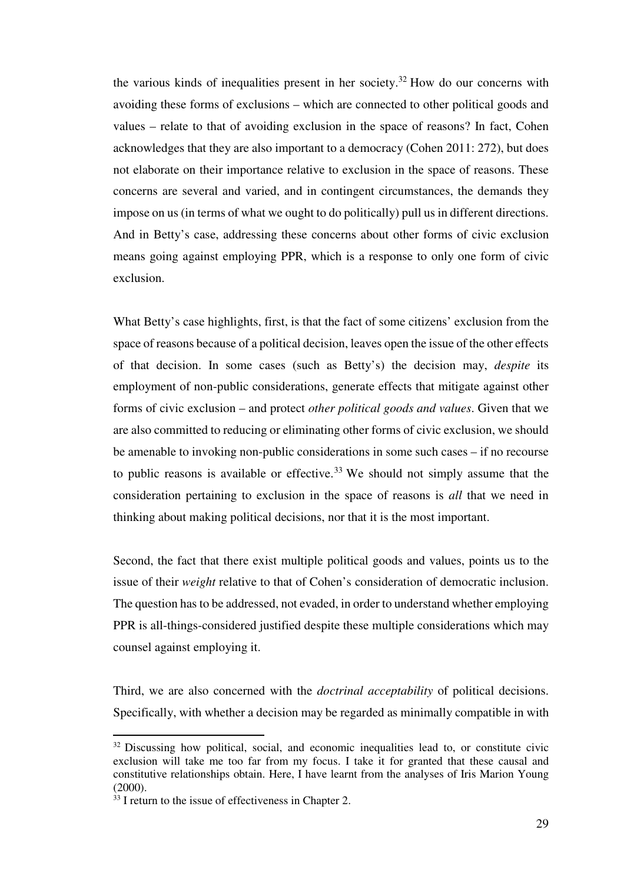the various kinds of inequalities present in her society.[32] How do our concerns with avoiding these forms of exclusions – which are connected to other political goods and values – relate to that of avoiding exclusion in the space of reasons? In fact, Cohen acknowledges that they are also important to a democracy (Cohen 2011: 272), but does not elaborate on their importance relative to exclusion in the space of reasons. These concerns are several and varied, and in contingent circumstances, the demands they impose on us (in terms of what we ought to do politically) pull us in different directions. And in Betty's case, addressing these concerns about other forms of civic exclusion means going against employing PPR, which is a response to only one form of civic exclusion.

What Betty's case highlights, first, is that the fact of some citizens' exclusion from the space of reasons because of a political decision, leaves open the issue of the other effects of that decision. In some cases (such as Betty's) the decision may, *despite* its employment of non-public considerations, generate effects that mitigate against other forms of civic exclusion – and protect *other political goods and values*. Given that we are also committed to reducing or eliminating other forms of civic exclusion, we should be amenable to invoking non-public considerations in some such cases – if no recourse to public reasons is available or effective.[33] We should not simply assume that the consideration pertaining to exclusion in the space of reasons is *all* that we need in thinking about making political decisions, nor that it is the most important.

Second, the fact that there exist multiple political goods and values, points us to the issue of their *weight* relative to that of Cohen's consideration of democratic inclusion. The question has to be addressed, not evaded, in order to understand whether employing PPR is all-things-considered justified despite these multiple considerations which may counsel against employing it.

Third, we are also concerned with the *doctrinal acceptability* of political decisions. Specifically, with whether a decision may be regarded as minimally compatible in with

[32] Discussing how political, social, and economic inequalities lead to, or constitute civic exclusion will take me too far from my focus. I take it for granted that these causal and constitutive relationships obtain. Here, I have learnt from the analyses of Iris Marion Young (2000).

[33] I return to the issue of effectiveness in Chapter 2.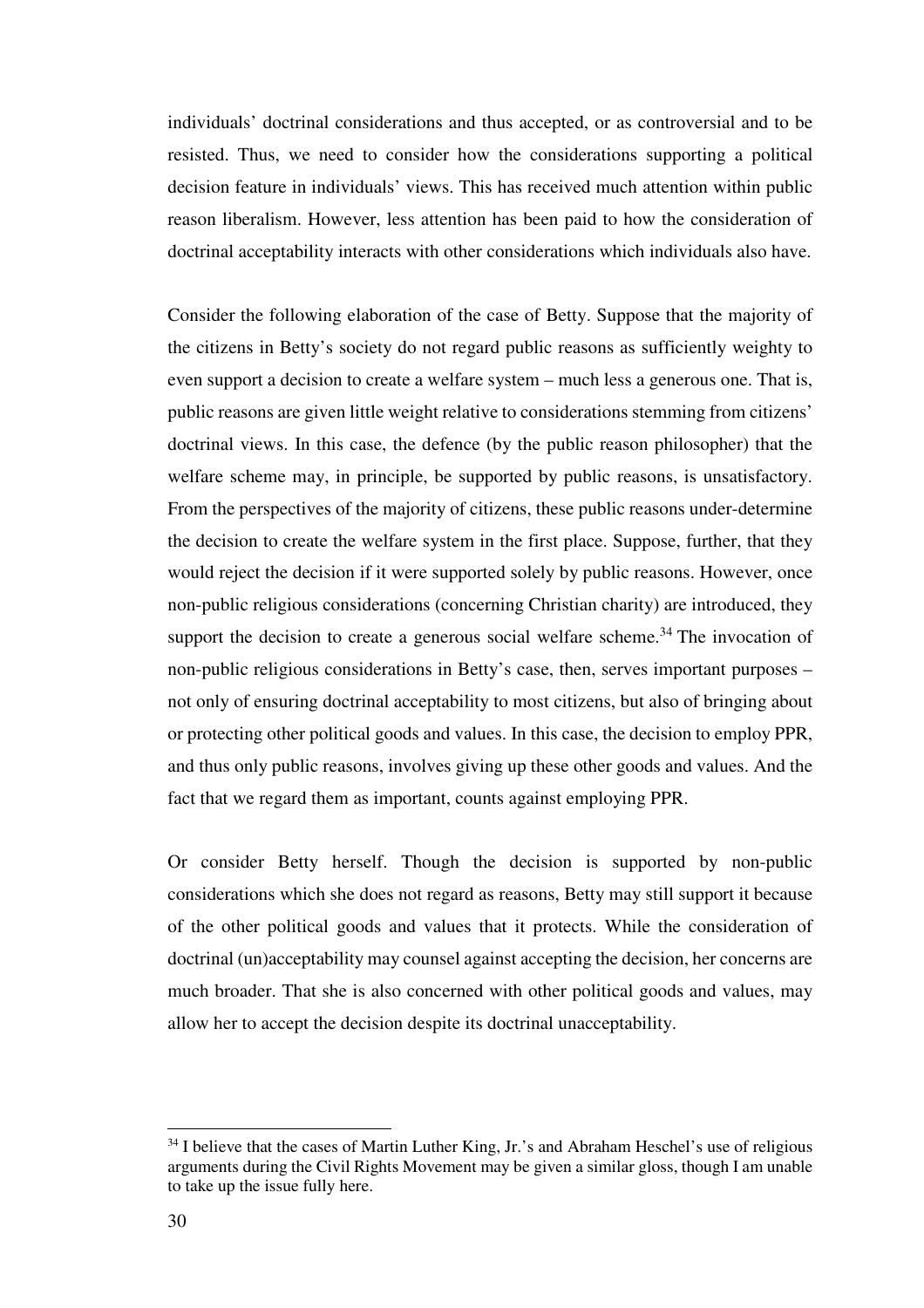individuals' doctrinal considerations and thus accepted, or as controversial and to be resisted. Thus, we need to consider how the considerations supporting a political decision feature in individuals' views. This has received much attention within public reason liberalism. However, less attention has been paid to how the consideration of doctrinal acceptability interacts with other considerations which individuals also have.

Consider the following elaboration of the case of Betty. Suppose that the majority of the citizens in Betty's society do not regard public reasons as sufficiently weighty to even support a decision to create a welfare system – much less a generous one. That is, public reasons are given little weight relative to considerations stemming from citizens' doctrinal views. In this case, the defence (by the public reason philosopher) that the welfare scheme may, in principle, be supported by public reasons, is unsatisfactory. From the perspectives of the majority of citizens, these public reasons under-determine the decision to create the welfare system in the first place. Suppose, further, that they would reject the decision if it were supported solely by public reasons. However, once non-public religious considerations (concerning Christian charity) are introduced, they support the decision to create a generous social welfare scheme.[34] The invocation of non-public religious considerations in Betty's case, then, serves important purposes – not only of ensuring doctrinal acceptability to most citizens, but also of bringing about or protecting other political goods and values. In this case, the decision to employ PPR, and thus only public reasons, involves giving up these other goods and values. And the fact that we regard them as important, counts against employing PPR.

Or consider Betty herself. Though the decision is supported by non-public considerations which she does not regard as reasons, Betty may still support it because of the other political goods and values that it protects. While the consideration of doctrinal (un)acceptability may counsel against accepting the decision, her concerns are much broader. That she is also concerned with other political goods and values, may allow her to accept the decision despite its doctrinal unacceptability.

---

[34] I believe that the cases of Martin Luther King, Jr.'s and Abraham Heschel's use of religious arguments during the Civil Rights Movement may be given a similar gloss, though I am unable to take up the issue fully here.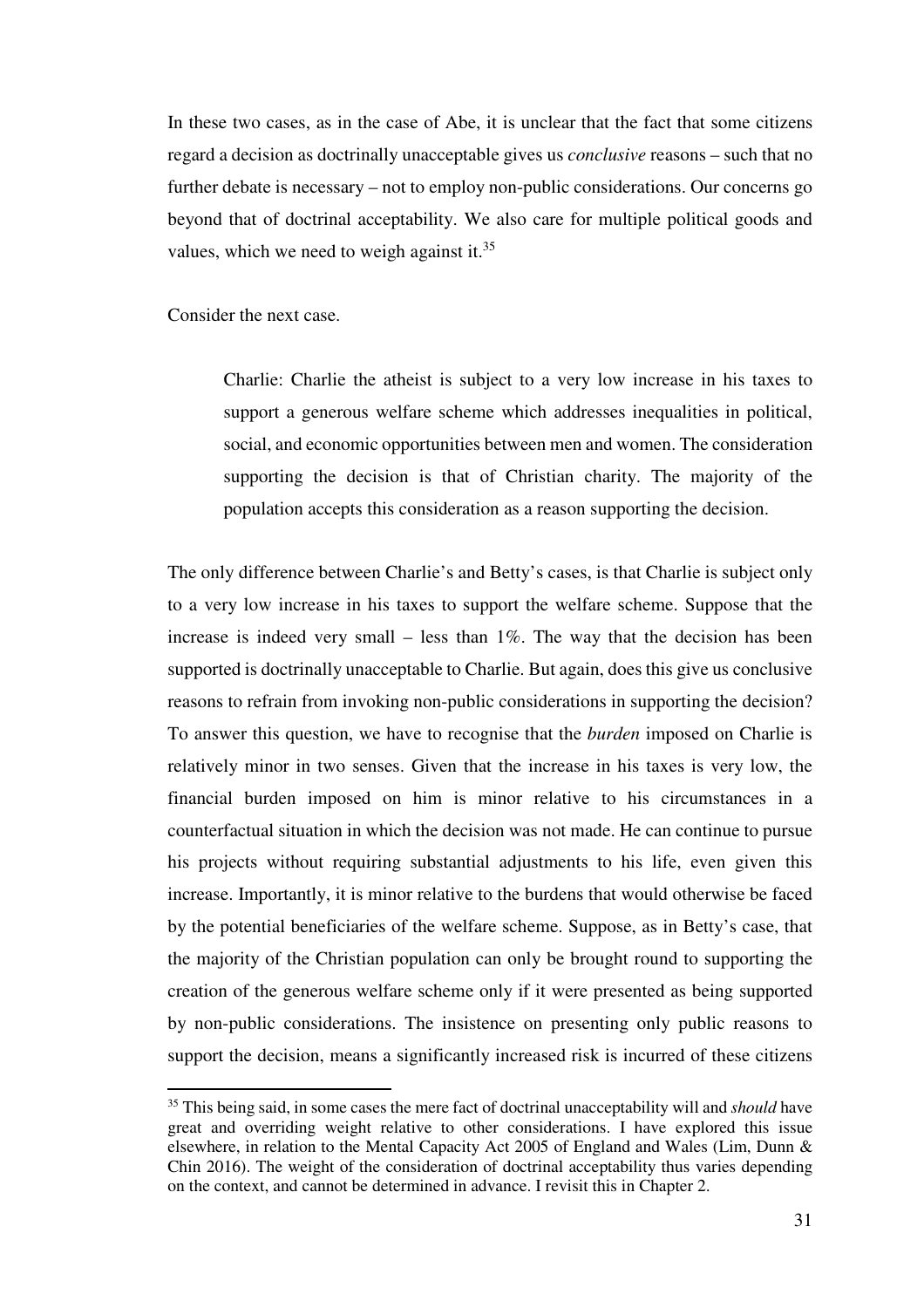In these two cases, as in the case of Abe, it is unclear that the fact that some citizens regard a decision as doctrinally unacceptable gives us *conclusive* reasons – such that no further debate is necessary – not to employ non-public considerations. Our concerns go beyond that of doctrinal acceptability. We also care for multiple political goods and values, which we need to weigh against it.[35]

Consider the next case.

> Charlie: Charlie the atheist is subject to a very low increase in his taxes to support a generous welfare scheme which addresses inequalities in political, social, and economic opportunities between men and women. The consideration supporting the decision is that of Christian charity. The majority of the population accepts this consideration as a reason supporting the decision.

The only difference between Charlie's and Betty's cases, is that Charlie is subject only to a very low increase in his taxes to support the welfare scheme. Suppose that the increase is indeed very small – less than 1%. The way that the decision has been supported is doctrinally unacceptable to Charlie. But again, does this give us conclusive reasons to refrain from invoking non-public considerations in supporting the decision? To answer this question, we have to recognise that the *burden* imposed on Charlie is relatively minor in two senses. Given that the increase in his taxes is very low, the financial burden imposed on him is minor relative to his circumstances in a counterfactual situation in which the decision was not made. He can continue to pursue his projects without requiring substantial adjustments to his life, even given this increase. Importantly, it is minor relative to the burdens that would otherwise be faced by the potential beneficiaries of the welfare scheme. Suppose, as in Betty's case, that the majority of the Christian population can only be brought round to supporting the creation of the generous welfare scheme only if it were presented as being supported by non-public considerations. The insistence on presenting only public reasons to support the decision, means a significantly increased risk is incurred of these citizens

[35] This being said, in some cases the mere fact of doctrinal unacceptability will and *should* have great and overriding weight relative to other considerations. I have explored this issue elsewhere, in relation to the Mental Capacity Act 2005 of England and Wales (Lim, Dunn & Chin 2016). The weight of the consideration of doctrinal acceptability thus varies depending on the context, and cannot be determined in advance. I revisit this in Chapter 2.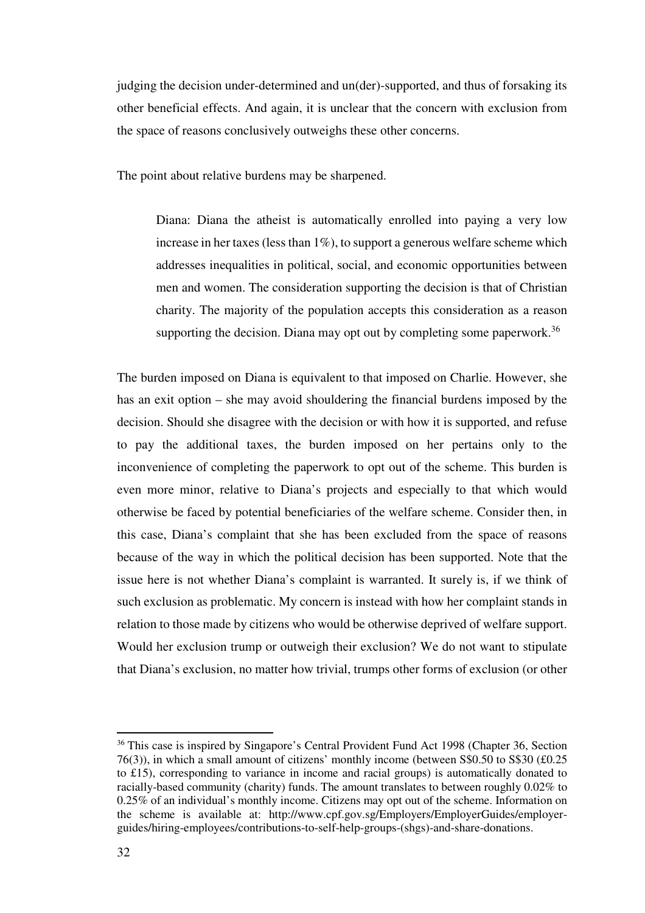judging the decision under-determined and un(der)-supported, and thus of forsaking its other beneficial effects. And again, it is unclear that the concern with exclusion from the space of reasons conclusively outweighs these other concerns.

The point about relative burdens may be sharpened.

> Diana: Diana the atheist is automatically enrolled into paying a very low increase in her taxes (less than 1%), to support a generous welfare scheme which addresses inequalities in political, social, and economic opportunities between men and women. The consideration supporting the decision is that of Christian charity. The majority of the population accepts this consideration as a reason supporting the decision. Diana may opt out by completing some paperwork.[36]

The burden imposed on Diana is equivalent to that imposed on Charlie. However, she has an exit option – she may avoid shouldering the financial burdens imposed by the decision. Should she disagree with the decision or with how it is supported, and refuse to pay the additional taxes, the burden imposed on her pertains only to the inconvenience of completing the paperwork to opt out of the scheme. This burden is even more minor, relative to Diana's projects and especially to that which would otherwise be faced by potential beneficiaries of the welfare scheme. Consider then, in this case, Diana's complaint that she has been excluded from the space of reasons because of the way in which the political decision has been supported. Note that the issue here is not whether Diana's complaint is warranted. It surely is, if we think of such exclusion as problematic. My concern is instead with how her complaint stands in relation to those made by citizens who would be otherwise deprived of welfare support. Would her exclusion trump or outweigh their exclusion? We do not want to stipulate that Diana's exclusion, no matter how trivial, trumps other forms of exclusion (or other

---

[36] This case is inspired by Singapore's Central Provident Fund Act 1998 (Chapter 36, Section 76(3)), in which a small amount of citizens' monthly income (between S$0.50 to S$30 (£0.25 to £15), corresponding to variance in income and racial groups) is automatically donated to racially-based community (charity) funds. The amount translates to between roughly 0.02% to 0.25% of an individual's monthly income. Citizens may opt out of the scheme. Information on the scheme is available at: http://www.cpf.gov.sg/Employers/EmployerGuides/employer-guides/hiring-employees/contributions-to-self-help-groups-(shgs)-and-share-donations.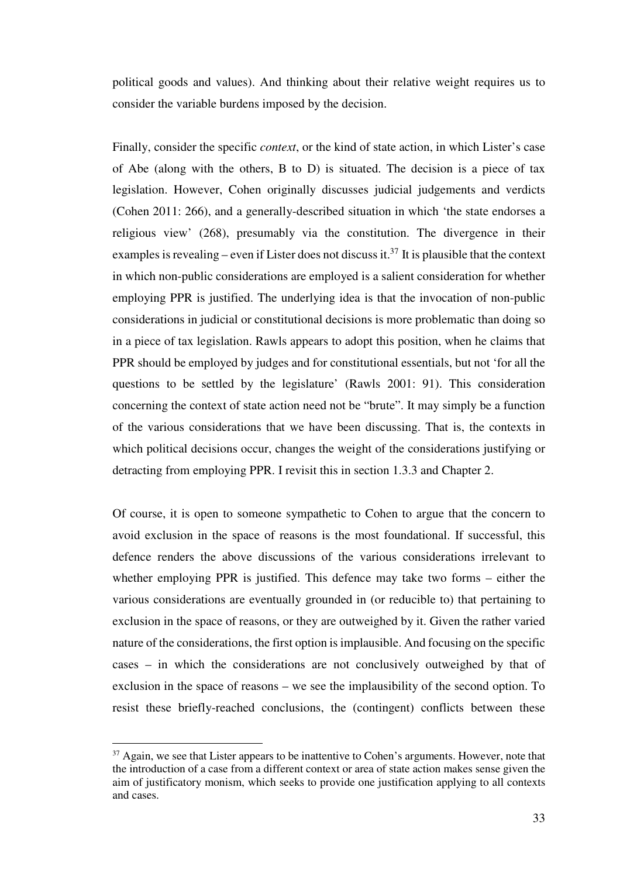political goods and values). And thinking about their relative weight requires us to consider the variable burdens imposed by the decision.

Finally, consider the specific *context*, or the kind of state action, in which Lister's case of Abe (along with the others, B to D) is situated. The decision is a piece of tax legislation. However, Cohen originally discusses judicial judgements and verdicts (Cohen 2011: 266), and a generally-described situation in which 'the state endorses a religious view' (268), presumably via the constitution. The divergence in their examples is revealing – even if Lister does not discuss it.[37] It is plausible that the context in which non-public considerations are employed is a salient consideration for whether employing PPR is justified. The underlying idea is that the invocation of non-public considerations in judicial or constitutional decisions is more problematic than doing so in a piece of tax legislation. Rawls appears to adopt this position, when he claims that PPR should be employed by judges and for constitutional essentials, but not 'for all the questions to be settled by the legislature' (Rawls 2001: 91). This consideration concerning the context of state action need not be "brute". It may simply be a function of the various considerations that we have been discussing. That is, the contexts in which political decisions occur, changes the weight of the considerations justifying or detracting from employing PPR. I revisit this in section 1.3.3 and Chapter 2.

Of course, it is open to someone sympathetic to Cohen to argue that the concern to avoid exclusion in the space of reasons is the most foundational. If successful, this defence renders the above discussions of the various considerations irrelevant to whether employing PPR is justified. This defence may take two forms – either the various considerations are eventually grounded in (or reducible to) that pertaining to exclusion in the space of reasons, or they are outweighed by it. Given the rather varied nature of the considerations, the first option is implausible. And focusing on the specific cases – in which the considerations are not conclusively outweighed by that of exclusion in the space of reasons – we see the implausibility of the second option. To resist these briefly-reached conclusions, the (contingent) conflicts between these

---

[37] Again, we see that Lister appears to be inattentive to Cohen's arguments. However, note that the introduction of a case from a different context or area of state action makes sense given the aim of justificatory monism, which seeks to provide one justification applying to all contexts and cases.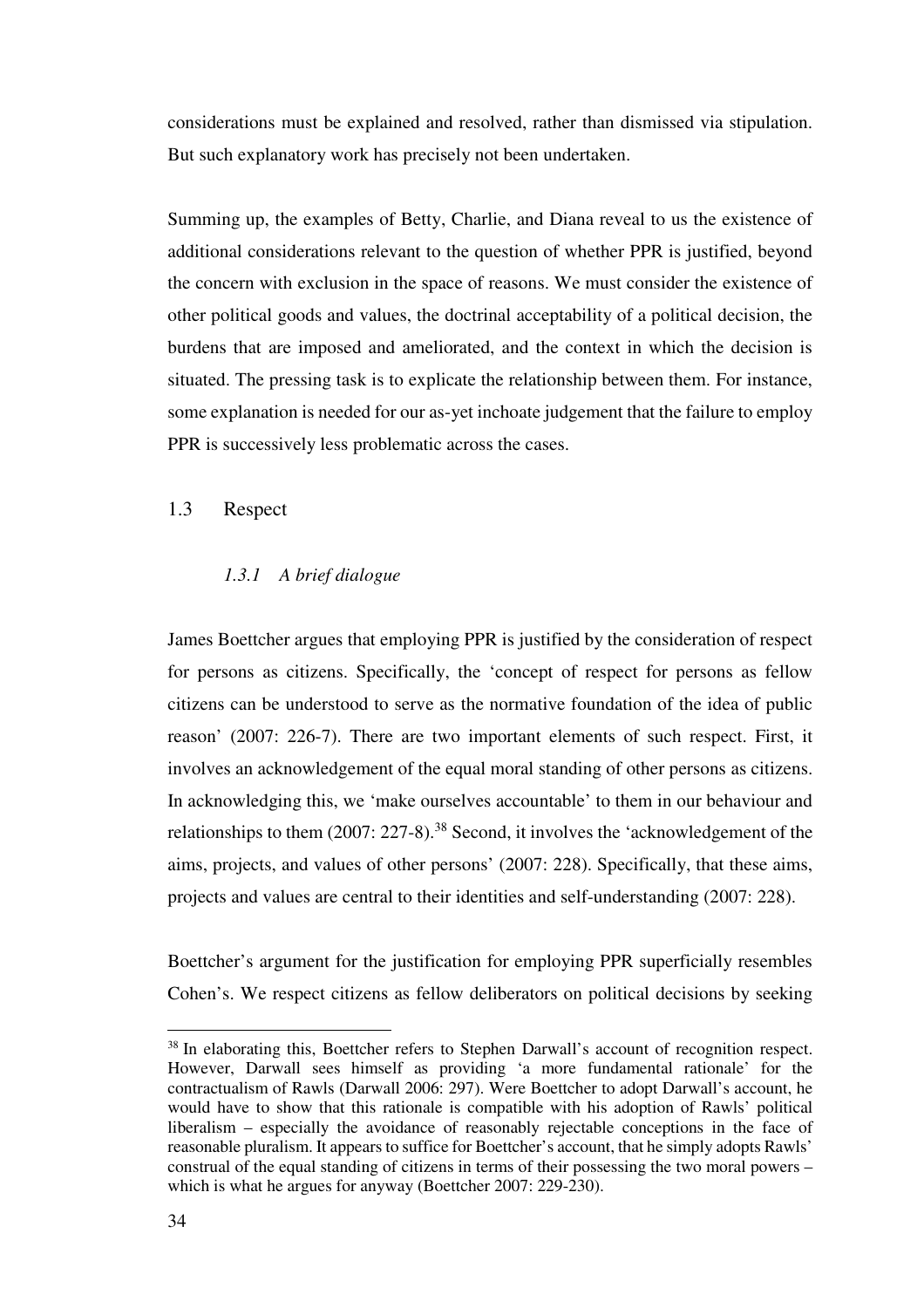considerations must be explained and resolved, rather than dismissed via stipulation. But such explanatory work has precisely not been undertaken.

Summing up, the examples of Betty, Charlie, and Diana reveal to us the existence of additional considerations relevant to the question of whether PPR is justified, beyond the concern with exclusion in the space of reasons. We must consider the existence of other political goods and values, the doctrinal acceptability of a political decision, the burdens that are imposed and ameliorated, and the context in which the decision is situated. The pressing task is to explicate the relationship between them. For instance, some explanation is needed for our as-yet inchoate judgement that the failure to employ PPR is successively less problematic across the cases.

## 1.3 Respect

### *1.3.1 A brief dialogue*

James Boettcher argues that employing PPR is justified by the consideration of respect for persons as citizens. Specifically, the 'concept of respect for persons as fellow citizens can be understood to serve as the normative foundation of the idea of public reason' (2007: 226-7). There are two important elements of such respect. First, it involves an acknowledgement of the equal moral standing of other persons as citizens. In acknowledging this, we 'make ourselves accountable' to them in our behaviour and relationships to them (2007: 227-8).[38] Second, it involves the 'acknowledgement of the aims, projects, and values of other persons' (2007: 228). Specifically, that these aims, projects and values are central to their identities and self-understanding (2007: 228).

Boettcher's argument for the justification for employing PPR superficially resembles Cohen's. We respect citizens as fellow deliberators on political decisions by seeking

[38] In elaborating this, Boettcher refers to Stephen Darwall's account of recognition respect. However, Darwall sees himself as providing 'a more fundamental rationale' for the contractualism of Rawls (Darwall 2006: 297). Were Boettcher to adopt Darwall's account, he would have to show that this rationale is compatible with his adoption of Rawls' political liberalism – especially the avoidance of reasonably rejectable conceptions in the face of reasonable pluralism. It appears to suffice for Boettcher's account, that he simply adopts Rawls' construal of the equal standing of citizens in terms of their possessing the two moral powers – which is what he argues for anyway (Boettcher 2007: 229-230).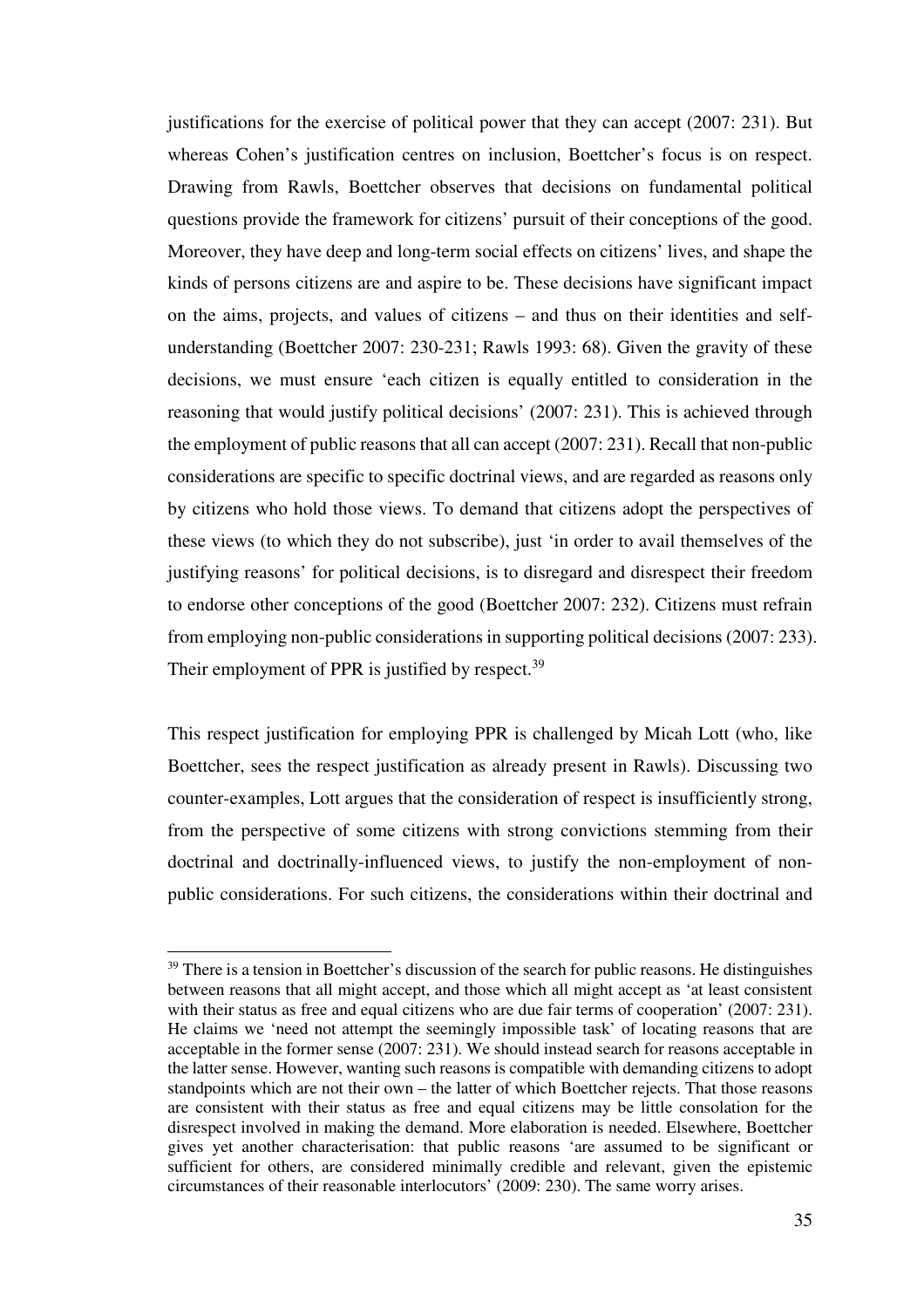justifications for the exercise of political power that they can accept (2007: 231). But whereas Cohen's justification centres on inclusion, Boettcher's focus is on respect. Drawing from Rawls, Boettcher observes that decisions on fundamental political questions provide the framework for citizens' pursuit of their conceptions of the good. Moreover, they have deep and long-term social effects on citizens' lives, and shape the kinds of persons citizens are and aspire to be. These decisions have significant impact on the aims, projects, and values of citizens – and thus on their identities and self-understanding (Boettcher 2007: 230-231; Rawls 1993: 68). Given the gravity of these decisions, we must ensure 'each citizen is equally entitled to consideration in the reasoning that would justify political decisions' (2007: 231). This is achieved through the employment of public reasons that all can accept (2007: 231). Recall that non-public considerations are specific to specific doctrinal views, and are regarded as reasons only by citizens who hold those views. To demand that citizens adopt the perspectives of these views (to which they do not subscribe), just 'in order to avail themselves of the justifying reasons' for political decisions, is to disregard and disrespect their freedom to endorse other conceptions of the good (Boettcher 2007: 232). Citizens must refrain from employing non-public considerations in supporting political decisions (2007: 233). Their employment of PPR is justified by respect.[39]

This respect justification for employing PPR is challenged by Micah Lott (who, like Boettcher, sees the respect justification as already present in Rawls). Discussing two counter-examples, Lott argues that the consideration of respect is insufficiently strong, from the perspective of some citizens with strong convictions stemming from their doctrinal and doctrinally-influenced views, to justify the non-employment of non-public considerations. For such citizens, the considerations within their doctrinal and

[39] There is a tension in Boettcher's discussion of the search for public reasons. He distinguishes between reasons that all might accept, and those which all might accept as 'at least consistent with their status as free and equal citizens who are due fair terms of cooperation' (2007: 231). He claims we 'need not attempt the seemingly impossible task' of locating reasons that are acceptable in the former sense (2007: 231). We should instead search for reasons acceptable in the latter sense. However, wanting such reasons is compatible with demanding citizens to adopt standpoints which are not their own – the latter of which Boettcher rejects. That those reasons are consistent with their status as free and equal citizens may be little consolation for the disrespect involved in making the demand. More elaboration is needed. Elsewhere, Boettcher gives yet another characterisation: that public reasons 'are assumed to be significant or sufficient for others, are considered minimally credible and relevant, given the epistemic circumstances of their reasonable interlocutors' (2009: 230). The same worry arises.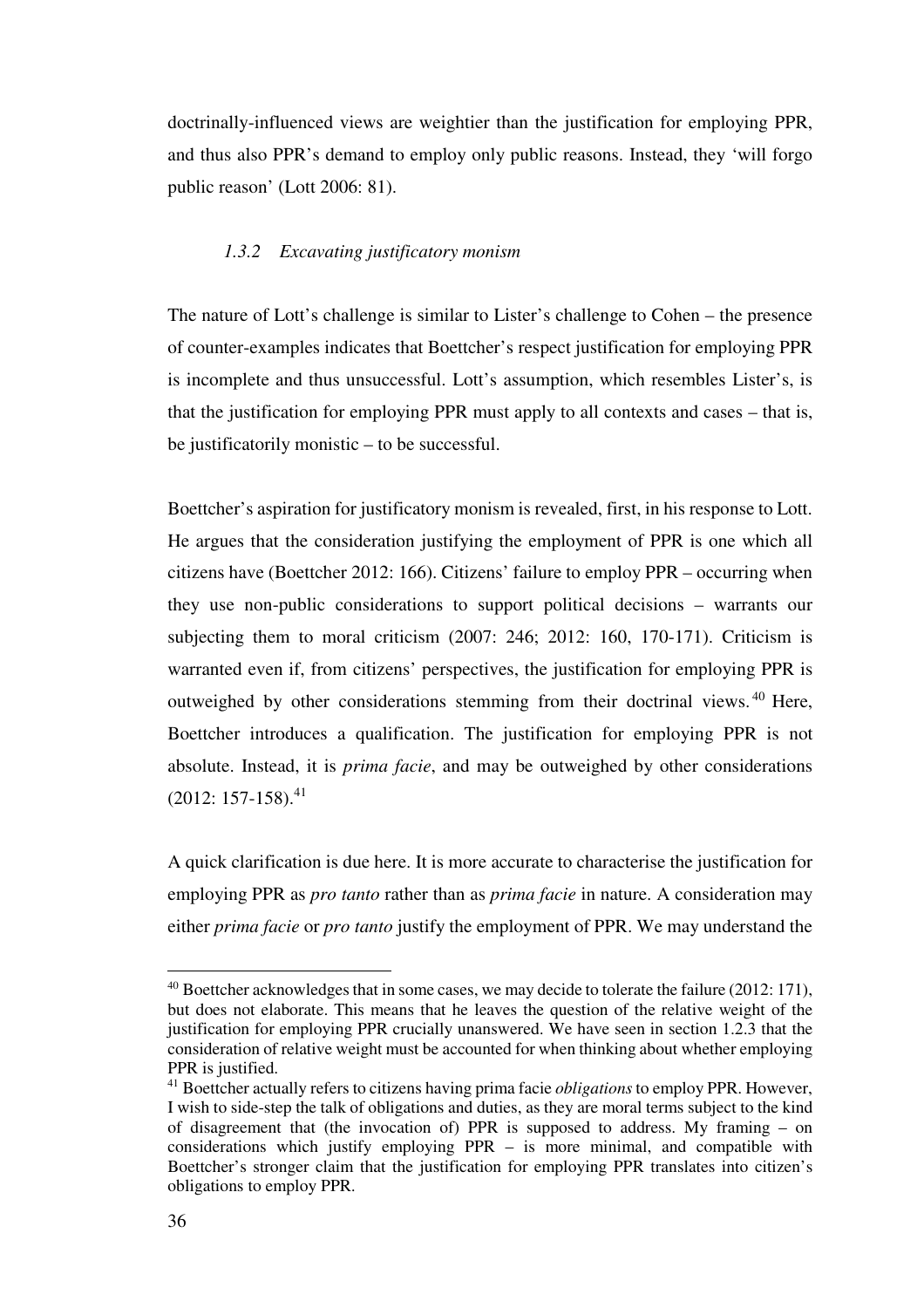doctrinally-influenced views are weightier than the justification for employing PPR, and thus also PPR's demand to employ only public reasons. Instead, they 'will forgo public reason' (Lott 2006: 81).

### *1.3.2 Excavating justificatory monism*

The nature of Lott's challenge is similar to Lister's challenge to Cohen – the presence of counter-examples indicates that Boettcher's respect justification for employing PPR is incomplete and thus unsuccessful. Lott's assumption, which resembles Lister's, is that the justification for employing PPR must apply to all contexts and cases – that is, be justificatorily monistic – to be successful.

Boettcher's aspiration for justificatory monism is revealed, first, in his response to Lott. He argues that the consideration justifying the employment of PPR is one which all citizens have (Boettcher 2012: 166). Citizens' failure to employ PPR – occurring when they use non-public considerations to support political decisions – warrants our subjecting them to moral criticism (2007: 246; 2012: 160, 170-171). Criticism is warranted even if, from citizens' perspectives, the justification for employing PPR is outweighed by other considerations stemming from their doctrinal views.[40] Here, Boettcher introduces a qualification. The justification for employing PPR is not absolute. Instead, it is *prima facie*, and may be outweighed by other considerations (2012: 157-158).[41]

A quick clarification is due here. It is more accurate to characterise the justification for employing PPR as *pro tanto* rather than as *prima facie* in nature. A consideration may either *prima facie* or *pro tanto* justify the employment of PPR. We may understand the

---

[40] Boettcher acknowledges that in some cases, we may decide to tolerate the failure (2012: 171), but does not elaborate. This means that he leaves the question of the relative weight of the justification for employing PPR crucially unanswered. We have seen in section 1.2.3 that the consideration of relative weight must be accounted for when thinking about whether employing PPR is justified.

[41] Boettcher actually refers to citizens having prima facie *obligations* to employ PPR. However, I wish to side-step the talk of obligations and duties, as they are moral terms subject to the kind of disagreement that (the invocation of) PPR is supposed to address. My framing – on considerations which justify employing PPR – is more minimal, and compatible with Boettcher's stronger claim that the justification for employing PPR translates into citizen's obligations to employ PPR.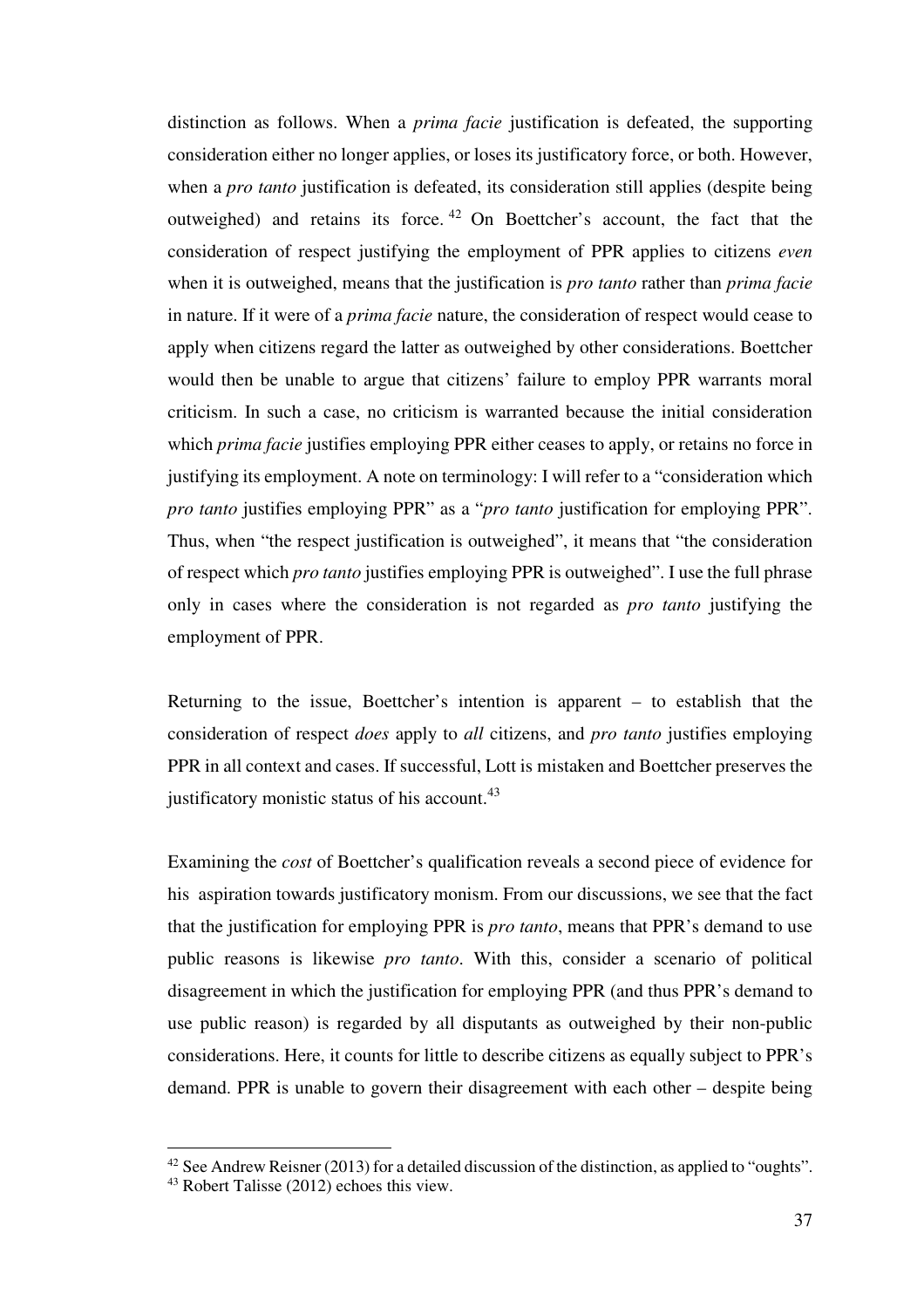distinction as follows. When a *prima facie* justification is defeated, the supporting consideration either no longer applies, or loses its justificatory force, or both. However, when a *pro tanto* justification is defeated, its consideration still applies (despite being outweighed) and retains its force.[42] On Boettcher's account, the fact that the consideration of respect justifying the employment of PPR applies to citizens *even* when it is outweighed, means that the justification is *pro tanto* rather than *prima facie* in nature. If it were of a *prima facie* nature, the consideration of respect would cease to apply when citizens regard the latter as outweighed by other considerations. Boettcher would then be unable to argue that citizens' failure to employ PPR warrants moral criticism. In such a case, no criticism is warranted because the initial consideration which *prima facie* justifies employing PPR either ceases to apply, or retains no force in justifying its employment. A note on terminology: I will refer to a "consideration which *pro tanto* justifies employing PPR" as a "*pro tanto* justification for employing PPR". Thus, when "the respect justification is outweighed", it means that "the consideration of respect which *pro tanto* justifies employing PPR is outweighed". I use the full phrase only in cases where the consideration is not regarded as *pro tanto* justifying the employment of PPR.

Returning to the issue, Boettcher's intention is apparent – to establish that the consideration of respect *does* apply to *all* citizens, and *pro tanto* justifies employing PPR in all context and cases. If successful, Lott is mistaken and Boettcher preserves the justificatory monistic status of his account.[43]

Examining the *cost* of Boettcher's qualification reveals a second piece of evidence for his aspiration towards justificatory monism. From our discussions, we see that the fact that the justification for employing PPR is *pro tanto*, means that PPR's demand to use public reasons is likewise *pro tanto*. With this, consider a scenario of political disagreement in which the justification for employing PPR (and thus PPR's demand to use public reason) is regarded by all disputants as outweighed by their non-public considerations. Here, it counts for little to describe citizens as equally subject to PPR's demand. PPR is unable to govern their disagreement with each other – despite being

[42] See Andrew Reisner (2013) for a detailed discussion of the distinction, as applied to "oughts".

[43] Robert Talisse (2012) echoes this view.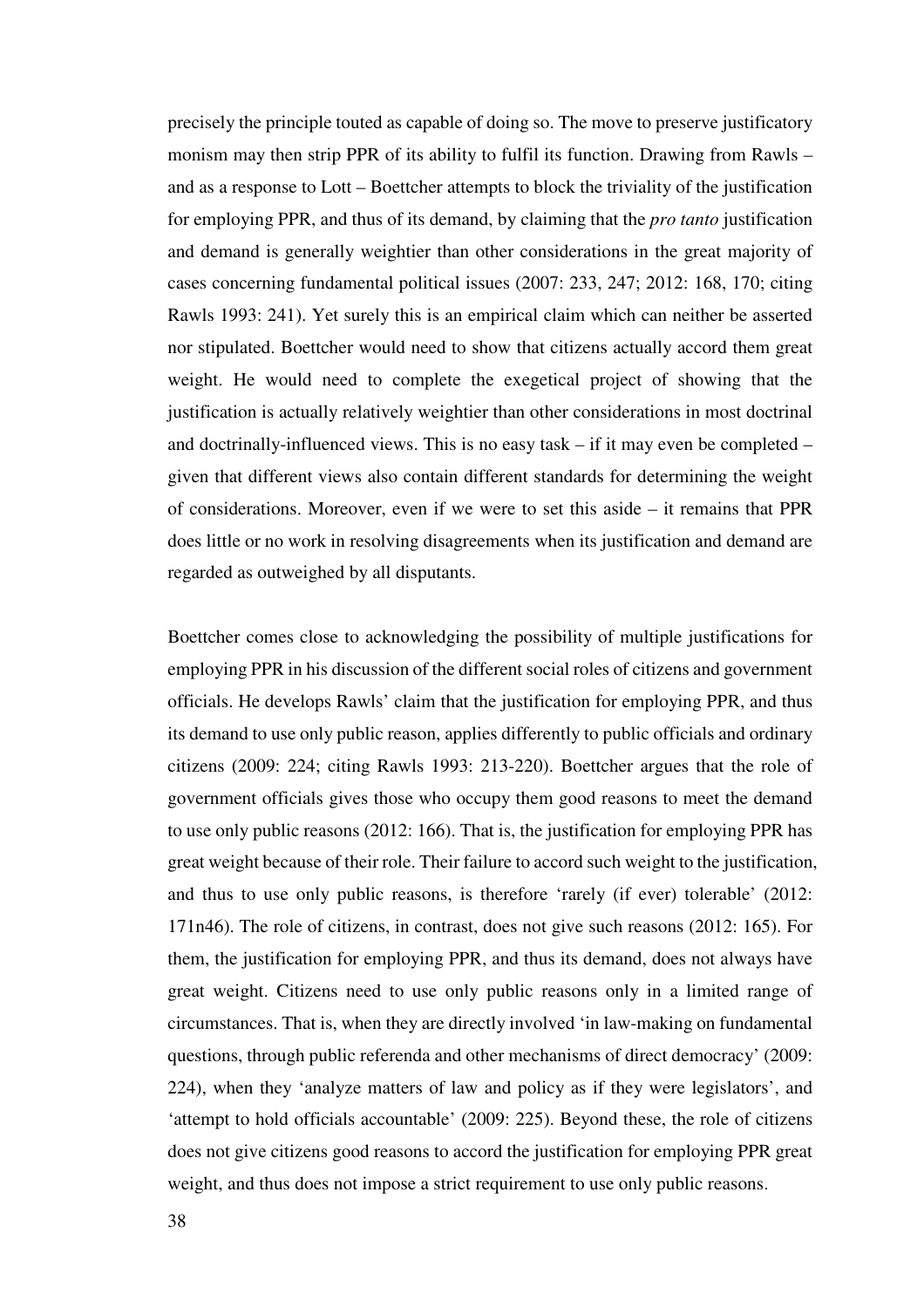precisely the principle touted as capable of doing so. The move to preserve justificatory monism may then strip PPR of its ability to fulfil its function. Drawing from Rawls – and as a response to Lott – Boettcher attempts to block the triviality of the justification for employing PPR, and thus of its demand, by claiming that the *pro tanto* justification and demand is generally weightier than other considerations in the great majority of cases concerning fundamental political issues (2007: 233, 247; 2012: 168, 170; citing Rawls 1993: 241). Yet surely this is an empirical claim which can neither be asserted nor stipulated. Boettcher would need to show that citizens actually accord them great weight. He would need to complete the exegetical project of showing that the justification is actually relatively weightier than other considerations in most doctrinal and doctrinally-influenced views. This is no easy task – if it may even be completed – given that different views also contain different standards for determining the weight of considerations. Moreover, even if we were to set this aside – it remains that PPR does little or no work in resolving disagreements when its justification and demand are regarded as outweighed by all disputants.

Boettcher comes close to acknowledging the possibility of multiple justifications for employing PPR in his discussion of the different social roles of citizens and government officials. He develops Rawls' claim that the justification for employing PPR, and thus its demand to use only public reason, applies differently to public officials and ordinary citizens (2009: 224; citing Rawls 1993: 213-220). Boettcher argues that the role of government officials gives those who occupy them good reasons to meet the demand to use only public reasons (2012: 166). That is, the justification for employing PPR has great weight because of their role. Their failure to accord such weight to the justification, and thus to use only public reasons, is therefore 'rarely (if ever) tolerable' (2012: 171n46). The role of citizens, in contrast, does not give such reasons (2012: 165). For them, the justification for employing PPR, and thus its demand, does not always have great weight. Citizens need to use only public reasons only in a limited range of circumstances. That is, when they are directly involved 'in law-making on fundamental questions, through public referenda and other mechanisms of direct democracy' (2009: 224), when they 'analyze matters of law and policy as if they were legislators', and 'attempt to hold officials accountable' (2009: 225). Beyond these, the role of citizens does not give citizens good reasons to accord the justification for employing PPR great weight, and thus does not impose a strict requirement to use only public reasons.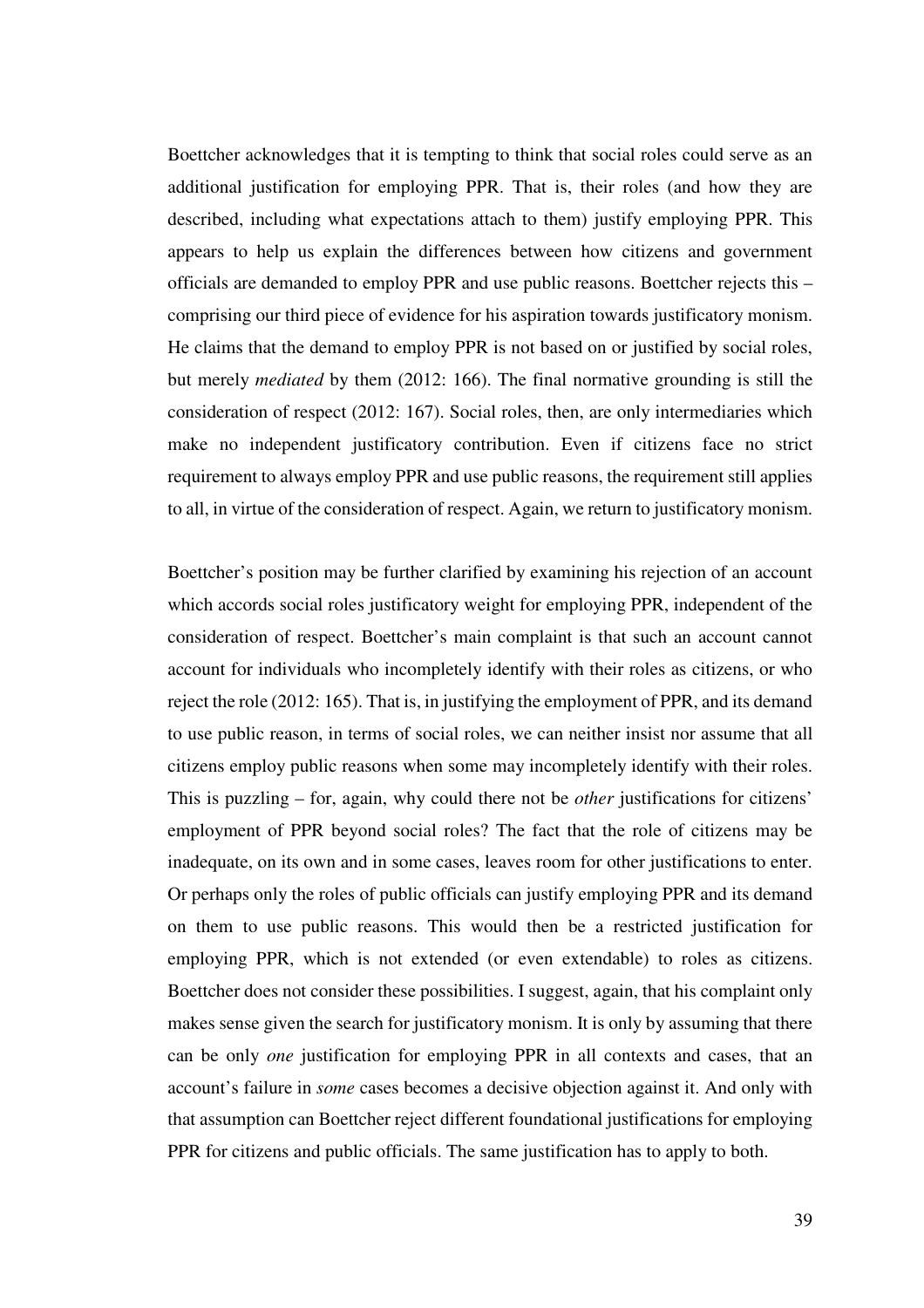Boettcher acknowledges that it is tempting to think that social roles could serve as an additional justification for employing PPR. That is, their roles (and how they are described, including what expectations attach to them) justify employing PPR. This appears to help us explain the differences between how citizens and government officials are demanded to employ PPR and use public reasons. Boettcher rejects this – comprising our third piece of evidence for his aspiration towards justificatory monism. He claims that the demand to employ PPR is not based on or justified by social roles, but merely *mediated* by them (2012: 166). The final normative grounding is still the consideration of respect (2012: 167). Social roles, then, are only intermediaries which make no independent justificatory contribution. Even if citizens face no strict requirement to always employ PPR and use public reasons, the requirement still applies to all, in virtue of the consideration of respect. Again, we return to justificatory monism.

Boettcher's position may be further clarified by examining his rejection of an account which accords social roles justificatory weight for employing PPR, independent of the consideration of respect. Boettcher's main complaint is that such an account cannot account for individuals who incompletely identify with their roles as citizens, or who reject the role (2012: 165). That is, in justifying the employment of PPR, and its demand to use public reason, in terms of social roles, we can neither insist nor assume that all citizens employ public reasons when some may incompletely identify with their roles. This is puzzling – for, again, why could there not be *other* justifications for citizens' employment of PPR beyond social roles? The fact that the role of citizens may be inadequate, on its own and in some cases, leaves room for other justifications to enter. Or perhaps only the roles of public officials can justify employing PPR and its demand on them to use public reasons. This would then be a restricted justification for employing PPR, which is not extended (or even extendable) to roles as citizens. Boettcher does not consider these possibilities. I suggest, again, that his complaint only makes sense given the search for justificatory monism. It is only by assuming that there can be only *one* justification for employing PPR in all contexts and cases, that an account's failure in *some* cases becomes a decisive objection against it. And only with that assumption can Boettcher reject different foundational justifications for employing PPR for citizens and public officials. The same justification has to apply to both.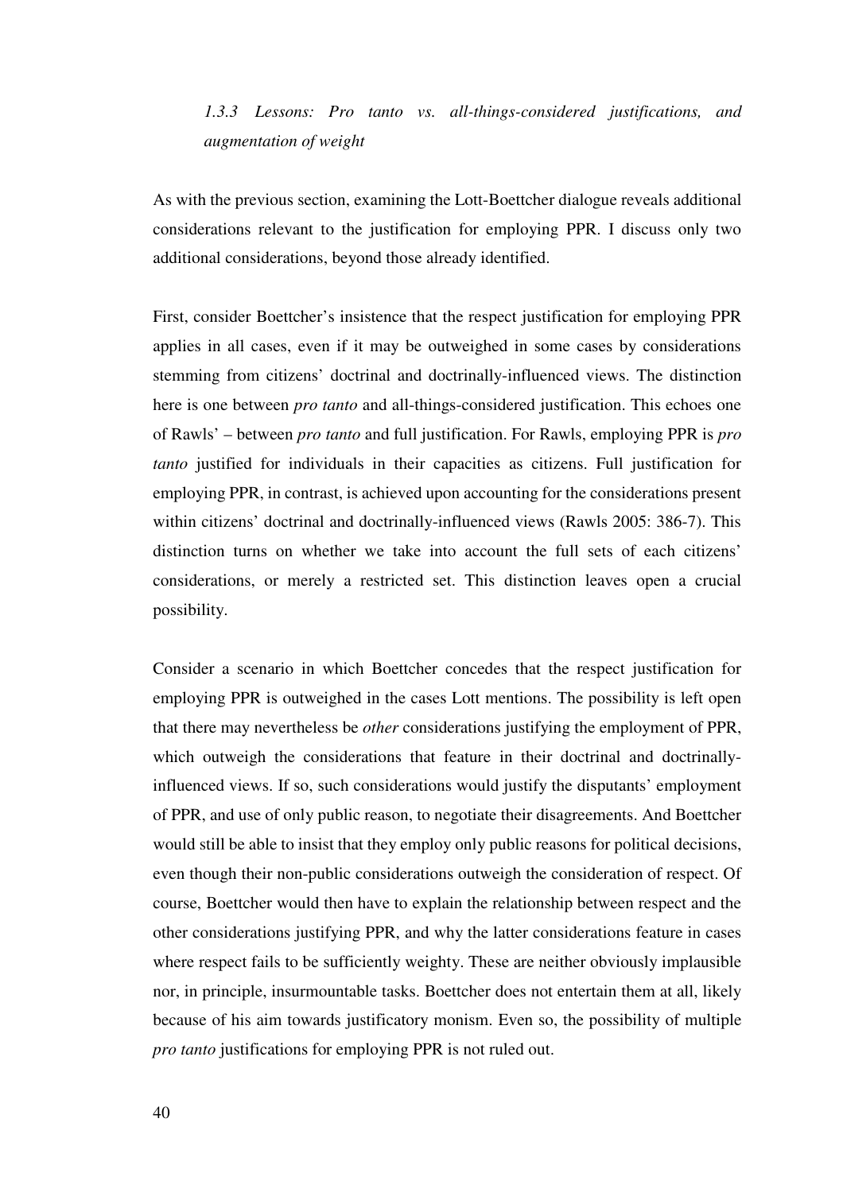### *1.3.3 Lessons: Pro tanto vs. all-things-considered justifications, and augmentation of weight*

As with the previous section, examining the Lott-Boettcher dialogue reveals additional considerations relevant to the justification for employing PPR. I discuss only two additional considerations, beyond those already identified.

First, consider Boettcher's insistence that the respect justification for employing PPR applies in all cases, even if it may be outweighed in some cases by considerations stemming from citizens' doctrinal and doctrinally-influenced views. The distinction here is one between *pro tanto* and all-things-considered justification. This echoes one of Rawls' – between *pro tanto* and full justification. For Rawls, employing PPR is *pro tanto* justified for individuals in their capacities as citizens. Full justification for employing PPR, in contrast, is achieved upon accounting for the considerations present within citizens' doctrinal and doctrinally-influenced views (Rawls 2005: 386-7). This distinction turns on whether we take into account the full sets of each citizens' considerations, or merely a restricted set. This distinction leaves open a crucial possibility.

Consider a scenario in which Boettcher concedes that the respect justification for employing PPR is outweighed in the cases Lott mentions. The possibility is left open that there may nevertheless be *other* considerations justifying the employment of PPR, which outweigh the considerations that feature in their doctrinal and doctrinally-influenced views. If so, such considerations would justify the disputants' employment of PPR, and use of only public reason, to negotiate their disagreements. And Boettcher would still be able to insist that they employ only public reasons for political decisions, even though their non-public considerations outweigh the consideration of respect. Of course, Boettcher would then have to explain the relationship between respect and the other considerations justifying PPR, and why the latter considerations feature in cases where respect fails to be sufficiently weighty. These are neither obviously implausible nor, in principle, insurmountable tasks. Boettcher does not entertain them at all, likely because of his aim towards justificatory monism. Even so, the possibility of multiple *pro tanto* justifications for employing PPR is not ruled out.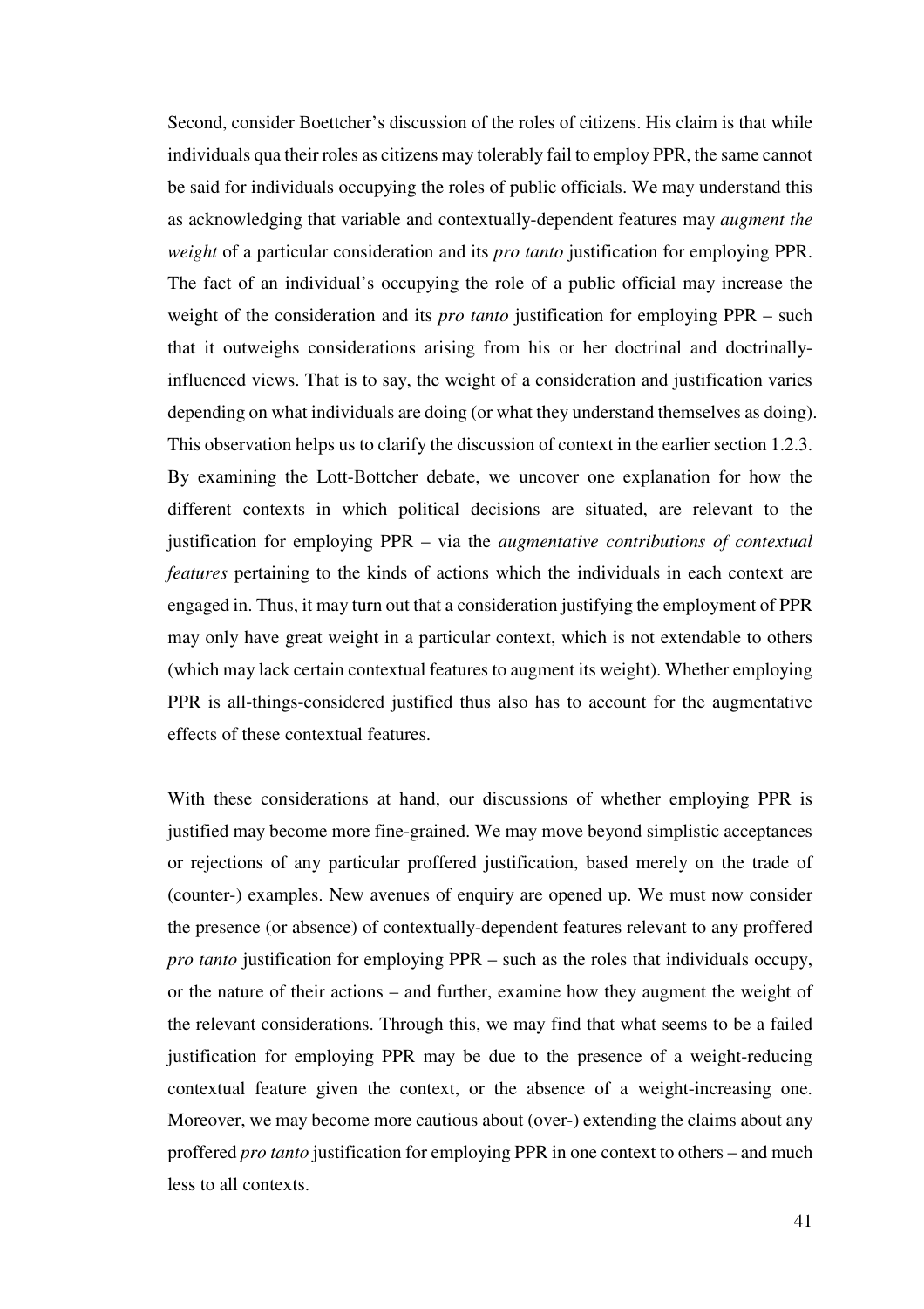Second, consider Boettcher's discussion of the roles of citizens. His claim is that while individuals qua their roles as citizens may tolerably fail to employ PPR, the same cannot be said for individuals occupying the roles of public officials. We may understand this as acknowledging that variable and contextually-dependent features may *augment the weight* of a particular consideration and its *pro tanto* justification for employing PPR. The fact of an individual's occupying the role of a public official may increase the weight of the consideration and its *pro tanto* justification for employing PPR – such that it outweighs considerations arising from his or her doctrinal and doctrinally-influenced views. That is to say, the weight of a consideration and justification varies depending on what individuals are doing (or what they understand themselves as doing). This observation helps us to clarify the discussion of context in the earlier section 1.2.3. By examining the Lott-Bottcher debate, we uncover one explanation for how the different contexts in which political decisions are situated, are relevant to the justification for employing PPR – via the *augmentative contributions of contextual features* pertaining to the kinds of actions which the individuals in each context are engaged in. Thus, it may turn out that a consideration justifying the employment of PPR may only have great weight in a particular context, which is not extendable to others (which may lack certain contextual features to augment its weight). Whether employing PPR is all-things-considered justified thus also has to account for the augmentative effects of these contextual features.

With these considerations at hand, our discussions of whether employing PPR is justified may become more fine-grained. We may move beyond simplistic acceptances or rejections of any particular proffered justification, based merely on the trade of (counter-) examples. New avenues of enquiry are opened up. We must now consider the presence (or absence) of contextually-dependent features relevant to any proffered *pro tanto* justification for employing PPR – such as the roles that individuals occupy, or the nature of their actions – and further, examine how they augment the weight of the relevant considerations. Through this, we may find that what seems to be a failed justification for employing PPR may be due to the presence of a weight-reducing contextual feature given the context, or the absence of a weight-increasing one. Moreover, we may become more cautious about (over-) extending the claims about any proffered *pro tanto* justification for employing PPR in one context to others – and much less to all contexts.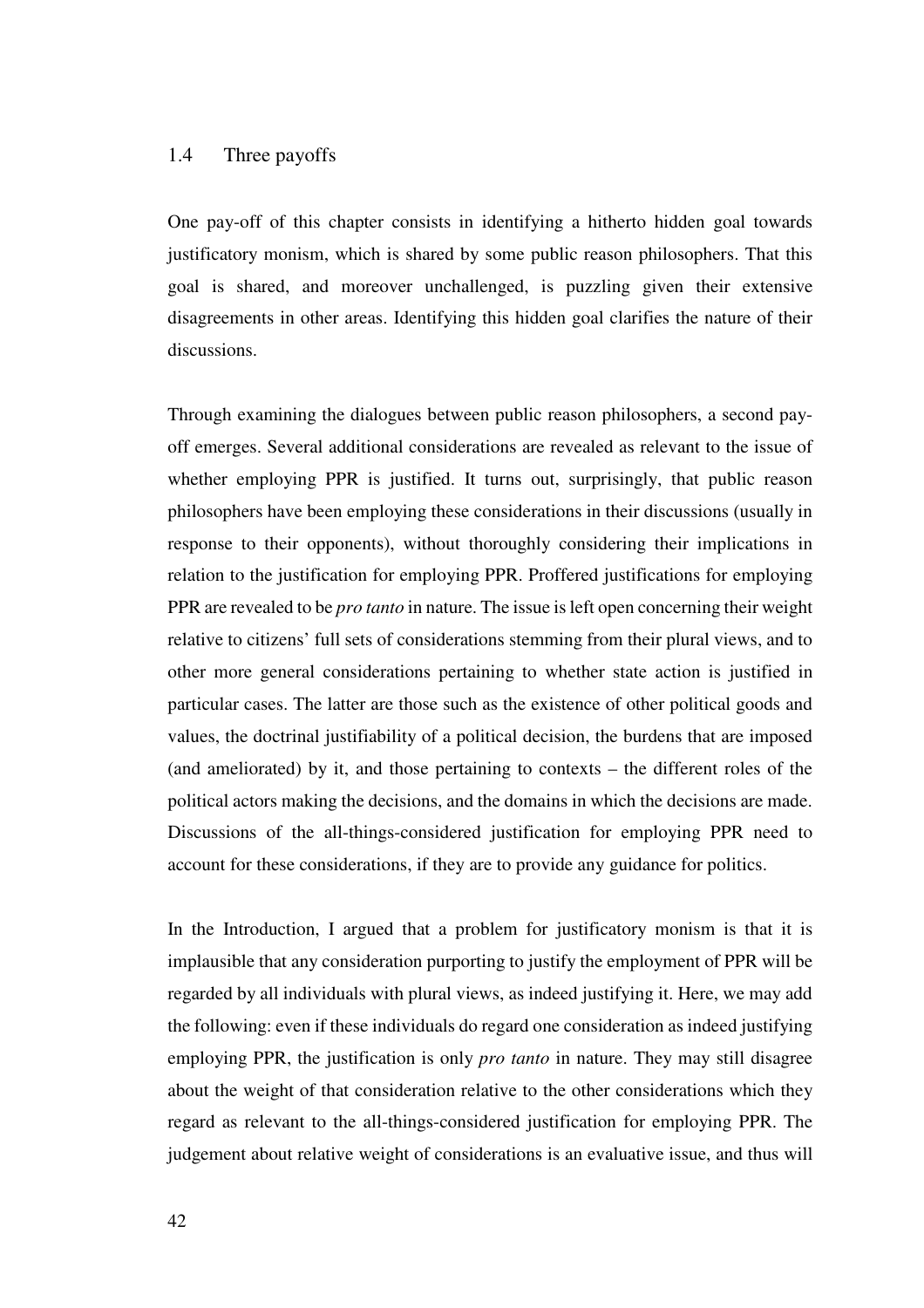## 1.4 Three payoffs

One pay-off of this chapter consists in identifying a hitherto hidden goal towards justificatory monism, which is shared by some public reason philosophers. That this goal is shared, and moreover unchallenged, is puzzling given their extensive disagreements in other areas. Identifying this hidden goal clarifies the nature of their discussions.

Through examining the dialogues between public reason philosophers, a second pay-off emerges. Several additional considerations are revealed as relevant to the issue of whether employing PPR is justified. It turns out, surprisingly, that public reason philosophers have been employing these considerations in their discussions (usually in response to their opponents), without thoroughly considering their implications in relation to the justification for employing PPR. Proffered justifications for employing PPR are revealed to be *pro tanto* in nature. The issue is left open concerning their weight relative to citizens' full sets of considerations stemming from their plural views, and to other more general considerations pertaining to whether state action is justified in particular cases. The latter are those such as the existence of other political goods and values, the doctrinal justifiability of a political decision, the burdens that are imposed (and ameliorated) by it, and those pertaining to contexts – the different roles of the political actors making the decisions, and the domains in which the decisions are made. Discussions of the all-things-considered justification for employing PPR need to account for these considerations, if they are to provide any guidance for politics.

In the Introduction, I argued that a problem for justificatory monism is that it is implausible that any consideration purporting to justify the employment of PPR will be regarded by all individuals with plural views, as indeed justifying it. Here, we may add the following: even if these individuals do regard one consideration as indeed justifying employing PPR, the justification is only *pro tanto* in nature. They may still disagree about the weight of that consideration relative to the other considerations which they regard as relevant to the all-things-considered justification for employing PPR. The judgement about relative weight of considerations is an evaluative issue, and thus will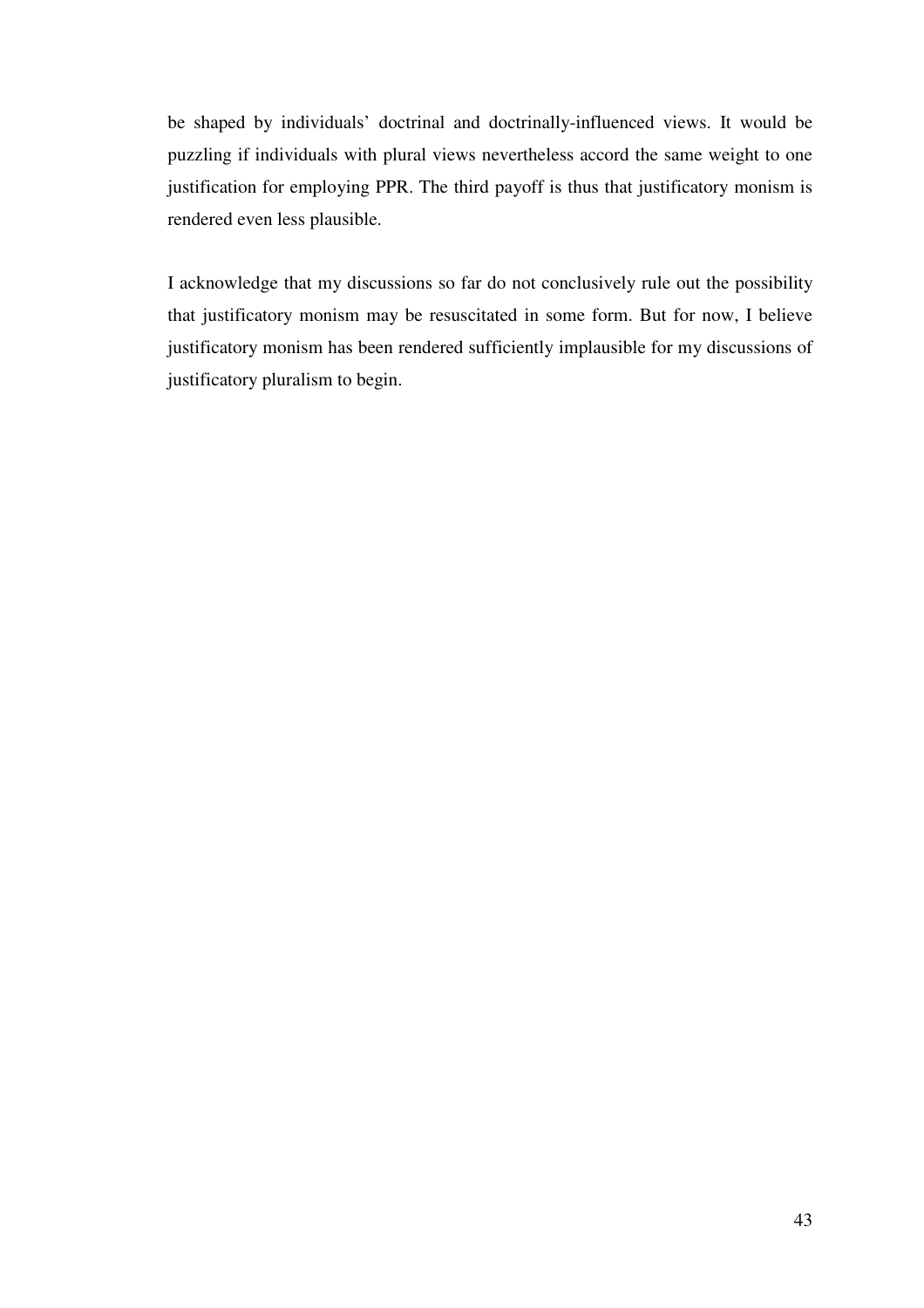be shaped by individuals' doctrinal and doctrinally-influenced views. It would be puzzling if individuals with plural views nevertheless accord the same weight to one justification for employing PPR. The third payoff is thus that justificatory monism is rendered even less plausible.

I acknowledge that my discussions so far do not conclusively rule out the possibility that justificatory monism may be resuscitated in some form. But for now, I believe justificatory monism has been rendered sufficiently implausible for my discussions of justificatory pluralism to begin.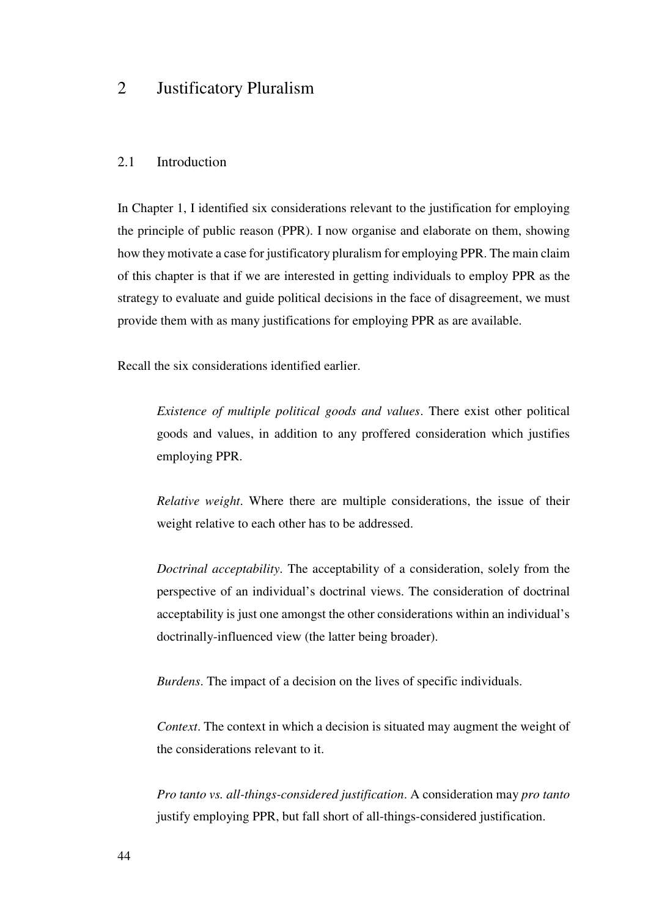# 2 Justificatory Pluralism

## 2.1 Introduction

In Chapter 1, I identified six considerations relevant to the justification for employing the principle of public reason (PPR). I now organise and elaborate on them, showing how they motivate a case for justificatory pluralism for employing PPR. The main claim of this chapter is that if we are interested in getting individuals to employ PPR as the strategy to evaluate and guide political decisions in the face of disagreement, we must provide them with as many justifications for employing PPR as are available.

Recall the six considerations identified earlier.

> *Existence of multiple political goods and values*. There exist other political goods and values, in addition to any proffered consideration which justifies employing PPR.
>
> *Relative weight*. Where there are multiple considerations, the issue of their weight relative to each other has to be addressed.
>
> *Doctrinal acceptability*. The acceptability of a consideration, solely from the perspective of an individual's doctrinal views. The consideration of doctrinal acceptability is just one amongst the other considerations within an individual's doctrinally-influenced view (the latter being broader).
>
> *Burdens*. The impact of a decision on the lives of specific individuals.
>
> *Context*. The context in which a decision is situated may augment the weight of the considerations relevant to it.
>
> *Pro tanto vs. all-things-considered justification*. A consideration may *pro tanto* justify employing PPR, but fall short of all-things-considered justification.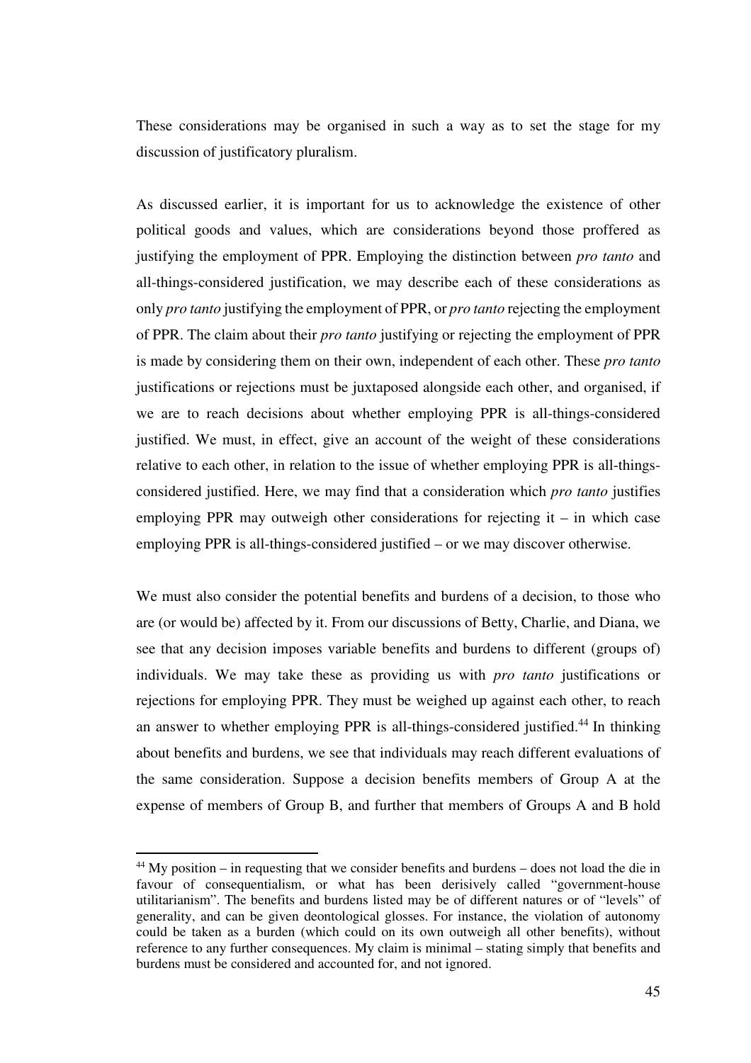These considerations may be organised in such a way as to set the stage for my discussion of justificatory pluralism.

As discussed earlier, it is important for us to acknowledge the existence of other political goods and values, which are considerations beyond those proffered as justifying the employment of PPR. Employing the distinction between *pro tanto* and all-things-considered justification, we may describe each of these considerations as only *pro tanto* justifying the employment of PPR, or *pro tanto* rejecting the employment of PPR. The claim about their *pro tanto* justifying or rejecting the employment of PPR is made by considering them on their own, independent of each other. These *pro tanto* justifications or rejections must be juxtaposed alongside each other, and organised, if we are to reach decisions about whether employing PPR is all-things-considered justified. We must, in effect, give an account of the weight of these considerations relative to each other, in relation to the issue of whether employing PPR is all-things-considered justified. Here, we may find that a consideration which *pro tanto* justifies employing PPR may outweigh other considerations for rejecting it – in which case employing PPR is all-things-considered justified – or we may discover otherwise.

We must also consider the potential benefits and burdens of a decision, to those who are (or would be) affected by it. From our discussions of Betty, Charlie, and Diana, we see that any decision imposes variable benefits and burdens to different (groups of) individuals. We may take these as providing us with *pro tanto* justifications or rejections for employing PPR. They must be weighed up against each other, to reach an answer to whether employing PPR is all-things-considered justified.[44] In thinking about benefits and burdens, we see that individuals may reach different evaluations of the same consideration. Suppose a decision benefits members of Group A at the expense of members of Group B, and further that members of Groups A and B hold

[44] My position – in requesting that we consider benefits and burdens – does not load the die in favour of consequentialism, or what has been derisively called "government-house utilitarianism". The benefits and burdens listed may be of different natures or of "levels" of generality, and can be given deontological glosses. For instance, the violation of autonomy could be taken as a burden (which could on its own outweigh all other benefits), without reference to any further consequences. My claim is minimal – stating simply that benefits and burdens must be considered and accounted for, and not ignored.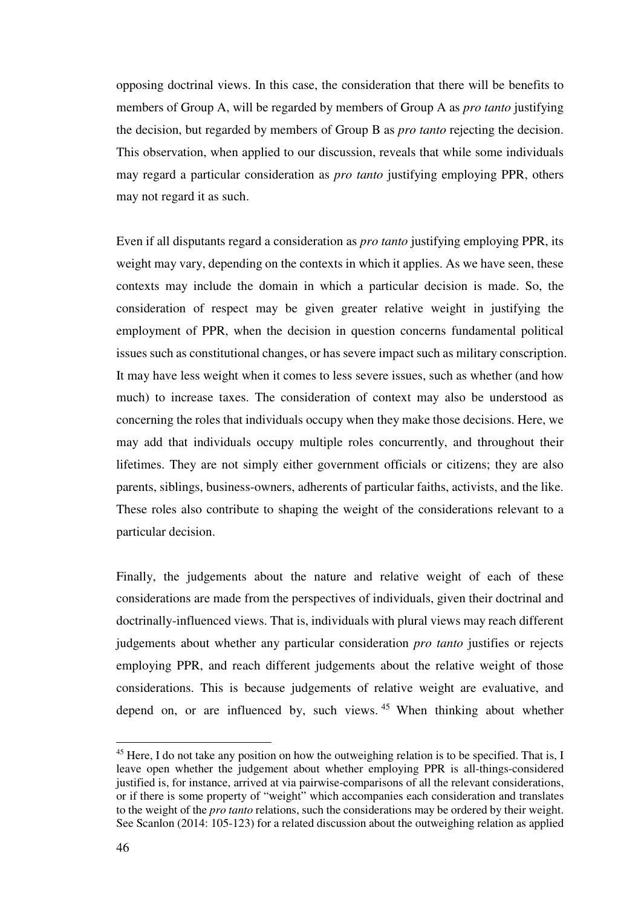opposing doctrinal views. In this case, the consideration that there will be benefits to members of Group A, will be regarded by members of Group A as *pro tanto* justifying the decision, but regarded by members of Group B as *pro tanto* rejecting the decision. This observation, when applied to our discussion, reveals that while some individuals may regard a particular consideration as *pro tanto* justifying employing PPR, others may not regard it as such.

Even if all disputants regard a consideration as *pro tanto* justifying employing PPR, its weight may vary, depending on the contexts in which it applies. As we have seen, these contexts may include the domain in which a particular decision is made. So, the consideration of respect may be given greater relative weight in justifying the employment of PPR, when the decision in question concerns fundamental political issues such as constitutional changes, or has severe impact such as military conscription. It may have less weight when it comes to less severe issues, such as whether (and how much) to increase taxes. The consideration of context may also be understood as concerning the roles that individuals occupy when they make those decisions. Here, we may add that individuals occupy multiple roles concurrently, and throughout their lifetimes. They are not simply either government officials or citizens; they are also parents, siblings, business-owners, adherents of particular faiths, activists, and the like. These roles also contribute to shaping the weight of the considerations relevant to a particular decision.

Finally, the judgements about the nature and relative weight of each of these considerations are made from the perspectives of individuals, given their doctrinal and doctrinally-influenced views. That is, individuals with plural views may reach different judgements about whether any particular consideration *pro tanto* justifies or rejects employing PPR, and reach different judgements about the relative weight of those considerations. This is because judgements of relative weight are evaluative, and depend on, or are influenced by, such views.[45] When thinking about whether

[45] Here, I do not take any position on how the outweighing relation is to be specified. That is, I leave open whether the judgement about whether employing PPR is all-things-considered justified is, for instance, arrived at via pairwise-comparisons of all the relevant considerations, or if there is some property of "weight" which accompanies each consideration and translates to the weight of the *pro tanto* relations, such the considerations may be ordered by their weight. See Scanlon (2014: 105-123) for a related discussion about the outweighing relation as applied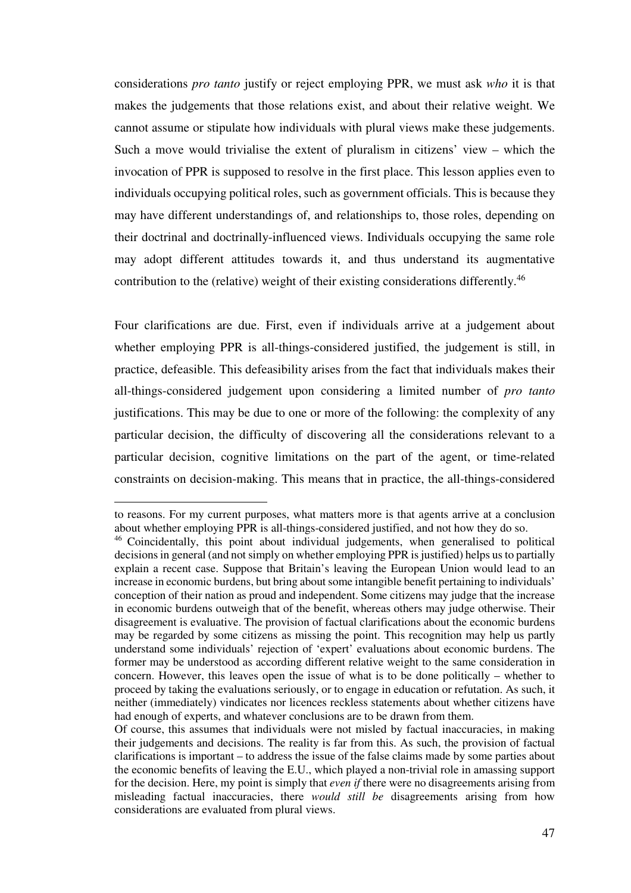considerations *pro tanto* justify or reject employing PPR, we must ask *who* it is that makes the judgements that those relations exist, and about their relative weight. We cannot assume or stipulate how individuals with plural views make these judgements. Such a move would trivialise the extent of pluralism in citizens' view – which the invocation of PPR is supposed to resolve in the first place. This lesson applies even to individuals occupying political roles, such as government officials. This is because they may have different understandings of, and relationships to, those roles, depending on their doctrinal and doctrinally-influenced views. Individuals occupying the same role may adopt different attitudes towards it, and thus understand its augmentative contribution to the (relative) weight of their existing considerations differently.[46]

Four clarifications are due. First, even if individuals arrive at a judgement about whether employing PPR is all-things-considered justified, the judgement is still, in practice, defeasible. This defeasibility arises from the fact that individuals makes their all-things-considered judgement upon considering a limited number of *pro tanto* justifications. This may be due to one or more of the following: the complexity of any particular decision, the difficulty of discovering all the considerations relevant to a particular decision, cognitive limitations on the part of the agent, or time-related constraints on decision-making. This means that in practice, the all-things-considered

---

to reasons. For my current purposes, what matters more is that agents arrive at a conclusion about whether employing PPR is all-things-considered justified, and not how they do so.

[46] Coincidentally, this point about individual judgements, when generalised to political decisions in general (and not simply on whether employing PPR is justified) helps us to partially explain a recent case. Suppose that Britain's leaving the European Union would lead to an increase in economic burdens, but bring about some intangible benefit pertaining to individuals' conception of their nation as proud and independent. Some citizens may judge that the increase in economic burdens outweigh that of the benefit, whereas others may judge otherwise. Their disagreement is evaluative. The provision of factual clarifications about the economic burdens may be regarded by some citizens as missing the point. This recognition may help us partly understand some individuals' rejection of 'expert' evaluations about economic burdens. The former may be understood as according different relative weight to the same consideration in concern. However, this leaves open the issue of what is to be done politically – whether to proceed by taking the evaluations seriously, or to engage in education or refutation. As such, it neither (immediately) vindicates nor licences reckless statements about whether citizens have had enough of experts, and whatever conclusions are to be drawn from them.

Of course, this assumes that individuals were not misled by factual inaccuracies, in making their judgements and decisions. The reality is far from this. As such, the provision of factual clarifications is important – to address the issue of the false claims made by some parties about the economic benefits of leaving the E.U., which played a non-trivial role in amassing support for the decision. Here, my point is simply that *even if* there were no disagreements arising from misleading factual inaccuracies, there *would still be* disagreements arising from how considerations are evaluated from plural views.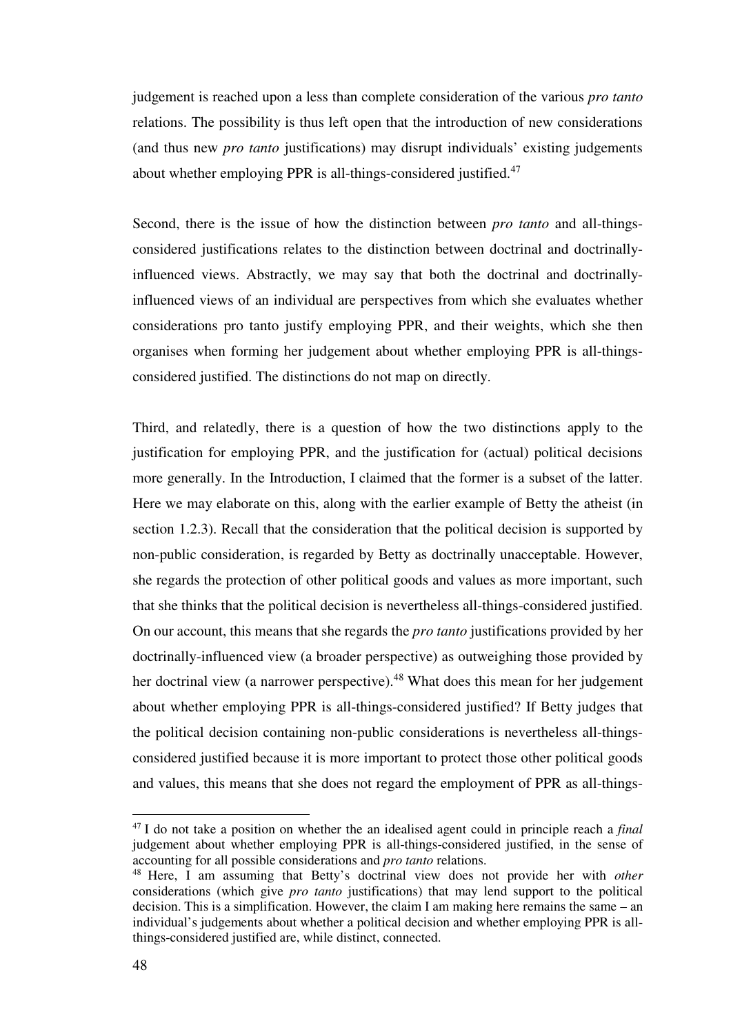judgement is reached upon a less than complete consideration of the various *pro tanto* relations. The possibility is thus left open that the introduction of new considerations (and thus new *pro tanto* justifications) may disrupt individuals' existing judgements about whether employing PPR is all-things-considered justified.[47]

Second, there is the issue of how the distinction between *pro tanto* and all-things-considered justifications relates to the distinction between doctrinal and doctrinally-influenced views. Abstractly, we may say that both the doctrinal and doctrinally-influenced views of an individual are perspectives from which she evaluates whether considerations pro tanto justify employing PPR, and their weights, which she then organises when forming her judgement about whether employing PPR is all-things-considered justified. The distinctions do not map on directly.

Third, and relatedly, there is a question of how the two distinctions apply to the justification for employing PPR, and the justification for (actual) political decisions more generally. In the Introduction, I claimed that the former is a subset of the latter. Here we may elaborate on this, along with the earlier example of Betty the atheist (in section 1.2.3). Recall that the consideration that the political decision is supported by non-public consideration, is regarded by Betty as doctrinally unacceptable. However, she regards the protection of other political goods and values as more important, such that she thinks that the political decision is nevertheless all-things-considered justified. On our account, this means that she regards the *pro tanto* justifications provided by her doctrinally-influenced view (a broader perspective) as outweighing those provided by her doctrinal view (a narrower perspective).[48] What does this mean for her judgement about whether employing PPR is all-things-considered justified? If Betty judges that the political decision containing non-public considerations is nevertheless all-things-considered justified because it is more important to protect those other political goods and values, this means that she does not regard the employment of PPR as all-things-

---

[47] I do not take a position on whether the an idealised agent could in principle reach a *final* judgement about whether employing PPR is all-things-considered justified, in the sense of accounting for all possible considerations and *pro tanto* relations.

[48] Here, I am assuming that Betty's doctrinal view does not provide her with *other* considerations (which give *pro tanto* justifications) that may lend support to the political decision. This is a simplification. However, the claim I am making here remains the same – an individual's judgements about whether a political decision and whether employing PPR is all-things-considered justified are, while distinct, connected.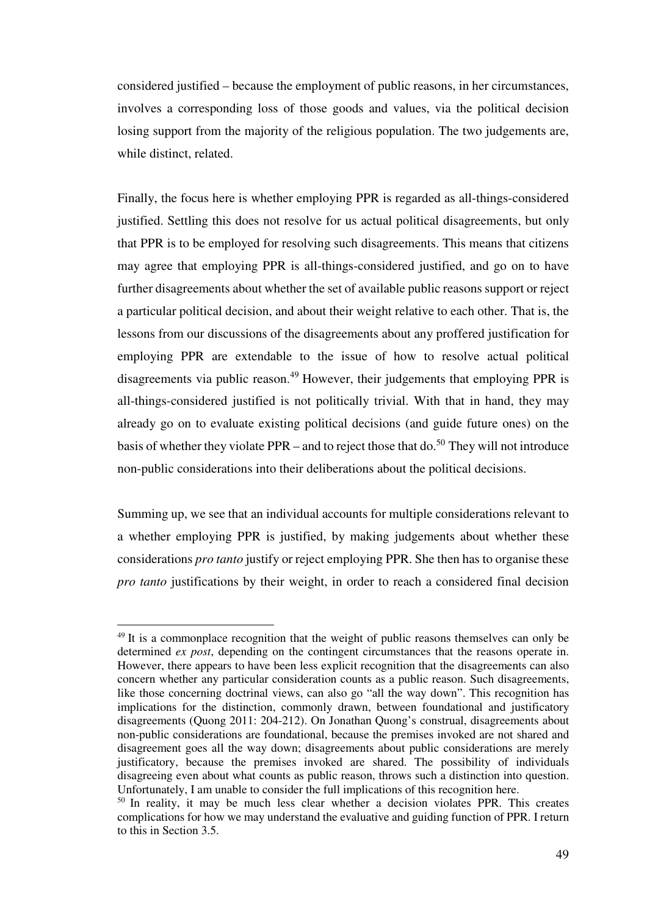considered justified – because the employment of public reasons, in her circumstances, involves a corresponding loss of those goods and values, via the political decision losing support from the majority of the religious population. The two judgements are, while distinct, related.

Finally, the focus here is whether employing PPR is regarded as all-things-considered justified. Settling this does not resolve for us actual political disagreements, but only that PPR is to be employed for resolving such disagreements. This means that citizens may agree that employing PPR is all-things-considered justified, and go on to have further disagreements about whether the set of available public reasons support or reject a particular political decision, and about their weight relative to each other. That is, the lessons from our discussions of the disagreements about any proffered justification for employing PPR are extendable to the issue of how to resolve actual political disagreements via public reason.[49] However, their judgements that employing PPR is all-things-considered justified is not politically trivial. With that in hand, they may already go on to evaluate existing political decisions (and guide future ones) on the basis of whether they violate PPR – and to reject those that do.[50] They will not introduce non-public considerations into their deliberations about the political decisions.

Summing up, we see that an individual accounts for multiple considerations relevant to a whether employing PPR is justified, by making judgements about whether these considerations *pro tanto* justify or reject employing PPR. She then has to organise these *pro tanto* justifications by their weight, in order to reach a considered final decision

---

[49] It is a commonplace recognition that the weight of public reasons themselves can only be determined *ex post*, depending on the contingent circumstances that the reasons operate in. However, there appears to have been less explicit recognition that the disagreements can also concern whether any particular consideration counts as a public reason. Such disagreements, like those concerning doctrinal views, can also go "all the way down". This recognition has implications for the distinction, commonly drawn, between foundational and justificatory disagreements (Quong 2011: 204-212). On Jonathan Quong's construal, disagreements about non-public considerations are foundational, because the premises invoked are not shared and disagreement goes all the way down; disagreements about public considerations are merely justificatory, because the premises invoked are shared. The possibility of individuals disagreeing even about what counts as public reason, throws such a distinction into question. Unfortunately, I am unable to consider the full implications of this recognition here.

[50] In reality, it may be much less clear whether a decision violates PPR. This creates complications for how we may understand the evaluative and guiding function of PPR. I return to this in Section 3.5.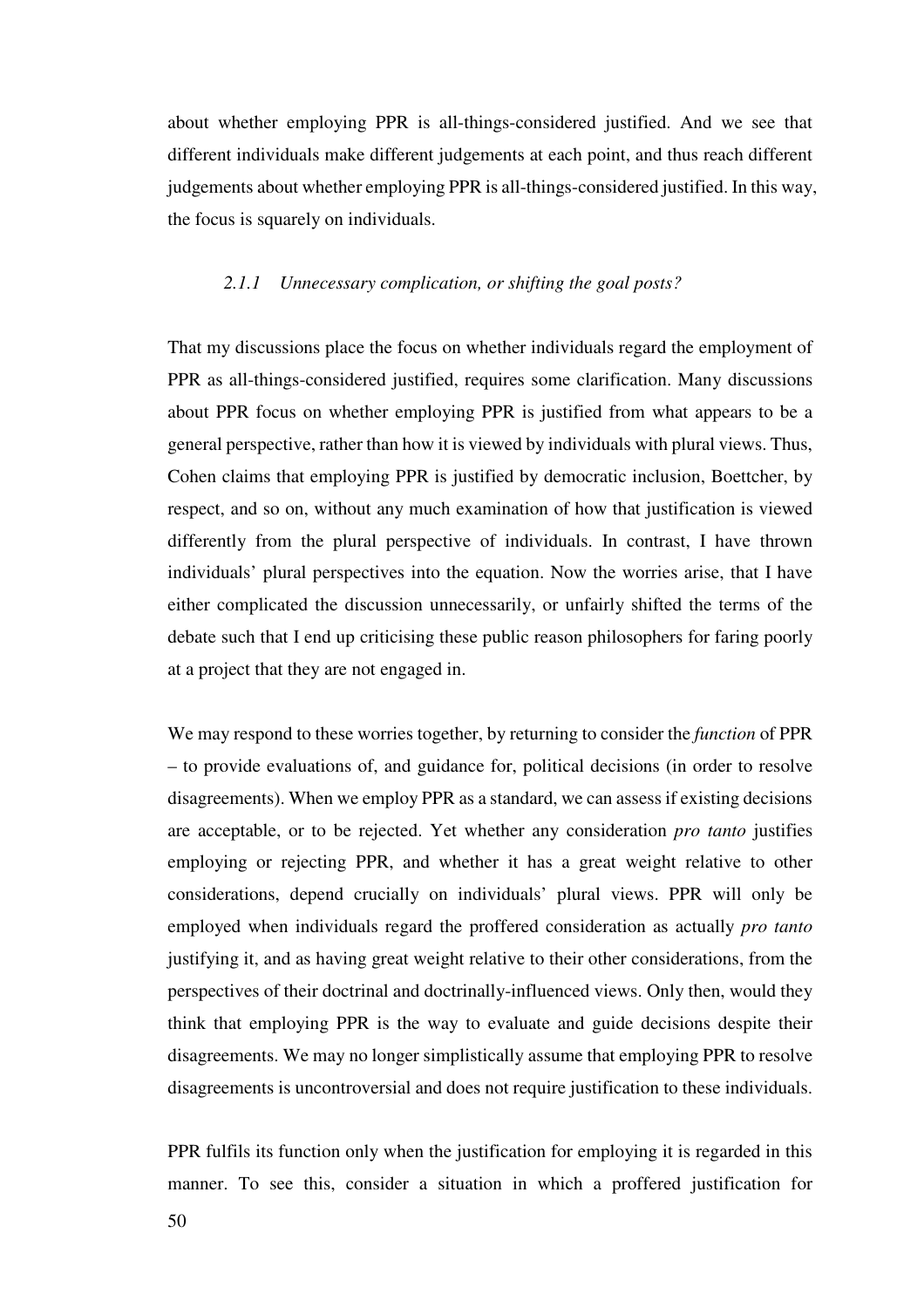about whether employing PPR is all-things-considered justified. And we see that different individuals make different judgements at each point, and thus reach different judgements about whether employing PPR is all-things-considered justified. In this way, the focus is squarely on individuals.

### *2.1.1 Unnecessary complication, or shifting the goal posts?*

That my discussions place the focus on whether individuals regard the employment of PPR as all-things-considered justified, requires some clarification. Many discussions about PPR focus on whether employing PPR is justified from what appears to be a general perspective, rather than how it is viewed by individuals with plural views. Thus, Cohen claims that employing PPR is justified by democratic inclusion, Boettcher, by respect, and so on, without any much examination of how that justification is viewed differently from the plural perspective of individuals. In contrast, I have thrown individuals' plural perspectives into the equation. Now the worries arise, that I have either complicated the discussion unnecessarily, or unfairly shifted the terms of the debate such that I end up criticising these public reason philosophers for faring poorly at a project that they are not engaged in.

We may respond to these worries together, by returning to consider the *function* of PPR – to provide evaluations of, and guidance for, political decisions (in order to resolve disagreements). When we employ PPR as a standard, we can assess if existing decisions are acceptable, or to be rejected. Yet whether any consideration *pro tanto* justifies employing or rejecting PPR, and whether it has a great weight relative to other considerations, depend crucially on individuals' plural views. PPR will only be employed when individuals regard the proffered consideration as actually *pro tanto* justifying it, and as having great weight relative to their other considerations, from the perspectives of their doctrinal and doctrinally-influenced views. Only then, would they think that employing PPR is the way to evaluate and guide decisions despite their disagreements. We may no longer simplistically assume that employing PPR to resolve disagreements is uncontroversial and does not require justification to these individuals.

PPR fulfils its function only when the justification for employing it is regarded in this manner. To see this, consider a situation in which a proffered justification for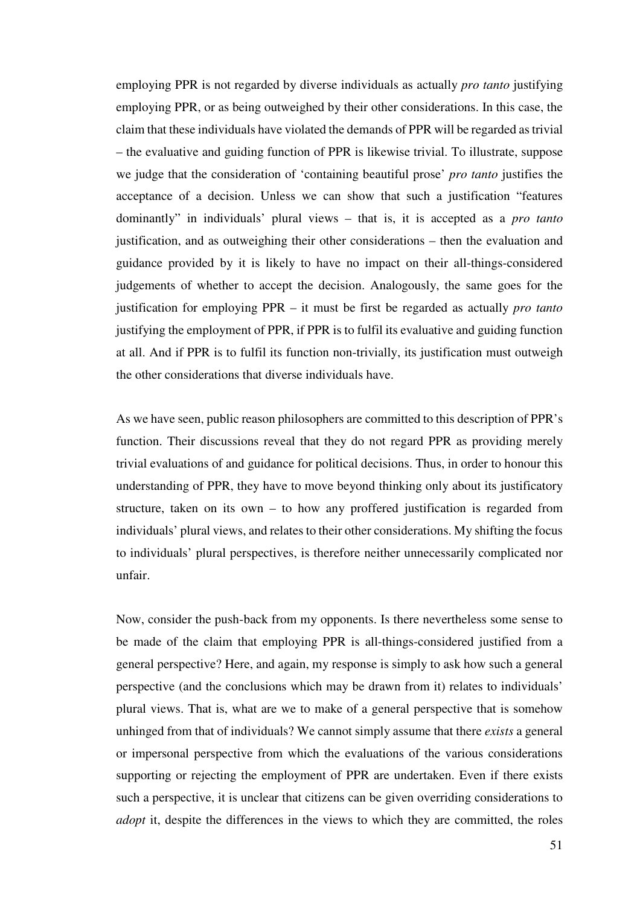employing PPR is not regarded by diverse individuals as actually *pro tanto* justifying employing PPR, or as being outweighed by their other considerations. In this case, the claim that these individuals have violated the demands of PPR will be regarded as trivial – the evaluative and guiding function of PPR is likewise trivial. To illustrate, suppose we judge that the consideration of 'containing beautiful prose' *pro tanto* justifies the acceptance of a decision. Unless we can show that such a justification "features dominantly" in individuals' plural views – that is, it is accepted as a *pro tanto* justification, and as outweighing their other considerations – then the evaluation and guidance provided by it is likely to have no impact on their all-things-considered judgements of whether to accept the decision. Analogously, the same goes for the justification for employing PPR – it must be first be regarded as actually *pro tanto* justifying the employment of PPR, if PPR is to fulfil its evaluative and guiding function at all. And if PPR is to fulfil its function non-trivially, its justification must outweigh the other considerations that diverse individuals have.

As we have seen, public reason philosophers are committed to this description of PPR's function. Their discussions reveal that they do not regard PPR as providing merely trivial evaluations of and guidance for political decisions. Thus, in order to honour this understanding of PPR, they have to move beyond thinking only about its justificatory structure, taken on its own – to how any proffered justification is regarded from individuals' plural views, and relates to their other considerations. My shifting the focus to individuals' plural perspectives, is therefore neither unnecessarily complicated nor unfair.

Now, consider the push-back from my opponents. Is there nevertheless some sense to be made of the claim that employing PPR is all-things-considered justified from a general perspective? Here, and again, my response is simply to ask how such a general perspective (and the conclusions which may be drawn from it) relates to individuals' plural views. That is, what are we to make of a general perspective that is somehow unhinged from that of individuals? We cannot simply assume that there *exists* a general or impersonal perspective from which the evaluations of the various considerations supporting or rejecting the employment of PPR are undertaken. Even if there exists such a perspective, it is unclear that citizens can be given overriding considerations to *adopt* it, despite the differences in the views to which they are committed, the roles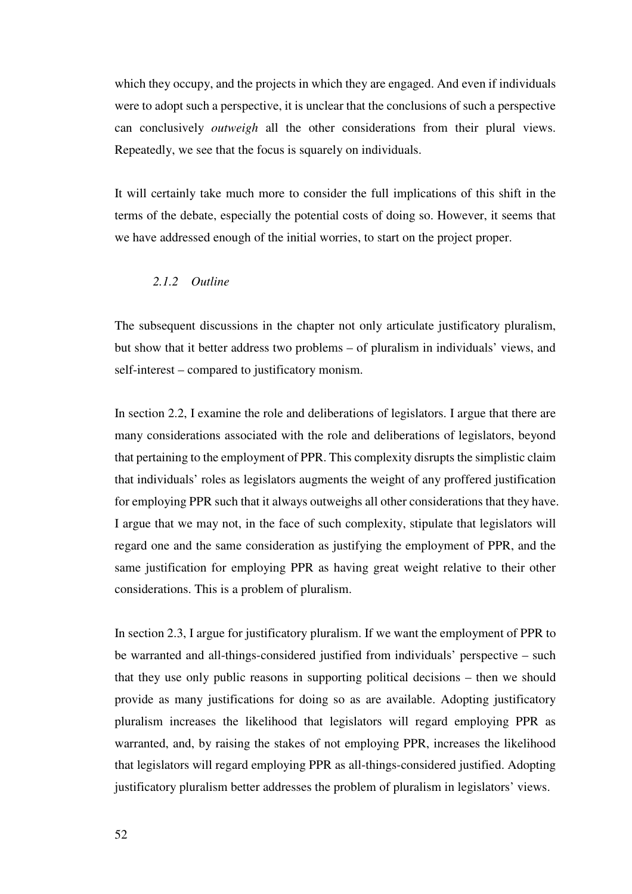which they occupy, and the projects in which they are engaged. And even if individuals were to adopt such a perspective, it is unclear that the conclusions of such a perspective can conclusively *outweigh* all the other considerations from their plural views. Repeatedly, we see that the focus is squarely on individuals.

It will certainly take much more to consider the full implications of this shift in the terms of the debate, especially the potential costs of doing so. However, it seems that we have addressed enough of the initial worries, to start on the project proper.

### *2.1.2 Outline*

The subsequent discussions in the chapter not only articulate justificatory pluralism, but show that it better address two problems – of pluralism in individuals' views, and self-interest – compared to justificatory monism.

In section 2.2, I examine the role and deliberations of legislators. I argue that there are many considerations associated with the role and deliberations of legislators, beyond that pertaining to the employment of PPR. This complexity disrupts the simplistic claim that individuals' roles as legislators augments the weight of any proffered justification for employing PPR such that it always outweighs all other considerations that they have. I argue that we may not, in the face of such complexity, stipulate that legislators will regard one and the same consideration as justifying the employment of PPR, and the same justification for employing PPR as having great weight relative to their other considerations. This is a problem of pluralism.

In section 2.3, I argue for justificatory pluralism. If we want the employment of PPR to be warranted and all-things-considered justified from individuals' perspective – such that they use only public reasons in supporting political decisions – then we should provide as many justifications for doing so as are available. Adopting justificatory pluralism increases the likelihood that legislators will regard employing PPR as warranted, and, by raising the stakes of not employing PPR, increases the likelihood that legislators will regard employing PPR as all-things-considered justified. Adopting justificatory pluralism better addresses the problem of pluralism in legislators' views.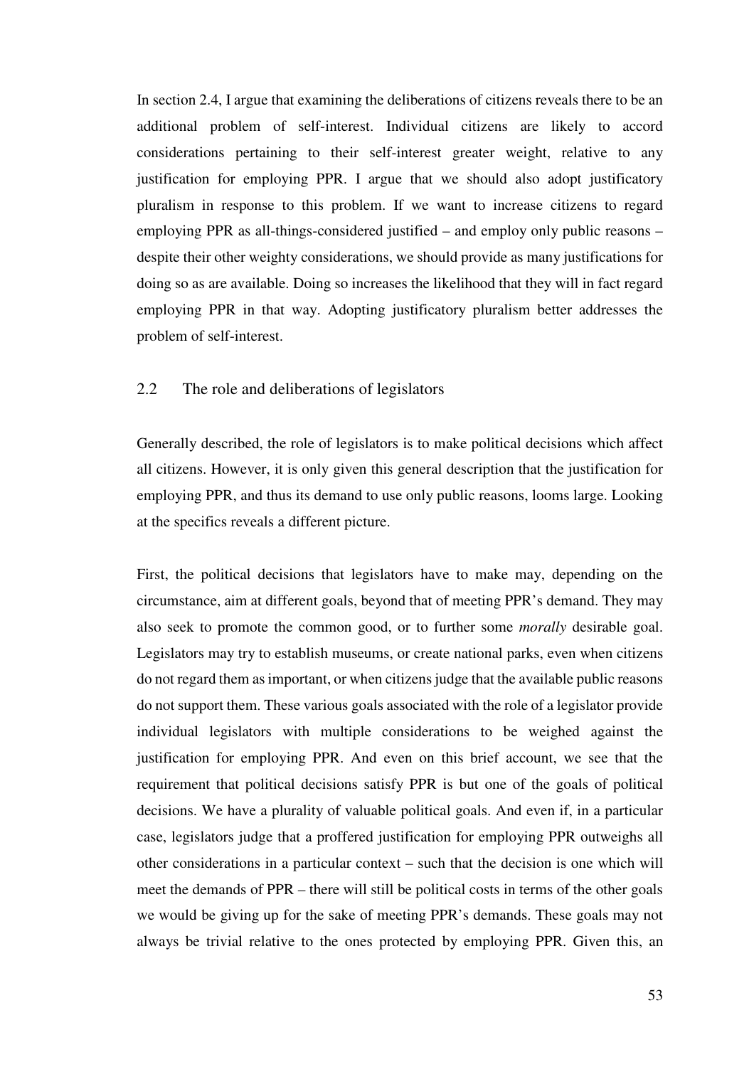In section 2.4, I argue that examining the deliberations of citizens reveals there to be an additional problem of self-interest. Individual citizens are likely to accord considerations pertaining to their self-interest greater weight, relative to any justification for employing PPR. I argue that we should also adopt justificatory pluralism in response to this problem. If we want to increase citizens to regard employing PPR as all-things-considered justified – and employ only public reasons – despite their other weighty considerations, we should provide as many justifications for doing so as are available. Doing so increases the likelihood that they will in fact regard employing PPR in that way. Adopting justificatory pluralism better addresses the problem of self-interest.

## 2.2 The role and deliberations of legislators

Generally described, the role of legislators is to make political decisions which affect all citizens. However, it is only given this general description that the justification for employing PPR, and thus its demand to use only public reasons, looms large. Looking at the specifics reveals a different picture.

First, the political decisions that legislators have to make may, depending on the circumstance, aim at different goals, beyond that of meeting PPR's demand. They may also seek to promote the common good, or to further some *morally* desirable goal. Legislators may try to establish museums, or create national parks, even when citizens do not regard them as important, or when citizens judge that the available public reasons do not support them. These various goals associated with the role of a legislator provide individual legislators with multiple considerations to be weighed against the justification for employing PPR. And even on this brief account, we see that the requirement that political decisions satisfy PPR is but one of the goals of political decisions. We have a plurality of valuable political goals. And even if, in a particular case, legislators judge that a proffered justification for employing PPR outweighs all other considerations in a particular context – such that the decision is one which will meet the demands of PPR – there will still be political costs in terms of the other goals we would be giving up for the sake of meeting PPR's demands. These goals may not always be trivial relative to the ones protected by employing PPR. Given this, an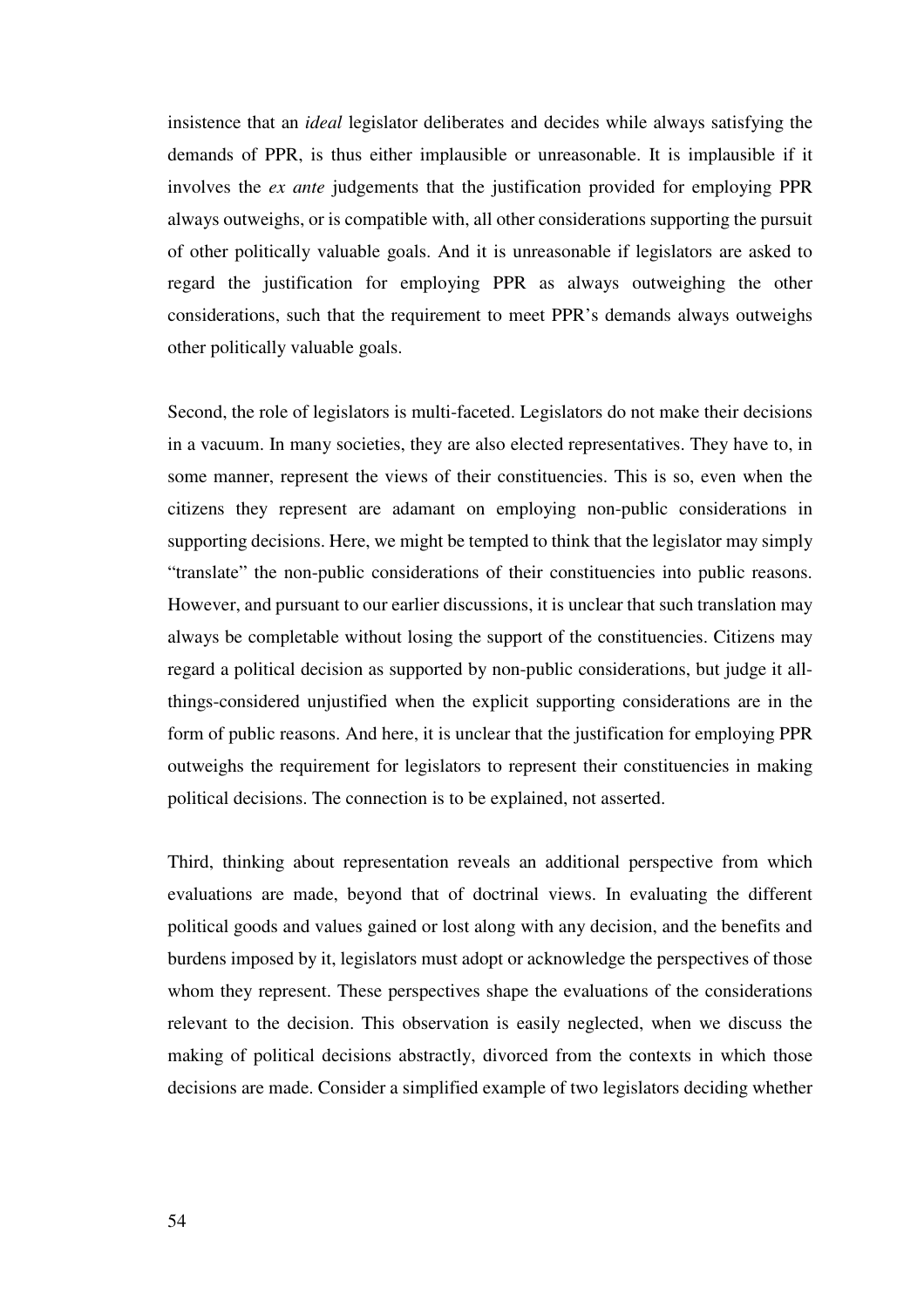insistence that an *ideal* legislator deliberates and decides while always satisfying the demands of PPR, is thus either implausible or unreasonable. It is implausible if it involves the *ex ante* judgements that the justification provided for employing PPR always outweighs, or is compatible with, all other considerations supporting the pursuit of other politically valuable goals. And it is unreasonable if legislators are asked to regard the justification for employing PPR as always outweighing the other considerations, such that the requirement to meet PPR's demands always outweighs other politically valuable goals.

Second, the role of legislators is multi-faceted. Legislators do not make their decisions in a vacuum. In many societies, they are also elected representatives. They have to, in some manner, represent the views of their constituencies. This is so, even when the citizens they represent are adamant on employing non-public considerations in supporting decisions. Here, we might be tempted to think that the legislator may simply "translate" the non-public considerations of their constituencies into public reasons. However, and pursuant to our earlier discussions, it is unclear that such translation may always be completable without losing the support of the constituencies. Citizens may regard a political decision as supported by non-public considerations, but judge it all-things-considered unjustified when the explicit supporting considerations are in the form of public reasons. And here, it is unclear that the justification for employing PPR outweighs the requirement for legislators to represent their constituencies in making political decisions. The connection is to be explained, not asserted.

Third, thinking about representation reveals an additional perspective from which evaluations are made, beyond that of doctrinal views. In evaluating the different political goods and values gained or lost along with any decision, and the benefits and burdens imposed by it, legislators must adopt or acknowledge the perspectives of those whom they represent. These perspectives shape the evaluations of the considerations relevant to the decision. This observation is easily neglected, when we discuss the making of political decisions abstractly, divorced from the contexts in which those decisions are made. Consider a simplified example of two legislators deciding whether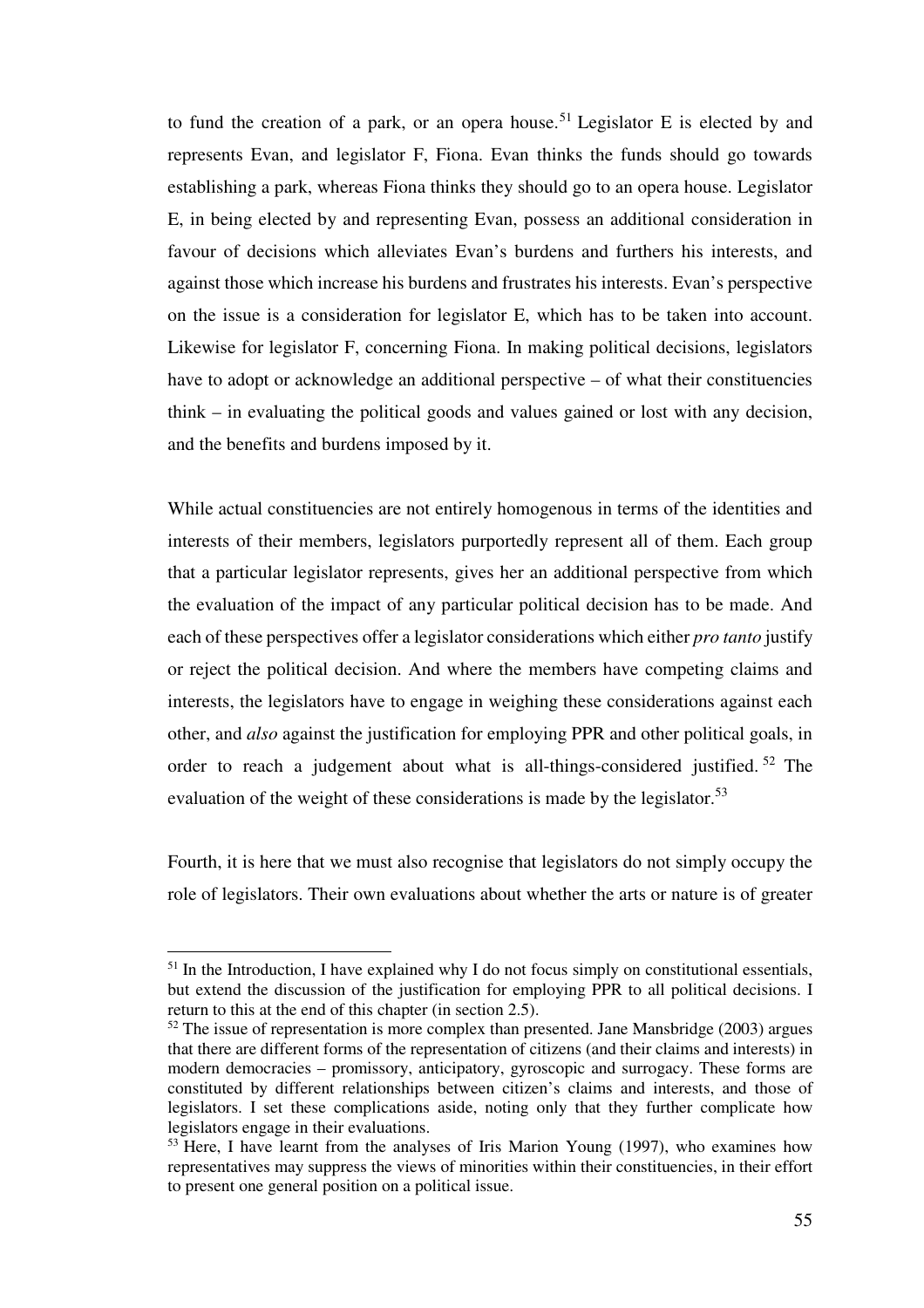to fund the creation of a park, or an opera house.[51] Legislator E is elected by and represents Evan, and legislator F, Fiona. Evan thinks the funds should go towards establishing a park, whereas Fiona thinks they should go to an opera house. Legislator E, in being elected by and representing Evan, possess an additional consideration in favour of decisions which alleviates Evan's burdens and furthers his interests, and against those which increase his burdens and frustrates his interests. Evan's perspective on the issue is a consideration for legislator E, which has to be taken into account. Likewise for legislator F, concerning Fiona. In making political decisions, legislators have to adopt or acknowledge an additional perspective – of what their constituencies think – in evaluating the political goods and values gained or lost with any decision, and the benefits and burdens imposed by it.

While actual constituencies are not entirely homogenous in terms of the identities and interests of their members, legislators purportedly represent all of them. Each group that a particular legislator represents, gives her an additional perspective from which the evaluation of the impact of any particular political decision has to be made. And each of these perspectives offer a legislator considerations which either *pro tanto* justify or reject the political decision. And where the members have competing claims and interests, the legislators have to engage in weighing these considerations against each other, and *also* against the justification for employing PPR and other political goals, in order to reach a judgement about what is all-things-considered justified.[52] The evaluation of the weight of these considerations is made by the legislator.[53]

Fourth, it is here that we must also recognise that legislators do not simply occupy the role of legislators. Their own evaluations about whether the arts or nature is of greater

---

[51] In the Introduction, I have explained why I do not focus simply on constitutional essentials, but extend the discussion of the justification for employing PPR to all political decisions. I return to this at the end of this chapter (in section 2.5).

[52] The issue of representation is more complex than presented. Jane Mansbridge (2003) argues that there are different forms of the representation of citizens (and their claims and interests) in modern democracies – promissory, anticipatory, gyroscopic and surrogacy. These forms are constituted by different relationships between citizen's claims and interests, and those of legislators. I set these complications aside, noting only that they further complicate how legislators engage in their evaluations.

[53] Here, I have learnt from the analyses of Iris Marion Young (1997), who examines how representatives may suppress the views of minorities within their constituencies, in their effort to present one general position on a political issue.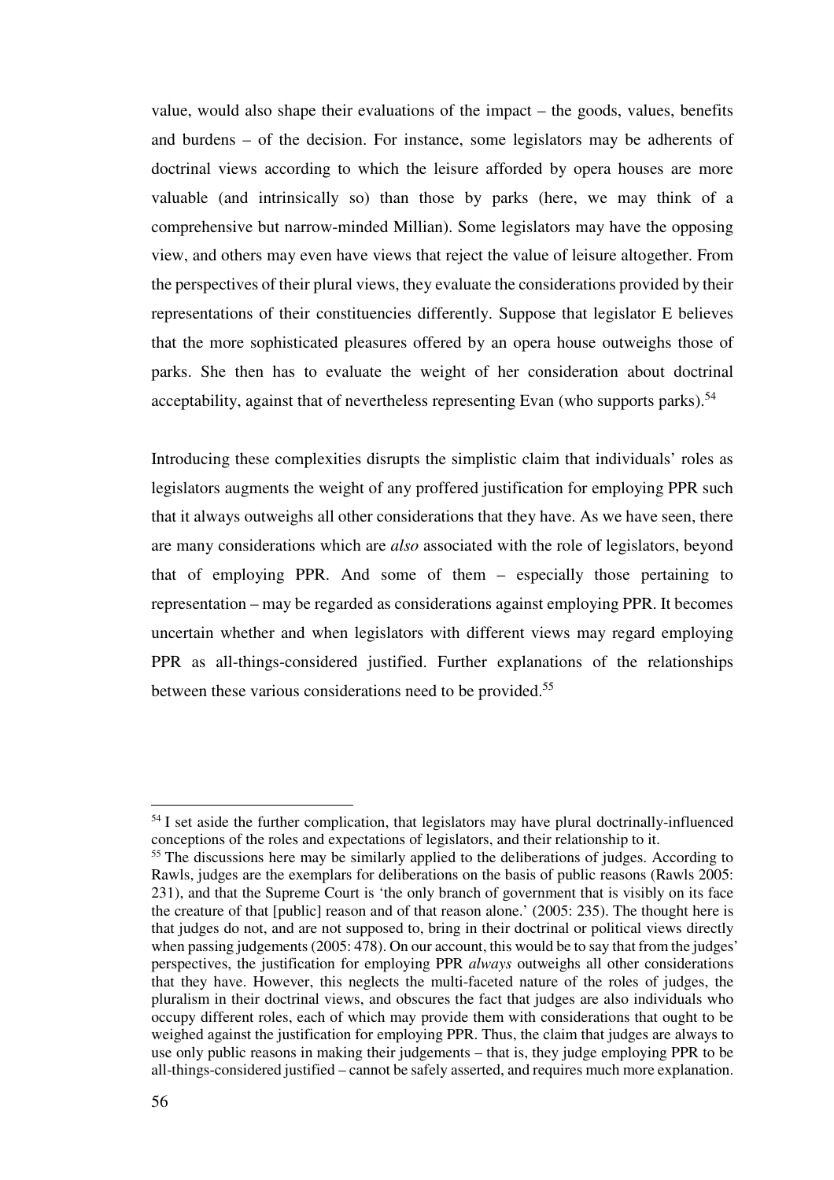value, would also shape their evaluations of the impact – the goods, values, benefits and burdens – of the decision. For instance, some legislators may be adherents of doctrinal views according to which the leisure afforded by opera houses are more valuable (and intrinsically so) than those by parks (here, we may think of a comprehensive but narrow-minded Millian). Some legislators may have the opposing view, and others may even have views that reject the value of leisure altogether. From the perspectives of their plural views, they evaluate the considerations provided by their representations of their constituencies differently. Suppose that legislator E believes that the more sophisticated pleasures offered by an opera house outweighs those of parks. She then has to evaluate the weight of her consideration about doctrinal acceptability, against that of nevertheless representing Evan (who supports parks).[54]

Introducing these complexities disrupts the simplistic claim that individuals' roles as legislators augments the weight of any proffered justification for employing PPR such that it always outweighs all other considerations that they have. As we have seen, there are many considerations which are *also* associated with the role of legislators, beyond that of employing PPR. And some of them – especially those pertaining to representation – may be regarded as considerations against employing PPR. It becomes uncertain whether and when legislators with different views may regard employing PPR as all-things-considered justified. Further explanations of the relationships between these various considerations need to be provided.[55]

---

[54] I set aside the further complication, that legislators may have plural doctrinally-influenced conceptions of the roles and expectations of legislators, and their relationship to it.

[55] The discussions here may be similarly applied to the deliberations of judges. According to Rawls, judges are the exemplars for deliberations on the basis of public reasons (Rawls 2005: 231), and that the Supreme Court is 'the only branch of government that is visibly on its face the creature of that [public] reason and of that reason alone.' (2005: 235). The thought here is that judges do not, and are not supposed to, bring in their doctrinal or political views directly when passing judgements (2005: 478). On our account, this would be to say that from the judges' perspectives, the justification for employing PPR *always* outweighs all other considerations that they have. However, this neglects the multi-faceted nature of the roles of judges, the pluralism in their doctrinal views, and obscures the fact that judges are also individuals who occupy different roles, each of which may provide them with considerations that ought to be weighed against the justification for employing PPR. Thus, the claim that judges are always to use only public reasons in making their judgements – that is, they judge employing PPR to be all-things-considered justified – cannot be safely asserted, and requires much more explanation.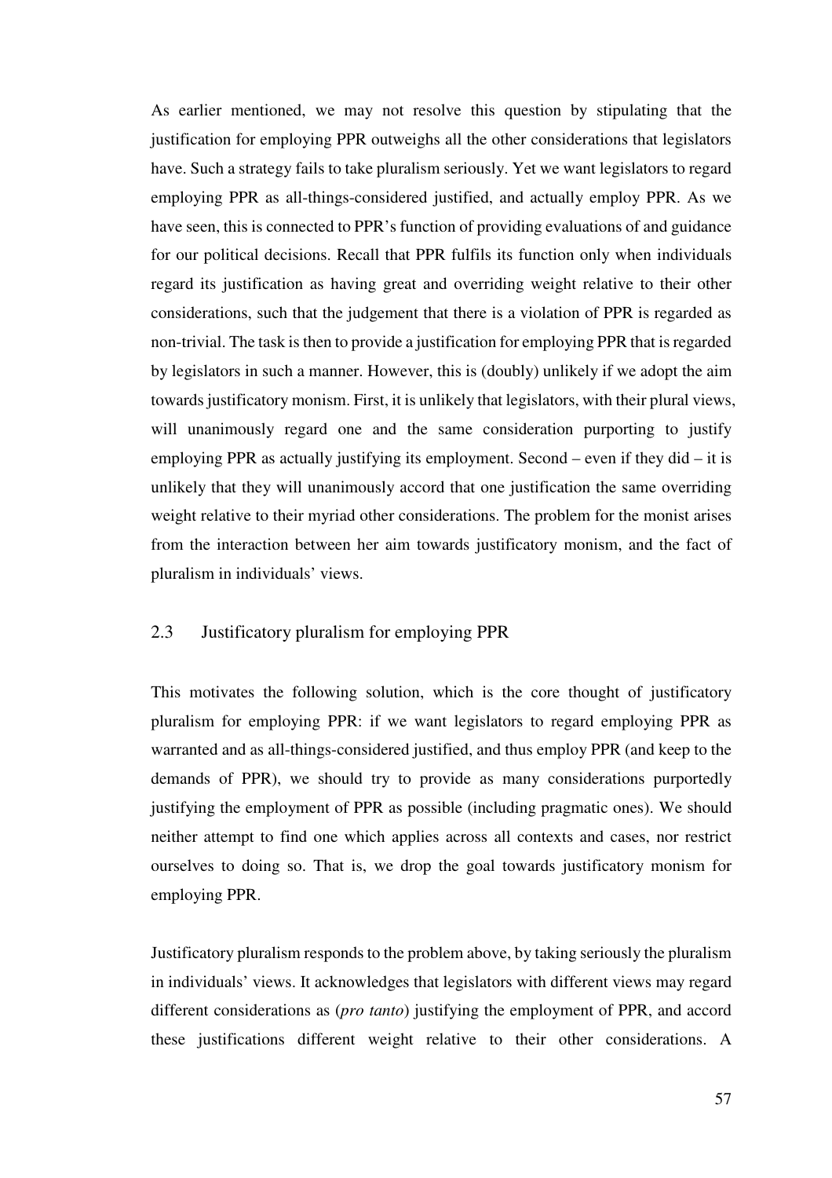As earlier mentioned, we may not resolve this question by stipulating that the justification for employing PPR outweighs all the other considerations that legislators have. Such a strategy fails to take pluralism seriously. Yet we want legislators to regard employing PPR as all-things-considered justified, and actually employ PPR. As we have seen, this is connected to PPR's function of providing evaluations of and guidance for our political decisions. Recall that PPR fulfils its function only when individuals regard its justification as having great and overriding weight relative to their other considerations, such that the judgement that there is a violation of PPR is regarded as non-trivial. The task is then to provide a justification for employing PPR that is regarded by legislators in such a manner. However, this is (doubly) unlikely if we adopt the aim towards justificatory monism. First, it is unlikely that legislators, with their plural views, will unanimously regard one and the same consideration purporting to justify employing PPR as actually justifying its employment. Second – even if they did – it is unlikely that they will unanimously accord that one justification the same overriding weight relative to their myriad other considerations. The problem for the monist arises from the interaction between her aim towards justificatory monism, and the fact of pluralism in individuals' views.

### 2.3 Justificatory pluralism for employing PPR

This motivates the following solution, which is the core thought of justificatory pluralism for employing PPR: if we want legislators to regard employing PPR as warranted and as all-things-considered justified, and thus employ PPR (and keep to the demands of PPR), we should try to provide as many considerations purportedly justifying the employment of PPR as possible (including pragmatic ones). We should neither attempt to find one which applies across all contexts and cases, nor restrict ourselves to doing so. That is, we drop the goal towards justificatory monism for employing PPR.

Justificatory pluralism responds to the problem above, by taking seriously the pluralism in individuals' views. It acknowledges that legislators with different views may regard different considerations as (*pro tanto*) justifying the employment of PPR, and accord these justifications different weight relative to their other considerations. A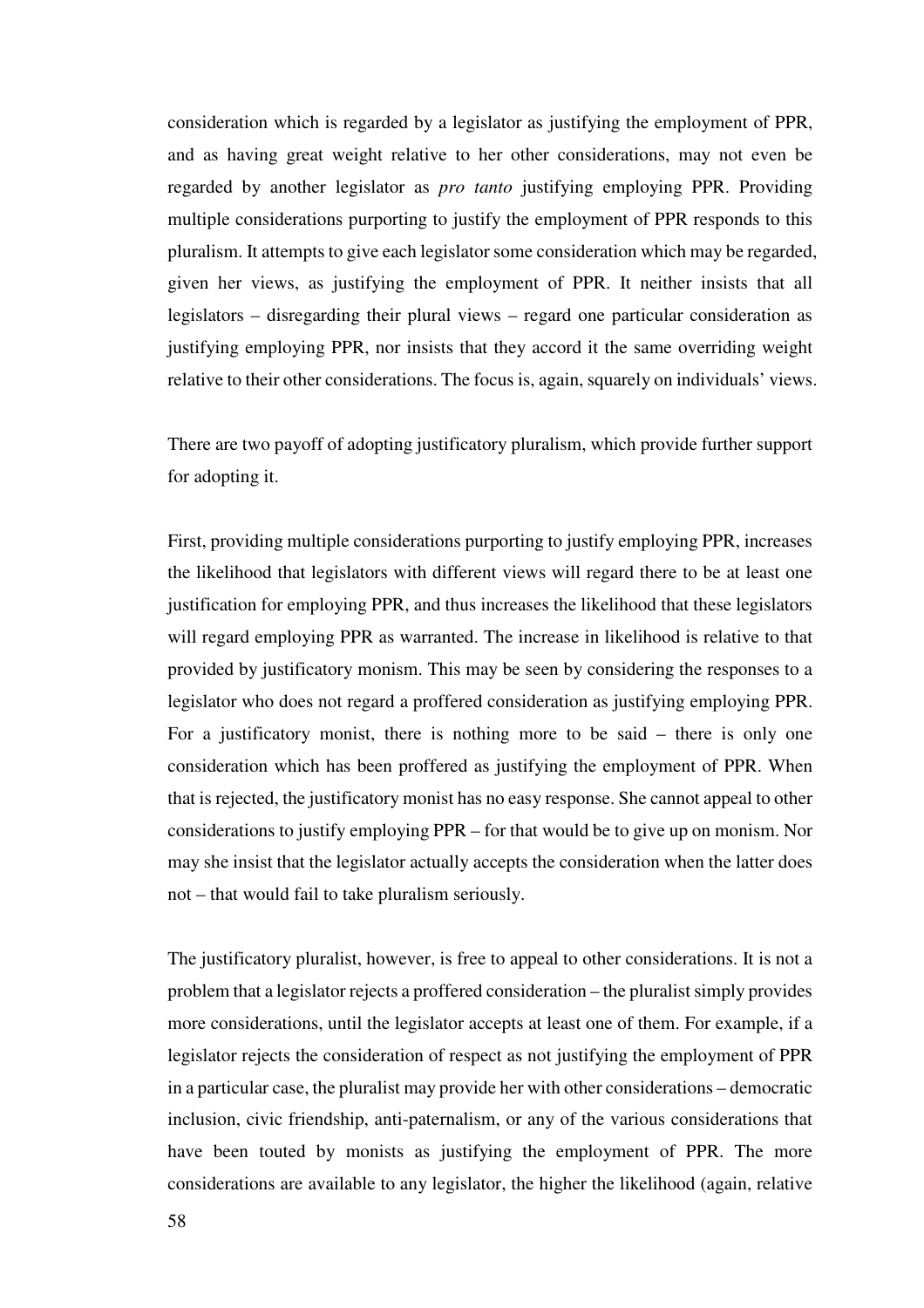consideration which is regarded by a legislator as justifying the employment of PPR, and as having great weight relative to her other considerations, may not even be regarded by another legislator as *pro tanto* justifying employing PPR. Providing multiple considerations purporting to justify the employment of PPR responds to this pluralism. It attempts to give each legislator some consideration which may be regarded, given her views, as justifying the employment of PPR. It neither insists that all legislators – disregarding their plural views – regard one particular consideration as justifying employing PPR, nor insists that they accord it the same overriding weight relative to their other considerations. The focus is, again, squarely on individuals' views.

There are two payoff of adopting justificatory pluralism, which provide further support for adopting it.

First, providing multiple considerations purporting to justify employing PPR, increases the likelihood that legislators with different views will regard there to be at least one justification for employing PPR, and thus increases the likelihood that these legislators will regard employing PPR as warranted. The increase in likelihood is relative to that provided by justificatory monism. This may be seen by considering the responses to a legislator who does not regard a proffered consideration as justifying employing PPR. For a justificatory monist, there is nothing more to be said – there is only one consideration which has been proffered as justifying the employment of PPR. When that is rejected, the justificatory monist has no easy response. She cannot appeal to other considerations to justify employing PPR – for that would be to give up on monism. Nor may she insist that the legislator actually accepts the consideration when the latter does not – that would fail to take pluralism seriously.

The justificatory pluralist, however, is free to appeal to other considerations. It is not a problem that a legislator rejects a proffered consideration – the pluralist simply provides more considerations, until the legislator accepts at least one of them. For example, if a legislator rejects the consideration of respect as not justifying the employment of PPR in a particular case, the pluralist may provide her with other considerations – democratic inclusion, civic friendship, anti-paternalism, or any of the various considerations that have been touted by monists as justifying the employment of PPR. The more considerations are available to any legislator, the higher the likelihood (again, relative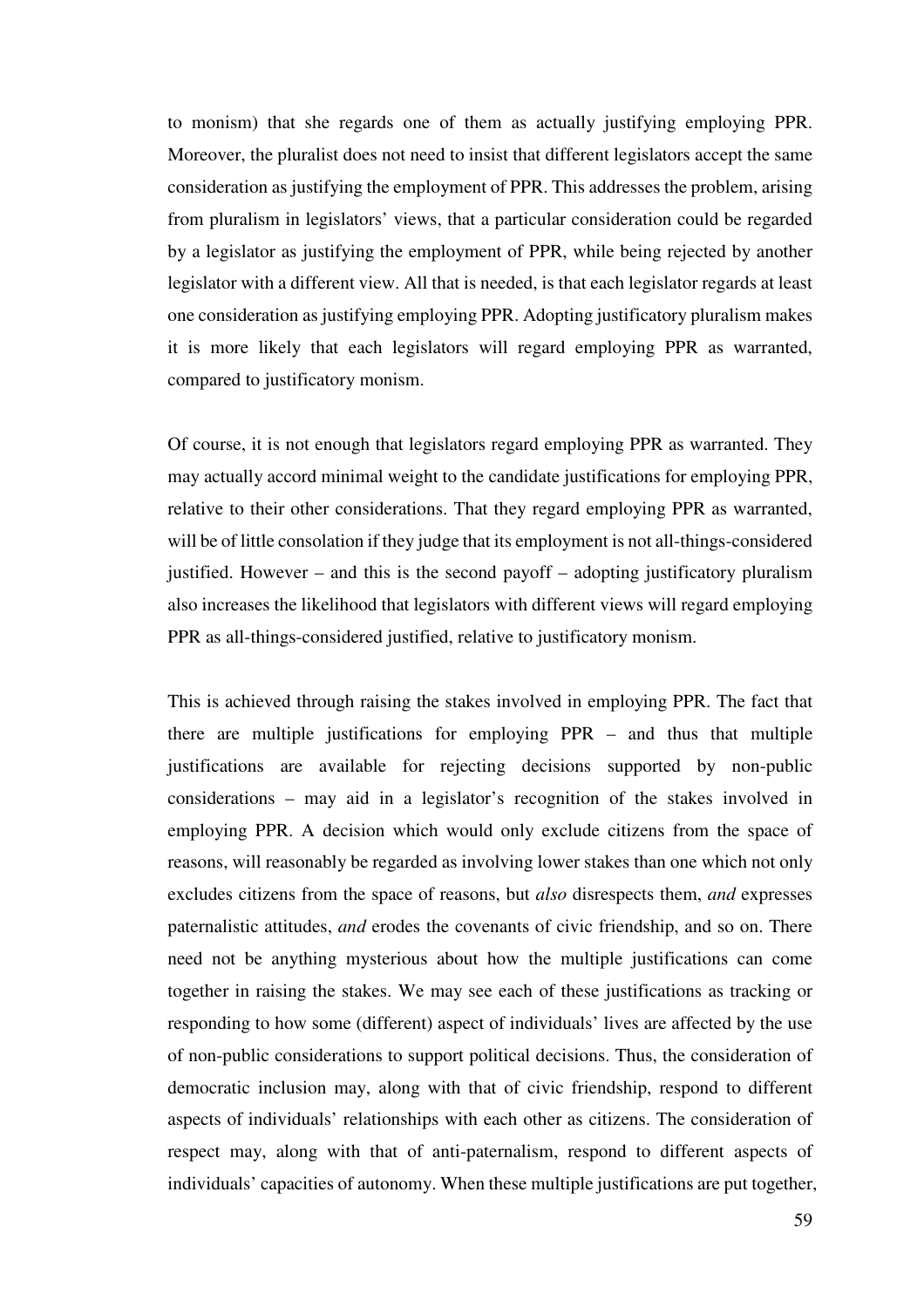to monism) that she regards one of them as actually justifying employing PPR. Moreover, the pluralist does not need to insist that different legislators accept the same consideration as justifying the employment of PPR. This addresses the problem, arising from pluralism in legislators' views, that a particular consideration could be regarded by a legislator as justifying the employment of PPR, while being rejected by another legislator with a different view. All that is needed, is that each legislator regards at least one consideration as justifying employing PPR. Adopting justificatory pluralism makes it is more likely that each legislators will regard employing PPR as warranted, compared to justificatory monism.

Of course, it is not enough that legislators regard employing PPR as warranted. They may actually accord minimal weight to the candidate justifications for employing PPR, relative to their other considerations. That they regard employing PPR as warranted, will be of little consolation if they judge that its employment is not all-things-considered justified. However – and this is the second payoff – adopting justificatory pluralism also increases the likelihood that legislators with different views will regard employing PPR as all-things-considered justified, relative to justificatory monism.

This is achieved through raising the stakes involved in employing PPR. The fact that there are multiple justifications for employing PPR – and thus that multiple justifications are available for rejecting decisions supported by non-public considerations – may aid in a legislator's recognition of the stakes involved in employing PPR. A decision which would only exclude citizens from the space of reasons, will reasonably be regarded as involving lower stakes than one which not only excludes citizens from the space of reasons, but *also* disrespects them, *and* expresses paternalistic attitudes, *and* erodes the covenants of civic friendship, and so on. There need not be anything mysterious about how the multiple justifications can come together in raising the stakes. We may see each of these justifications as tracking or responding to how some (different) aspect of individuals' lives are affected by the use of non-public considerations to support political decisions. Thus, the consideration of democratic inclusion may, along with that of civic friendship, respond to different aspects of individuals' relationships with each other as citizens. The consideration of respect may, along with that of anti-paternalism, respond to different aspects of individuals' capacities of autonomy. When these multiple justifications are put together,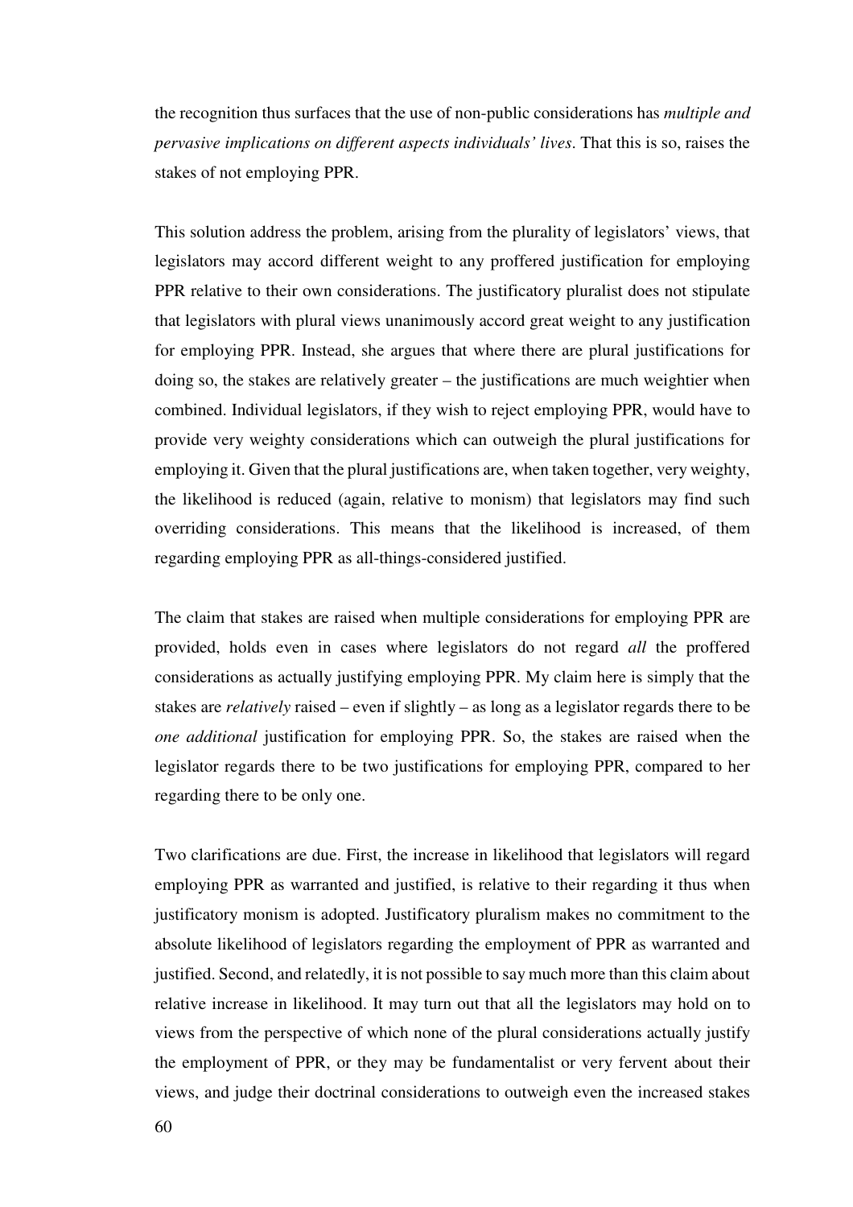the recognition thus surfaces that the use of non-public considerations has *multiple and pervasive implications on different aspects individuals' lives*. That this is so, raises the stakes of not employing PPR.

This solution address the problem, arising from the plurality of legislators' views, that legislators may accord different weight to any proffered justification for employing PPR relative to their own considerations. The justificatory pluralist does not stipulate that legislators with plural views unanimously accord great weight to any justification for employing PPR. Instead, she argues that where there are plural justifications for doing so, the stakes are relatively greater – the justifications are much weightier when combined. Individual legislators, if they wish to reject employing PPR, would have to provide very weighty considerations which can outweigh the plural justifications for employing it. Given that the plural justifications are, when taken together, very weighty, the likelihood is reduced (again, relative to monism) that legislators may find such overriding considerations. This means that the likelihood is increased, of them regarding employing PPR as all-things-considered justified.

The claim that stakes are raised when multiple considerations for employing PPR are provided, holds even in cases where legislators do not regard *all* the proffered considerations as actually justifying employing PPR. My claim here is simply that the stakes are *relatively* raised – even if slightly – as long as a legislator regards there to be *one additional* justification for employing PPR. So, the stakes are raised when the legislator regards there to be two justifications for employing PPR, compared to her regarding there to be only one.

Two clarifications are due. First, the increase in likelihood that legislators will regard employing PPR as warranted and justified, is relative to their regarding it thus when justificatory monism is adopted. Justificatory pluralism makes no commitment to the absolute likelihood of legislators regarding the employment of PPR as warranted and justified. Second, and relatedly, it is not possible to say much more than this claim about relative increase in likelihood. It may turn out that all the legislators may hold on to views from the perspective of which none of the plural considerations actually justify the employment of PPR, or they may be fundamentalist or very fervent about their views, and judge their doctrinal considerations to outweigh even the increased stakes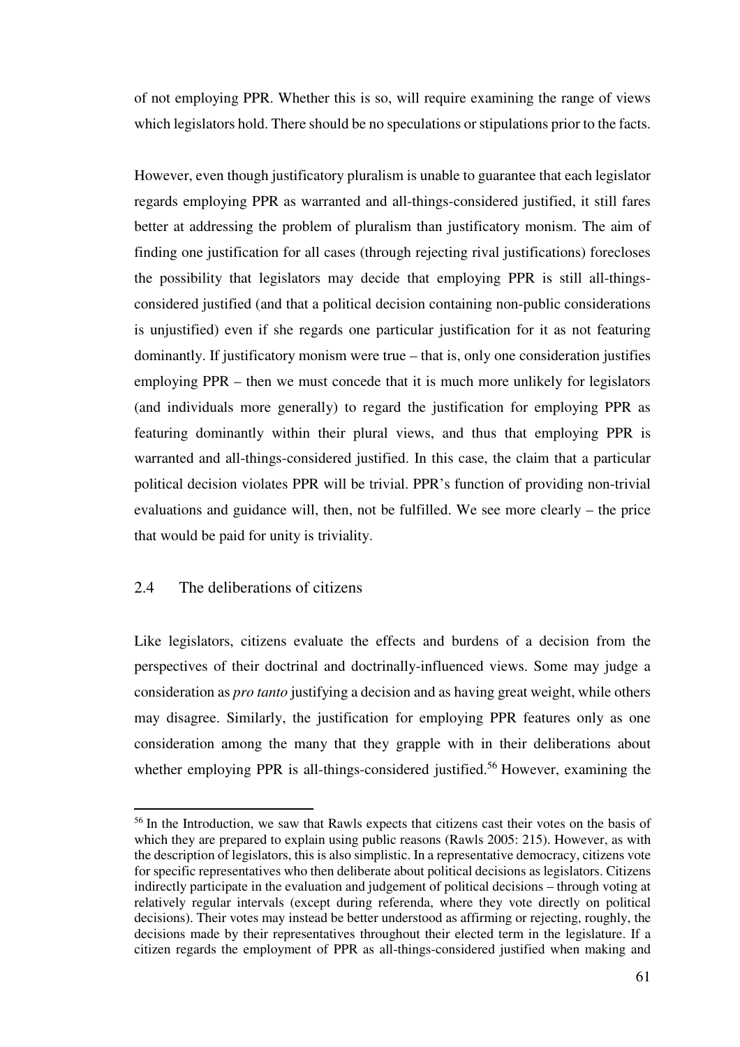of not employing PPR. Whether this is so, will require examining the range of views which legislators hold. There should be no speculations or stipulations prior to the facts.

However, even though justificatory pluralism is unable to guarantee that each legislator regards employing PPR as warranted and all-things-considered justified, it still fares better at addressing the problem of pluralism than justificatory monism. The aim of finding one justification for all cases (through rejecting rival justifications) forecloses the possibility that legislators may decide that employing PPR is still all-things-considered justified (and that a political decision containing non-public considerations is unjustified) even if she regards one particular justification for it as not featuring dominantly. If justificatory monism were true – that is, only one consideration justifies employing PPR – then we must concede that it is much more unlikely for legislators (and individuals more generally) to regard the justification for employing PPR as featuring dominantly within their plural views, and thus that employing PPR is warranted and all-things-considered justified. In this case, the claim that a particular political decision violates PPR will be trivial. PPR's function of providing non-trivial evaluations and guidance will, then, not be fulfilled. We see more clearly – the price that would be paid for unity is triviality.

## 2.4 The deliberations of citizens

Like legislators, citizens evaluate the effects and burdens of a decision from the perspectives of their doctrinal and doctrinally-influenced views. Some may judge a consideration as *pro tanto* justifying a decision and as having great weight, while others may disagree. Similarly, the justification for employing PPR features only as one consideration among the many that they grapple with in their deliberations about whether employing PPR is all-things-considered justified.[56] However, examining the

[56] In the Introduction, we saw that Rawls expects that citizens cast their votes on the basis of which they are prepared to explain using public reasons (Rawls 2005: 215). However, as with the description of legislators, this is also simplistic. In a representative democracy, citizens vote for specific representatives who then deliberate about political decisions as legislators. Citizens indirectly participate in the evaluation and judgement of political decisions – through voting at relatively regular intervals (except during referenda, where they vote directly on political decisions). Their votes may instead be better understood as affirming or rejecting, roughly, the decisions made by their representatives throughout their elected term in the legislature. If a citizen regards the employment of PPR as all-things-considered justified when making and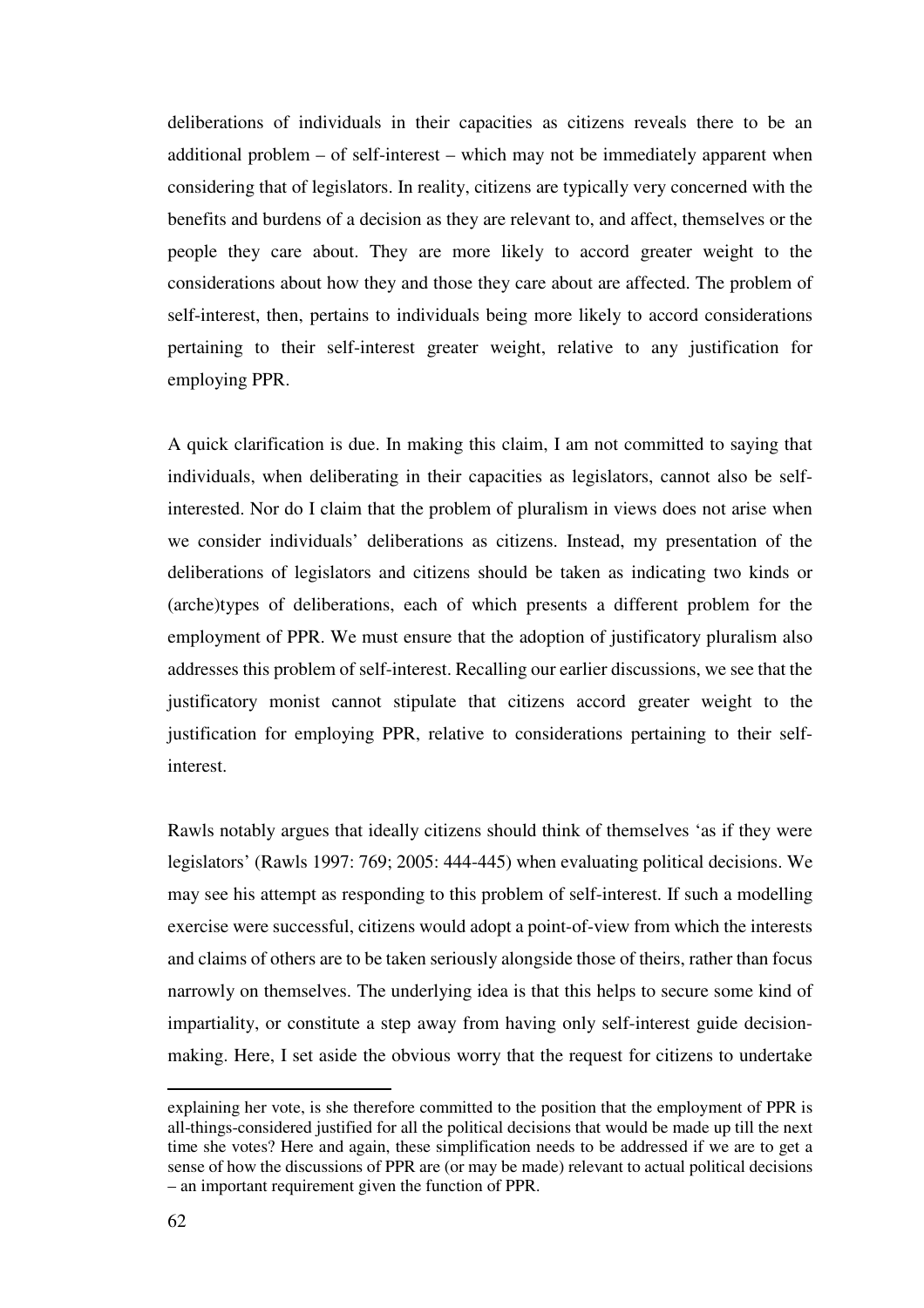deliberations of individuals in their capacities as citizens reveals there to be an additional problem – of self-interest – which may not be immediately apparent when considering that of legislators. In reality, citizens are typically very concerned with the benefits and burdens of a decision as they are relevant to, and affect, themselves or the people they care about. They are more likely to accord greater weight to the considerations about how they and those they care about are affected. The problem of self-interest, then, pertains to individuals being more likely to accord considerations pertaining to their self-interest greater weight, relative to any justification for employing PPR.

A quick clarification is due. In making this claim, I am not committed to saying that individuals, when deliberating in their capacities as legislators, cannot also be self-interested. Nor do I claim that the problem of pluralism in views does not arise when we consider individuals' deliberations as citizens. Instead, my presentation of the deliberations of legislators and citizens should be taken as indicating two kinds or (arche)types of deliberations, each of which presents a different problem for the employment of PPR. We must ensure that the adoption of justificatory pluralism also addresses this problem of self-interest. Recalling our earlier discussions, we see that the justificatory monist cannot stipulate that citizens accord greater weight to the justification for employing PPR, relative to considerations pertaining to their self-interest.

Rawls notably argues that ideally citizens should think of themselves 'as if they were legislators' (Rawls 1997: 769; 2005: 444-445) when evaluating political decisions. We may see his attempt as responding to this problem of self-interest. If such a modelling exercise were successful, citizens would adopt a point-of-view from which the interests and claims of others are to be taken seriously alongside those of theirs, rather than focus narrowly on themselves. The underlying idea is that this helps to secure some kind of impartiality, or constitute a step away from having only self-interest guide decision-making. Here, I set aside the obvious worry that the request for citizens to undertake

---

explaining her vote, is she therefore committed to the position that the employment of PPR is all-things-considered justified for all the political decisions that would be made up till the next time she votes? Here and again, these simplification needs to be addressed if we are to get a sense of how the discussions of PPR are (or may be made) relevant to actual political decisions – an important requirement given the function of PPR.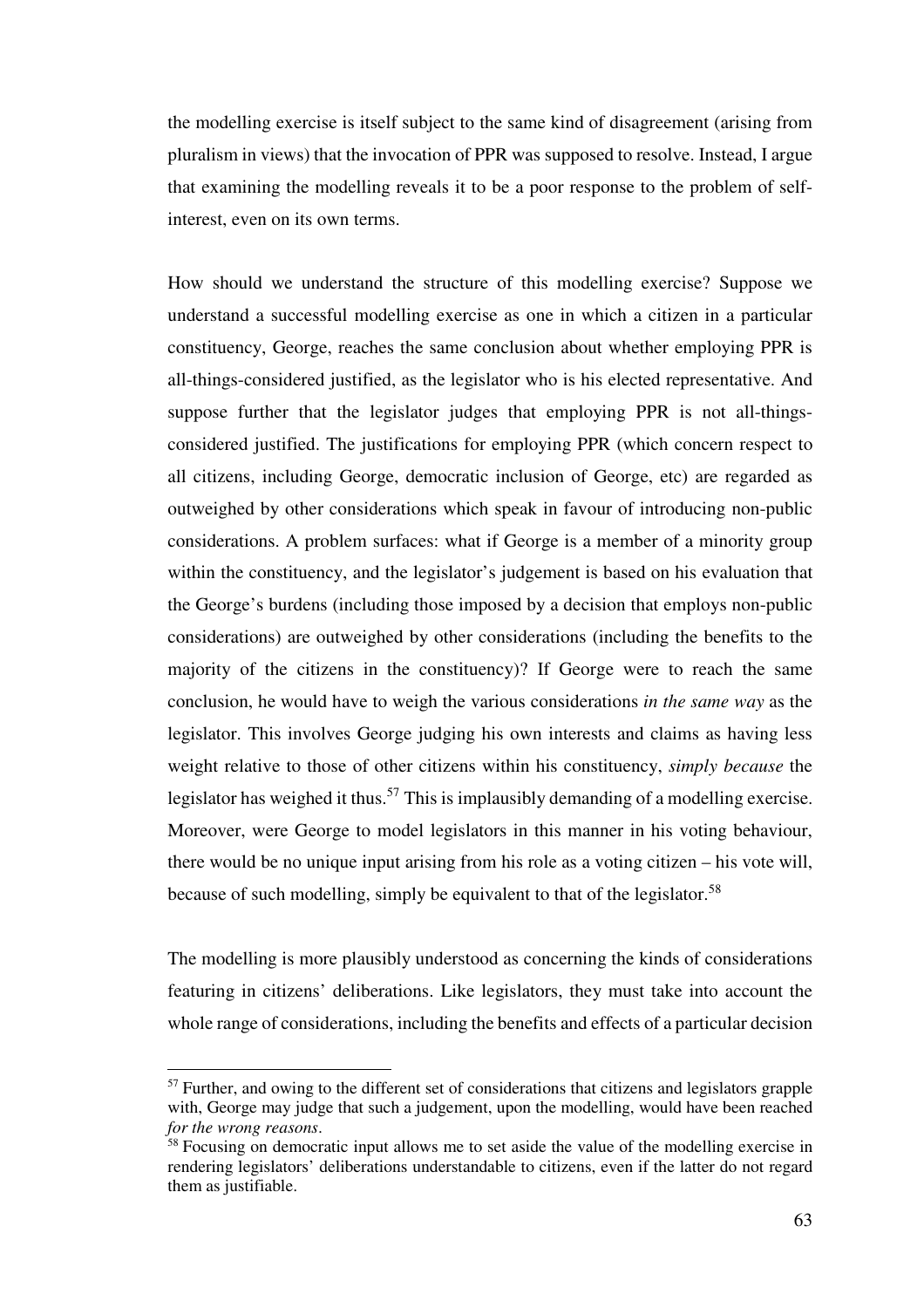the modelling exercise is itself subject to the same kind of disagreement (arising from pluralism in views) that the invocation of PPR was supposed to resolve. Instead, I argue that examining the modelling reveals it to be a poor response to the problem of self-interest, even on its own terms.

How should we understand the structure of this modelling exercise? Suppose we understand a successful modelling exercise as one in which a citizen in a particular constituency, George, reaches the same conclusion about whether employing PPR is all-things-considered justified, as the legislator who is his elected representative. And suppose further that the legislator judges that employing PPR is not all-things-considered justified. The justifications for employing PPR (which concern respect to all citizens, including George, democratic inclusion of George, etc) are regarded as outweighed by other considerations which speak in favour of introducing non-public considerations. A problem surfaces: what if George is a member of a minority group within the constituency, and the legislator's judgement is based on his evaluation that the George's burdens (including those imposed by a decision that employs non-public considerations) are outweighed by other considerations (including the benefits to the majority of the citizens in the constituency)? If George were to reach the same conclusion, he would have to weigh the various considerations *in the same way* as the legislator. This involves George judging his own interests and claims as having less weight relative to those of other citizens within his constituency, *simply because* the legislator has weighed it thus.[57] This is implausibly demanding of a modelling exercise. Moreover, were George to model legislators in this manner in his voting behaviour, there would be no unique input arising from his role as a voting citizen – his vote will, because of such modelling, simply be equivalent to that of the legislator.[58]

The modelling is more plausibly understood as concerning the kinds of considerations featuring in citizens' deliberations. Like legislators, they must take into account the whole range of considerations, including the benefits and effects of a particular decision

[57] Further, and owing to the different set of considerations that citizens and legislators grapple with, George may judge that such a judgement, upon the modelling, would have been reached *for the wrong reasons*.

[58] Focusing on democratic input allows me to set aside the value of the modelling exercise in rendering legislators' deliberations understandable to citizens, even if the latter do not regard them as justifiable.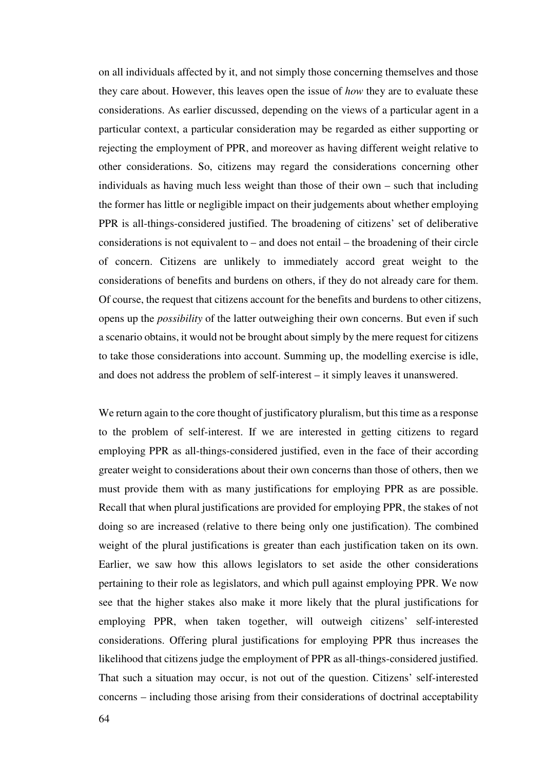on all individuals affected by it, and not simply those concerning themselves and those they care about. However, this leaves open the issue of *how* they are to evaluate these considerations. As earlier discussed, depending on the views of a particular agent in a particular context, a particular consideration may be regarded as either supporting or rejecting the employment of PPR, and moreover as having different weight relative to other considerations. So, citizens may regard the considerations concerning other individuals as having much less weight than those of their own – such that including the former has little or negligible impact on their judgements about whether employing PPR is all-things-considered justified. The broadening of citizens' set of deliberative considerations is not equivalent to – and does not entail – the broadening of their circle of concern. Citizens are unlikely to immediately accord great weight to the considerations of benefits and burdens on others, if they do not already care for them. Of course, the request that citizens account for the benefits and burdens to other citizens, opens up the *possibility* of the latter outweighing their own concerns. But even if such a scenario obtains, it would not be brought about simply by the mere request for citizens to take those considerations into account. Summing up, the modelling exercise is idle, and does not address the problem of self-interest – it simply leaves it unanswered.

We return again to the core thought of justificatory pluralism, but this time as a response to the problem of self-interest. If we are interested in getting citizens to regard employing PPR as all-things-considered justified, even in the face of their according greater weight to considerations about their own concerns than those of others, then we must provide them with as many justifications for employing PPR as are possible. Recall that when plural justifications are provided for employing PPR, the stakes of not doing so are increased (relative to there being only one justification). The combined weight of the plural justifications is greater than each justification taken on its own. Earlier, we saw how this allows legislators to set aside the other considerations pertaining to their role as legislators, and which pull against employing PPR. We now see that the higher stakes also make it more likely that the plural justifications for employing PPR, when taken together, will outweigh citizens' self-interested considerations. Offering plural justifications for employing PPR thus increases the likelihood that citizens judge the employment of PPR as all-things-considered justified. That such a situation may occur, is not out of the question. Citizens' self-interested concerns – including those arising from their considerations of doctrinal acceptability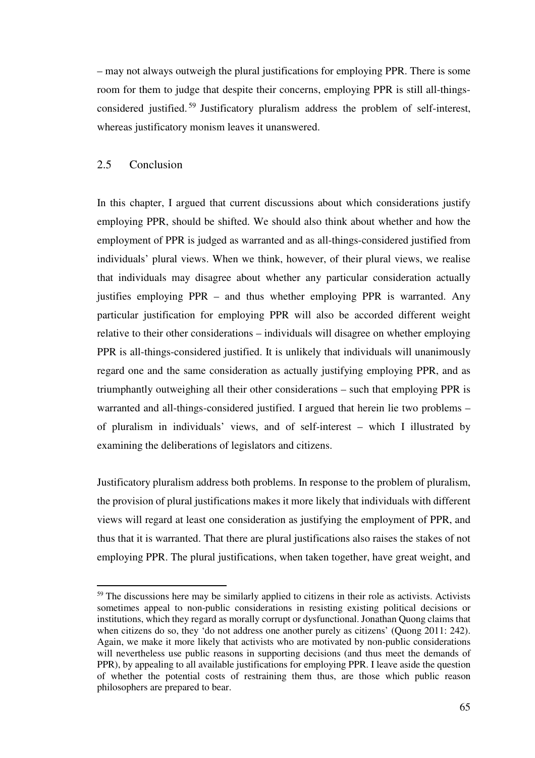– may not always outweigh the plural justifications for employing PPR. There is some room for them to judge that despite their concerns, employing PPR is still all-things-considered justified.[59] Justificatory pluralism address the problem of self-interest, whereas justificatory monism leaves it unanswered.

## 2.5 Conclusion

In this chapter, I argued that current discussions about which considerations justify employing PPR, should be shifted. We should also think about whether and how the employment of PPR is judged as warranted and as all-things-considered justified from individuals' plural views. When we think, however, of their plural views, we realise that individuals may disagree about whether any particular consideration actually justifies employing PPR – and thus whether employing PPR is warranted. Any particular justification for employing PPR will also be accorded different weight relative to their other considerations – individuals will disagree on whether employing PPR is all-things-considered justified. It is unlikely that individuals will unanimously regard one and the same consideration as actually justifying employing PPR, and as triumphantly outweighing all their other considerations – such that employing PPR is warranted and all-things-considered justified. I argued that herein lie two problems – of pluralism in individuals' views, and of self-interest – which I illustrated by examining the deliberations of legislators and citizens.

Justificatory pluralism address both problems. In response to the problem of pluralism, the provision of plural justifications makes it more likely that individuals with different views will regard at least one consideration as justifying the employment of PPR, and thus that it is warranted. That there are plural justifications also raises the stakes of not employing PPR. The plural justifications, when taken together, have great weight, and

[59] The discussions here may be similarly applied to citizens in their role as activists. Activists sometimes appeal to non-public considerations in resisting existing political decisions or institutions, which they regard as morally corrupt or dysfunctional. Jonathan Quong claims that when citizens do so, they 'do not address one another purely as citizens' (Quong 2011: 242). Again, we make it more likely that activists who are motivated by non-public considerations will nevertheless use public reasons in supporting decisions (and thus meet the demands of PPR), by appealing to all available justifications for employing PPR. I leave aside the question of whether the potential costs of restraining them thus, are those which public reason philosophers are prepared to bear.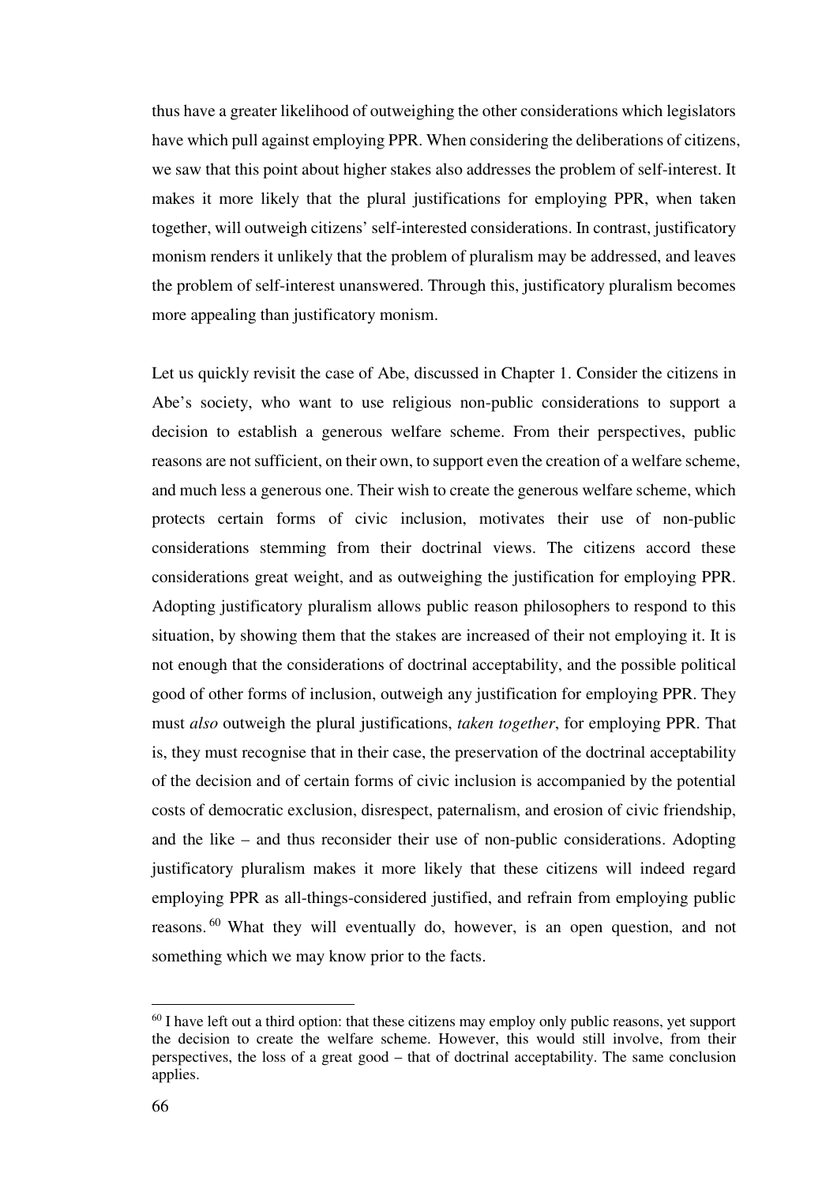thus have a greater likelihood of outweighing the other considerations which legislators have which pull against employing PPR. When considering the deliberations of citizens, we saw that this point about higher stakes also addresses the problem of self-interest. It makes it more likely that the plural justifications for employing PPR, when taken together, will outweigh citizens' self-interested considerations. In contrast, justificatory monism renders it unlikely that the problem of pluralism may be addressed, and leaves the problem of self-interest unanswered. Through this, justificatory pluralism becomes more appealing than justificatory monism.

Let us quickly revisit the case of Abe, discussed in Chapter 1. Consider the citizens in Abe's society, who want to use religious non-public considerations to support a decision to establish a generous welfare scheme. From their perspectives, public reasons are not sufficient, on their own, to support even the creation of a welfare scheme, and much less a generous one. Their wish to create the generous welfare scheme, which protects certain forms of civic inclusion, motivates their use of non-public considerations stemming from their doctrinal views. The citizens accord these considerations great weight, and as outweighing the justification for employing PPR. Adopting justificatory pluralism allows public reason philosophers to respond to this situation, by showing them that the stakes are increased of their not employing it. It is not enough that the considerations of doctrinal acceptability, and the possible political good of other forms of inclusion, outweigh any justification for employing PPR. They must *also* outweigh the plural justifications, *taken together*, for employing PPR. That is, they must recognise that in their case, the preservation of the doctrinal acceptability of the decision and of certain forms of civic inclusion is accompanied by the potential costs of democratic exclusion, disrespect, paternalism, and erosion of civic friendship, and the like – and thus reconsider their use of non-public considerations. Adopting justificatory pluralism makes it more likely that these citizens will indeed regard employing PPR as all-things-considered justified, and refrain from employing public reasons.[60] What they will eventually do, however, is an open question, and not something which we may know prior to the facts.

[60] I have left out a third option: that these citizens may employ only public reasons, yet support the decision to create the welfare scheme. However, this would still involve, from their perspectives, the loss of a great good – that of doctrinal acceptability. The same conclusion applies.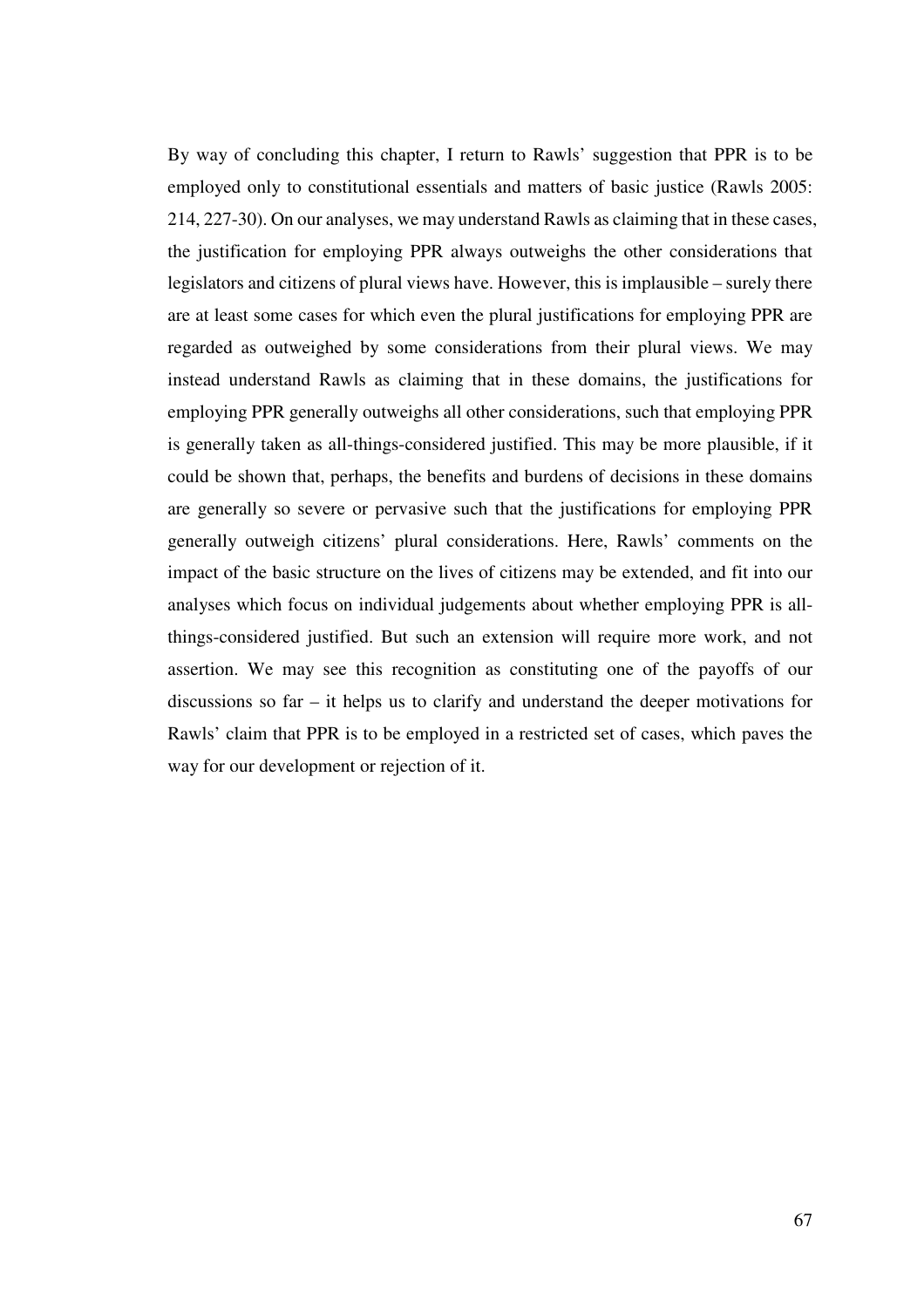By way of concluding this chapter, I return to Rawls' suggestion that PPR is to be employed only to constitutional essentials and matters of basic justice (Rawls 2005: 214, 227-30). On our analyses, we may understand Rawls as claiming that in these cases, the justification for employing PPR always outweighs the other considerations that legislators and citizens of plural views have. However, this is implausible – surely there are at least some cases for which even the plural justifications for employing PPR are regarded as outweighed by some considerations from their plural views. We may instead understand Rawls as claiming that in these domains, the justifications for employing PPR generally outweighs all other considerations, such that employing PPR is generally taken as all-things-considered justified. This may be more plausible, if it could be shown that, perhaps, the benefits and burdens of decisions in these domains are generally so severe or pervasive such that the justifications for employing PPR generally outweigh citizens' plural considerations. Here, Rawls' comments on the impact of the basic structure on the lives of citizens may be extended, and fit into our analyses which focus on individual judgements about whether employing PPR is all-things-considered justified. But such an extension will require more work, and not assertion. We may see this recognition as constituting one of the payoffs of our discussions so far – it helps us to clarify and understand the deeper motivations for Rawls' claim that PPR is to be employed in a restricted set of cases, which paves the way for our development or rejection of it.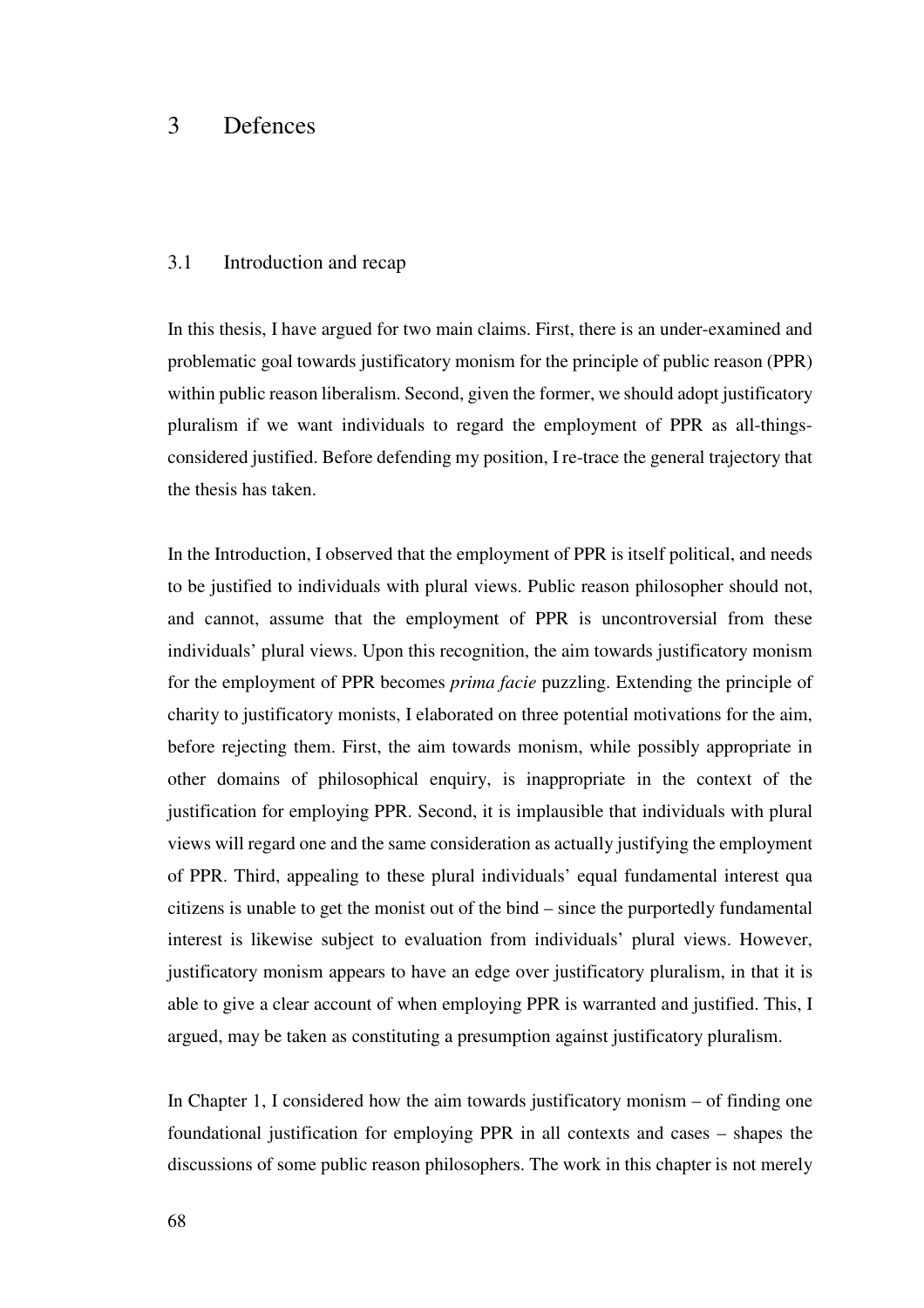# 3 Defences

## 3.1 Introduction and recap

In this thesis, I have argued for two main claims. First, there is an under-examined and problematic goal towards justificatory monism for the principle of public reason (PPR) within public reason liberalism. Second, given the former, we should adopt justificatory pluralism if we want individuals to regard the employment of PPR as all-things-considered justified. Before defending my position, I re-trace the general trajectory that the thesis has taken.

In the Introduction, I observed that the employment of PPR is itself political, and needs to be justified to individuals with plural views. Public reason philosopher should not, and cannot, assume that the employment of PPR is uncontroversial from these individuals' plural views. Upon this recognition, the aim towards justificatory monism for the employment of PPR becomes *prima facie* puzzling. Extending the principle of charity to justificatory monists, I elaborated on three potential motivations for the aim, before rejecting them. First, the aim towards monism, while possibly appropriate in other domains of philosophical enquiry, is inappropriate in the context of the justification for employing PPR. Second, it is implausible that individuals with plural views will regard one and the same consideration as actually justifying the employment of PPR. Third, appealing to these plural individuals' equal fundamental interest qua citizens is unable to get the monist out of the bind – since the purportedly fundamental interest is likewise subject to evaluation from individuals' plural views. However, justificatory monism appears to have an edge over justificatory pluralism, in that it is able to give a clear account of when employing PPR is warranted and justified. This, I argued, may be taken as constituting a presumption against justificatory pluralism.

In Chapter 1, I considered how the aim towards justificatory monism – of finding one foundational justification for employing PPR in all contexts and cases – shapes the discussions of some public reason philosophers. The work in this chapter is not merely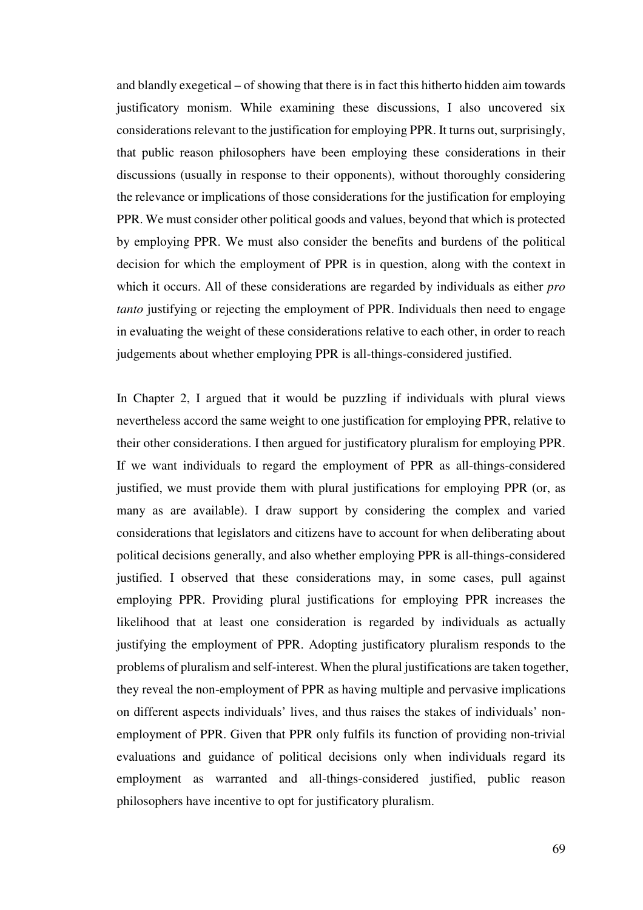and blandly exegetical – of showing that there is in fact this hitherto hidden aim towards justificatory monism. While examining these discussions, I also uncovered six considerations relevant to the justification for employing PPR. It turns out, surprisingly, that public reason philosophers have been employing these considerations in their discussions (usually in response to their opponents), without thoroughly considering the relevance or implications of those considerations for the justification for employing PPR. We must consider other political goods and values, beyond that which is protected by employing PPR. We must also consider the benefits and burdens of the political decision for which the employment of PPR is in question, along with the context in which it occurs. All of these considerations are regarded by individuals as either *pro tanto* justifying or rejecting the employment of PPR. Individuals then need to engage in evaluating the weight of these considerations relative to each other, in order to reach judgements about whether employing PPR is all-things-considered justified.

In Chapter 2, I argued that it would be puzzling if individuals with plural views nevertheless accord the same weight to one justification for employing PPR, relative to their other considerations. I then argued for justificatory pluralism for employing PPR. If we want individuals to regard the employment of PPR as all-things-considered justified, we must provide them with plural justifications for employing PPR (or, as many as are available). I draw support by considering the complex and varied considerations that legislators and citizens have to account for when deliberating about political decisions generally, and also whether employing PPR is all-things-considered justified. I observed that these considerations may, in some cases, pull against employing PPR. Providing plural justifications for employing PPR increases the likelihood that at least one consideration is regarded by individuals as actually justifying the employment of PPR. Adopting justificatory pluralism responds to the problems of pluralism and self-interest. When the plural justifications are taken together, they reveal the non-employment of PPR as having multiple and pervasive implications on different aspects individuals' lives, and thus raises the stakes of individuals' non-employment of PPR. Given that PPR only fulfils its function of providing non-trivial evaluations and guidance of political decisions only when individuals regard its employment as warranted and all-things-considered justified, public reason philosophers have incentive to opt for justificatory pluralism.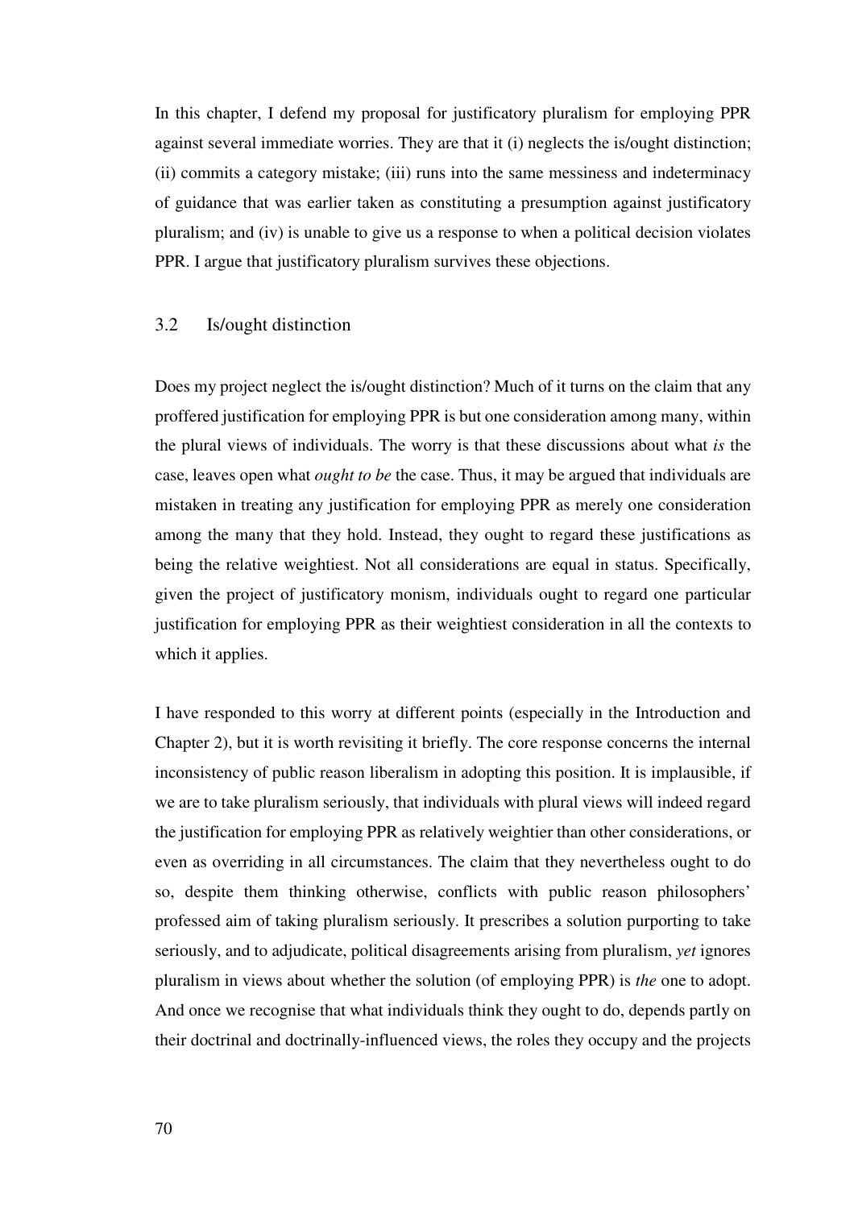In this chapter, I defend my proposal for justificatory pluralism for employing PPR against several immediate worries. They are that it (i) neglects the is/ought distinction; (ii) commits a category mistake; (iii) runs into the same messiness and indeterminacy of guidance that was earlier taken as constituting a presumption against justificatory pluralism; and (iv) is unable to give us a response to when a political decision violates PPR. I argue that justificatory pluralism survives these objections.

### 3.2 Is/ought distinction

Does my project neglect the is/ought distinction? Much of it turns on the claim that any proffered justification for employing PPR is but one consideration among many, within the plural views of individuals. The worry is that these discussions about what *is* the case, leaves open what *ought to be* the case. Thus, it may be argued that individuals are mistaken in treating any justification for employing PPR as merely one consideration among the many that they hold. Instead, they ought to regard these justifications as being the relative weightiest. Not all considerations are equal in status. Specifically, given the project of justificatory monism, individuals ought to regard one particular justification for employing PPR as their weightiest consideration in all the contexts to which it applies.

I have responded to this worry at different points (especially in the Introduction and Chapter 2), but it is worth revisiting it briefly. The core response concerns the internal inconsistency of public reason liberalism in adopting this position. It is implausible, if we are to take pluralism seriously, that individuals with plural views will indeed regard the justification for employing PPR as relatively weightier than other considerations, or even as overriding in all circumstances. The claim that they nevertheless ought to do so, despite them thinking otherwise, conflicts with public reason philosophers' professed aim of taking pluralism seriously. It prescribes a solution purporting to take seriously, and to adjudicate, political disagreements arising from pluralism, *yet* ignores pluralism in views about whether the solution (of employing PPR) is *the* one to adopt. And once we recognise that what individuals think they ought to do, depends partly on their doctrinal and doctrinally-influenced views, the roles they occupy and the projects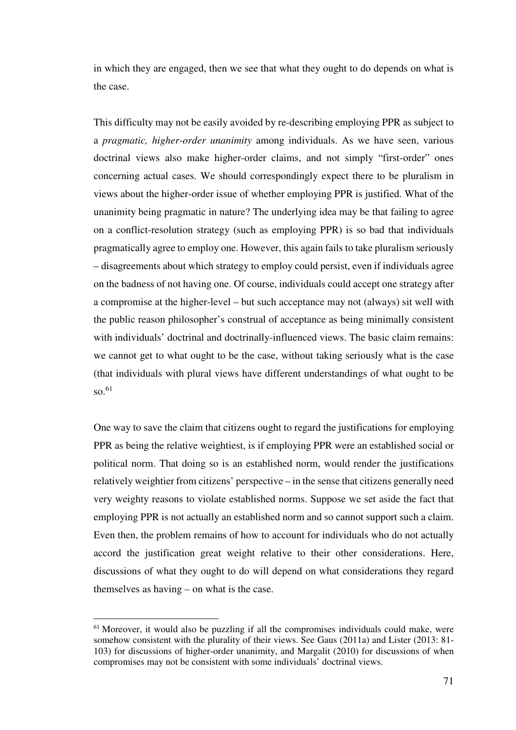in which they are engaged, then we see that what they ought to do depends on what is the case.

This difficulty may not be easily avoided by re-describing employing PPR as subject to a *pragmatic, higher-order unanimity* among individuals. As we have seen, various doctrinal views also make higher-order claims, and not simply "first-order" ones concerning actual cases. We should correspondingly expect there to be pluralism in views about the higher-order issue of whether employing PPR is justified. What of the unanimity being pragmatic in nature? The underlying idea may be that failing to agree on a conflict-resolution strategy (such as employing PPR) is so bad that individuals pragmatically agree to employ one. However, this again fails to take pluralism seriously – disagreements about which strategy to employ could persist, even if individuals agree on the badness of not having one. Of course, individuals could accept one strategy after a compromise at the higher-level – but such acceptance may not (always) sit well with the public reason philosopher's construal of acceptance as being minimally consistent with individuals' doctrinal and doctrinally-influenced views. The basic claim remains: we cannot get to what ought to be the case, without taking seriously what is the case (that individuals with plural views have different understandings of what ought to be so.[61]

One way to save the claim that citizens ought to regard the justifications for employing PPR as being the relative weightiest, is if employing PPR were an established social or political norm. That doing so is an established norm, would render the justifications relatively weightier from citizens' perspective – in the sense that citizens generally need very weighty reasons to violate established norms. Suppose we set aside the fact that employing PPR is not actually an established norm and so cannot support such a claim. Even then, the problem remains of how to account for individuals who do not actually accord the justification great weight relative to their other considerations. Here, discussions of what they ought to do will depend on what considerations they regard themselves as having – on what is the case.

[61] Moreover, it would also be puzzling if all the compromises individuals could make, were somehow consistent with the plurality of their views. See Gaus (2011a) and Lister (2013: 81-103) for discussions of higher-order unanimity, and Margalit (2010) for discussions of when compromises may not be consistent with some individuals' doctrinal views.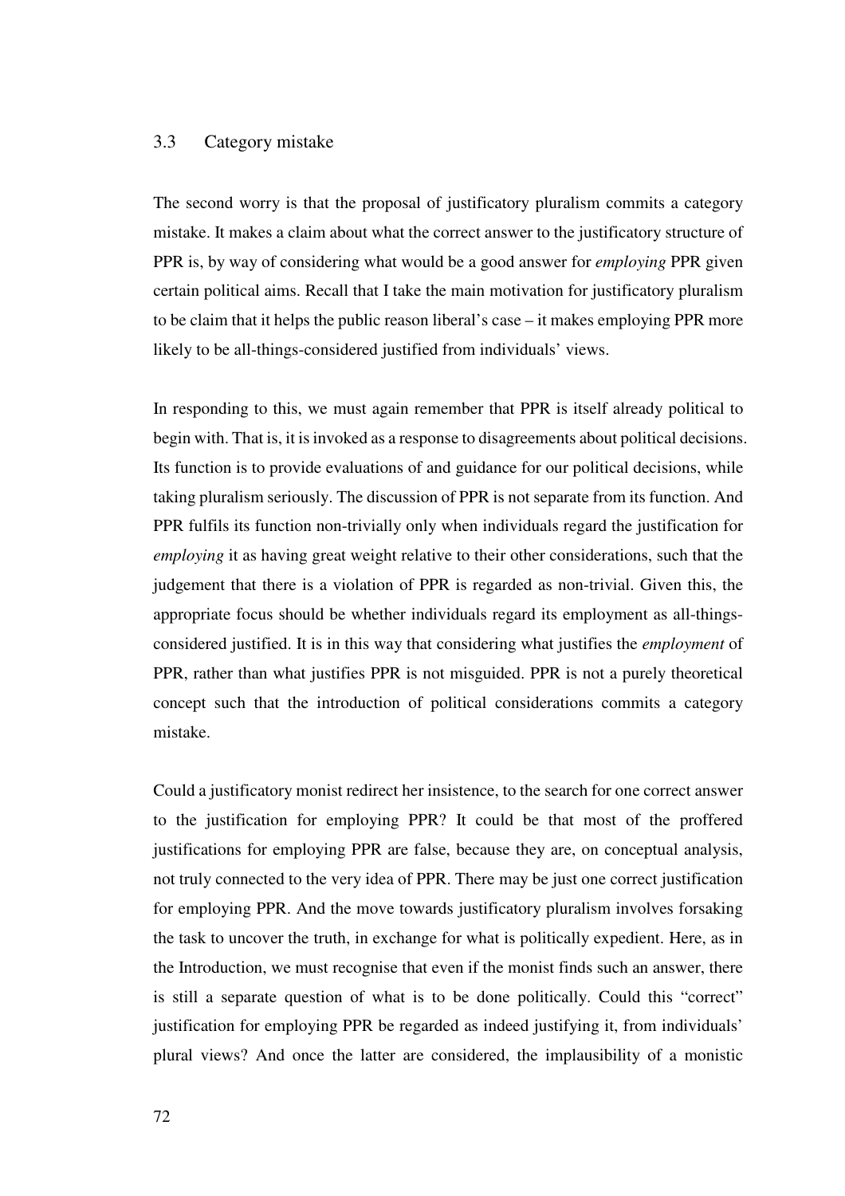### 3.3 Category mistake

The second worry is that the proposal of justificatory pluralism commits a category mistake. It makes a claim about what the correct answer to the justificatory structure of PPR is, by way of considering what would be a good answer for *employing* PPR given certain political aims. Recall that I take the main motivation for justificatory pluralism to be claim that it helps the public reason liberal's case – it makes employing PPR more likely to be all-things-considered justified from individuals' views.

In responding to this, we must again remember that PPR is itself already political to begin with. That is, it is invoked as a response to disagreements about political decisions. Its function is to provide evaluations of and guidance for our political decisions, while taking pluralism seriously. The discussion of PPR is not separate from its function. And PPR fulfils its function non-trivially only when individuals regard the justification for *employing* it as having great weight relative to their other considerations, such that the judgement that there is a violation of PPR is regarded as non-trivial. Given this, the appropriate focus should be whether individuals regard its employment as all-things-considered justified. It is in this way that considering what justifies the *employment* of PPR, rather than what justifies PPR is not misguided. PPR is not a purely theoretical concept such that the introduction of political considerations commits a category mistake.

Could a justificatory monist redirect her insistence, to the search for one correct answer to the justification for employing PPR? It could be that most of the proffered justifications for employing PPR are false, because they are, on conceptual analysis, not truly connected to the very idea of PPR. There may be just one correct justification for employing PPR. And the move towards justificatory pluralism involves forsaking the task to uncover the truth, in exchange for what is politically expedient. Here, as in the Introduction, we must recognise that even if the monist finds such an answer, there is still a separate question of what is to be done politically. Could this "correct" justification for employing PPR be regarded as indeed justifying it, from individuals' plural views? And once the latter are considered, the implausibility of a monistic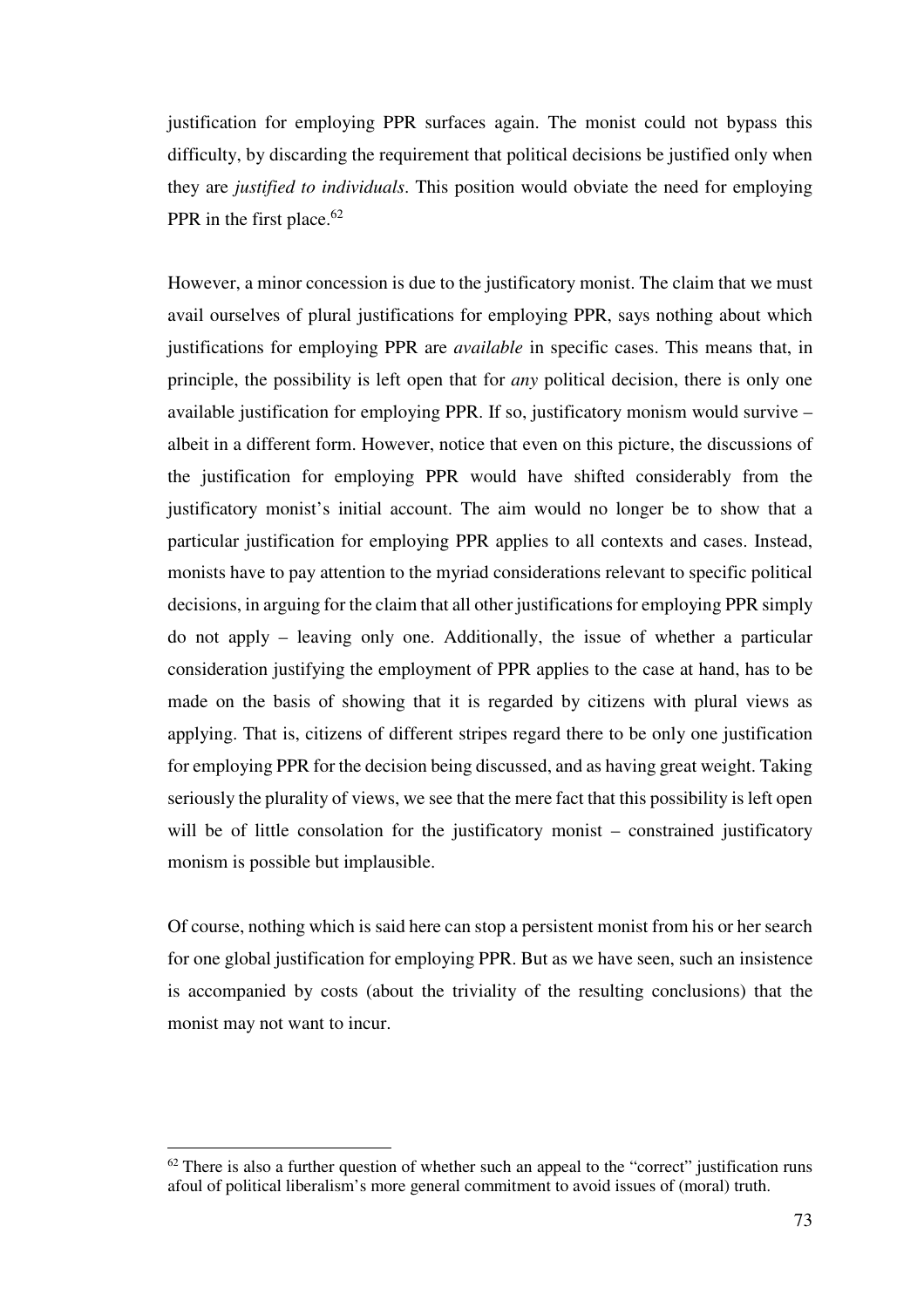justification for employing PPR surfaces again. The monist could not bypass this difficulty, by discarding the requirement that political decisions be justified only when they are *justified to individuals*. This position would obviate the need for employing PPR in the first place.[62]

However, a minor concession is due to the justificatory monist. The claim that we must avail ourselves of plural justifications for employing PPR, says nothing about which justifications for employing PPR are *available* in specific cases. This means that, in principle, the possibility is left open that for *any* political decision, there is only one available justification for employing PPR. If so, justificatory monism would survive – albeit in a different form. However, notice that even on this picture, the discussions of the justification for employing PPR would have shifted considerably from the justificatory monist's initial account. The aim would no longer be to show that a particular justification for employing PPR applies to all contexts and cases. Instead, monists have to pay attention to the myriad considerations relevant to specific political decisions, in arguing for the claim that all other justifications for employing PPR simply do not apply – leaving only one. Additionally, the issue of whether a particular consideration justifying the employment of PPR applies to the case at hand, has to be made on the basis of showing that it is regarded by citizens with plural views as applying. That is, citizens of different stripes regard there to be only one justification for employing PPR for the decision being discussed, and as having great weight. Taking seriously the plurality of views, we see that the mere fact that this possibility is left open will be of little consolation for the justificatory monist – constrained justificatory monism is possible but implausible.

Of course, nothing which is said here can stop a persistent monist from his or her search for one global justification for employing PPR. But as we have seen, such an insistence is accompanied by costs (about the triviality of the resulting conclusions) that the monist may not want to incur.

---

[62] There is also a further question of whether such an appeal to the "correct" justification runs afoul of political liberalism's more general commitment to avoid issues of (moral) truth.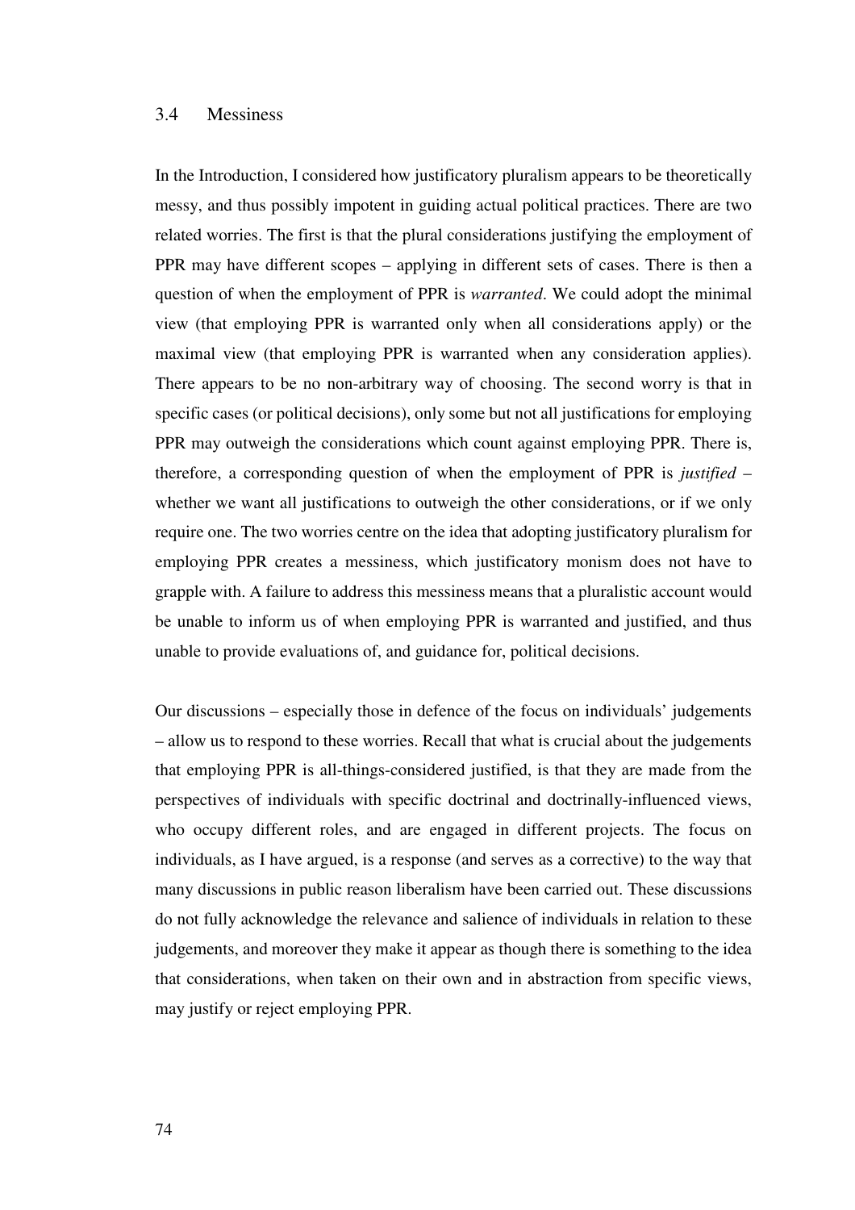### 3.4 Messiness

In the Introduction, I considered how justificatory pluralism appears to be theoretically messy, and thus possibly impotent in guiding actual political practices. There are two related worries. The first is that the plural considerations justifying the employment of PPR may have different scopes – applying in different sets of cases. There is then a question of when the employment of PPR is *warranted*. We could adopt the minimal view (that employing PPR is warranted only when all considerations apply) or the maximal view (that employing PPR is warranted when any consideration applies). There appears to be no non-arbitrary way of choosing. The second worry is that in specific cases (or political decisions), only some but not all justifications for employing PPR may outweigh the considerations which count against employing PPR. There is, therefore, a corresponding question of when the employment of PPR is *justified* – whether we want all justifications to outweigh the other considerations, or if we only require one. The two worries centre on the idea that adopting justificatory pluralism for employing PPR creates a messiness, which justificatory monism does not have to grapple with. A failure to address this messiness means that a pluralistic account would be unable to inform us of when employing PPR is warranted and justified, and thus unable to provide evaluations of, and guidance for, political decisions.

Our discussions – especially those in defence of the focus on individuals' judgements – allow us to respond to these worries. Recall that what is crucial about the judgements that employing PPR is all-things-considered justified, is that they are made from the perspectives of individuals with specific doctrinal and doctrinally-influenced views, who occupy different roles, and are engaged in different projects. The focus on individuals, as I have argued, is a response (and serves as a corrective) to the way that many discussions in public reason liberalism have been carried out. These discussions do not fully acknowledge the relevance and salience of individuals in relation to these judgements, and moreover they make it appear as though there is something to the idea that considerations, when taken on their own and in abstraction from specific views, may justify or reject employing PPR.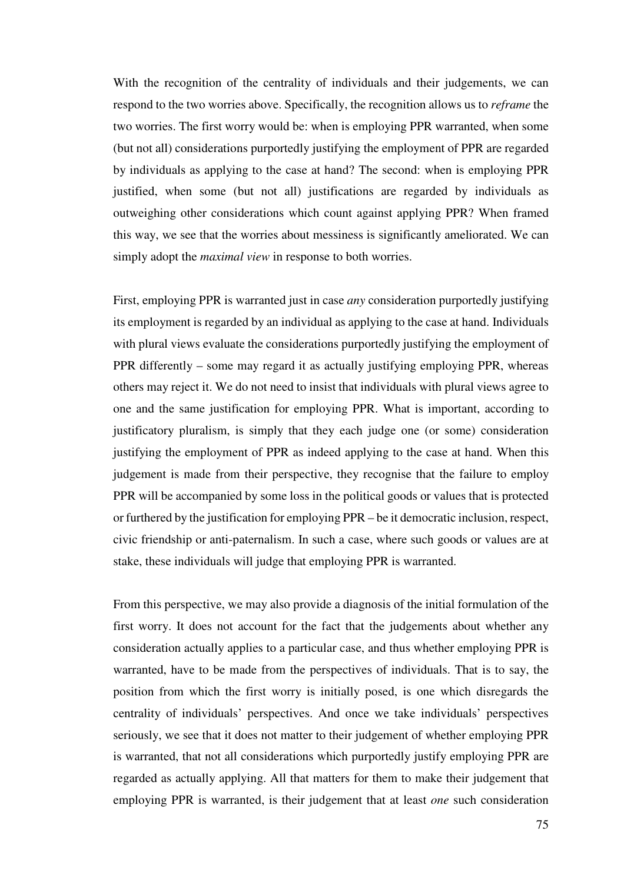With the recognition of the centrality of individuals and their judgements, we can respond to the two worries above. Specifically, the recognition allows us to *reframe* the two worries. The first worry would be: when is employing PPR warranted, when some (but not all) considerations purportedly justifying the employment of PPR are regarded by individuals as applying to the case at hand? The second: when is employing PPR justified, when some (but not all) justifications are regarded by individuals as outweighing other considerations which count against applying PPR? When framed this way, we see that the worries about messiness is significantly ameliorated. We can simply adopt the *maximal view* in response to both worries.

First, employing PPR is warranted just in case *any* consideration purportedly justifying its employment is regarded by an individual as applying to the case at hand. Individuals with plural views evaluate the considerations purportedly justifying the employment of PPR differently – some may regard it as actually justifying employing PPR, whereas others may reject it. We do not need to insist that individuals with plural views agree to one and the same justification for employing PPR. What is important, according to justificatory pluralism, is simply that they each judge one (or some) consideration justifying the employment of PPR as indeed applying to the case at hand. When this judgement is made from their perspective, they recognise that the failure to employ PPR will be accompanied by some loss in the political goods or values that is protected or furthered by the justification for employing PPR – be it democratic inclusion, respect, civic friendship or anti-paternalism. In such a case, where such goods or values are at stake, these individuals will judge that employing PPR is warranted.

From this perspective, we may also provide a diagnosis of the initial formulation of the first worry. It does not account for the fact that the judgements about whether any consideration actually applies to a particular case, and thus whether employing PPR is warranted, have to be made from the perspectives of individuals. That is to say, the position from which the first worry is initially posed, is one which disregards the centrality of individuals' perspectives. And once we take individuals' perspectives seriously, we see that it does not matter to their judgement of whether employing PPR is warranted, that not all considerations which purportedly justify employing PPR are regarded as actually applying. All that matters for them to make their judgement that employing PPR is warranted, is their judgement that at least *one* such consideration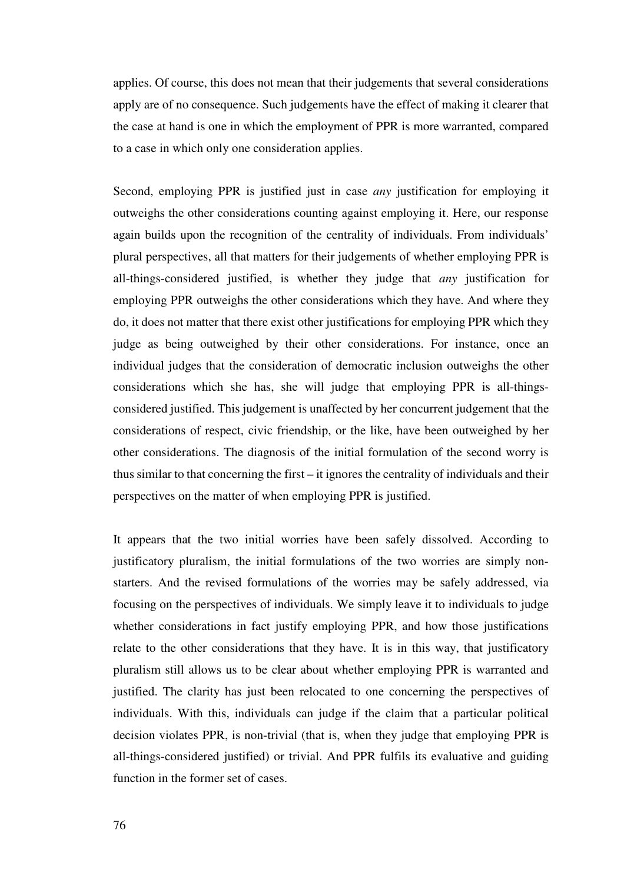applies. Of course, this does not mean that their judgements that several considerations apply are of no consequence. Such judgements have the effect of making it clearer that the case at hand is one in which the employment of PPR is more warranted, compared to a case in which only one consideration applies.

Second, employing PPR is justified just in case *any* justification for employing it outweighs the other considerations counting against employing it. Here, our response again builds upon the recognition of the centrality of individuals. From individuals' plural perspectives, all that matters for their judgements of whether employing PPR is all-things-considered justified, is whether they judge that *any* justification for employing PPR outweighs the other considerations which they have. And where they do, it does not matter that there exist other justifications for employing PPR which they judge as being outweighed by their other considerations. For instance, once an individual judges that the consideration of democratic inclusion outweighs the other considerations which she has, she will judge that employing PPR is all-things-considered justified. This judgement is unaffected by her concurrent judgement that the considerations of respect, civic friendship, or the like, have been outweighed by her other considerations. The diagnosis of the initial formulation of the second worry is thus similar to that concerning the first – it ignores the centrality of individuals and their perspectives on the matter of when employing PPR is justified.

It appears that the two initial worries have been safely dissolved. According to justificatory pluralism, the initial formulations of the two worries are simply non-starters. And the revised formulations of the worries may be safely addressed, via focusing on the perspectives of individuals. We simply leave it to individuals to judge whether considerations in fact justify employing PPR, and how those justifications relate to the other considerations that they have. It is in this way, that justificatory pluralism still allows us to be clear about whether employing PPR is warranted and justified. The clarity has just been relocated to one concerning the perspectives of individuals. With this, individuals can judge if the claim that a particular political decision violates PPR, is non-trivial (that is, when they judge that employing PPR is all-things-considered justified) or trivial. And PPR fulfils its evaluative and guiding function in the former set of cases.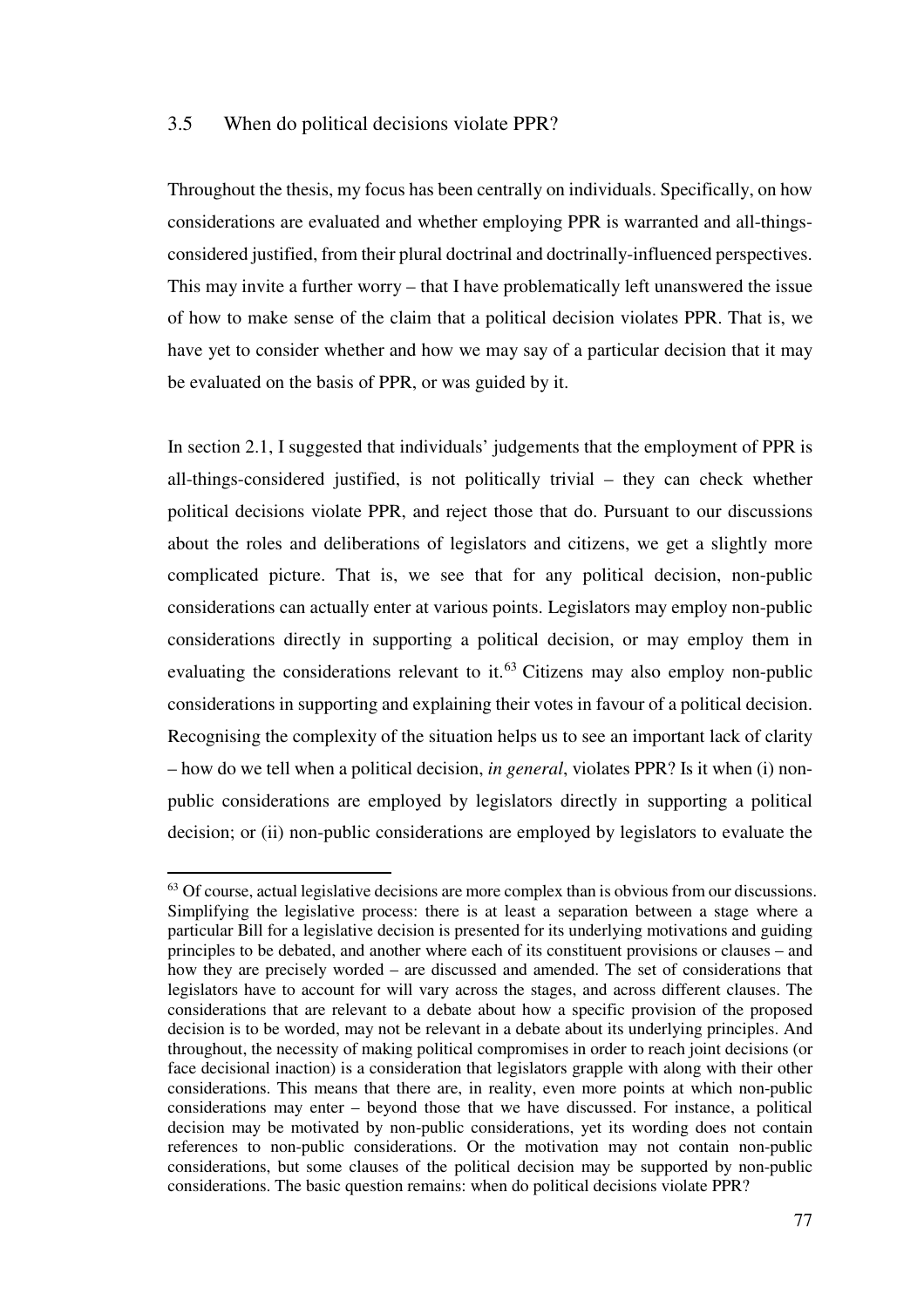## 3.5 When do political decisions violate PPR?

Throughout the thesis, my focus has been centrally on individuals. Specifically, on how considerations are evaluated and whether employing PPR is warranted and all-things-considered justified, from their plural doctrinal and doctrinally-influenced perspectives. This may invite a further worry – that I have problematically left unanswered the issue of how to make sense of the claim that a political decision violates PPR. That is, we have yet to consider whether and how we may say of a particular decision that it may be evaluated on the basis of PPR, or was guided by it.

In section 2.1, I suggested that individuals' judgements that the employment of PPR is all-things-considered justified, is not politically trivial – they can check whether political decisions violate PPR, and reject those that do. Pursuant to our discussions about the roles and deliberations of legislators and citizens, we get a slightly more complicated picture. That is, we see that for any political decision, non-public considerations can actually enter at various points. Legislators may employ non-public considerations directly in supporting a political decision, or may employ them in evaluating the considerations relevant to it.[63] Citizens may also employ non-public considerations in supporting and explaining their votes in favour of a political decision. Recognising the complexity of the situation helps us to see an important lack of clarity – how do we tell when a political decision, *in general*, violates PPR? Is it when (i) non-public considerations are employed by legislators directly in supporting a political decision; or (ii) non-public considerations are employed by legislators to evaluate the

---

[63] Of course, actual legislative decisions are more complex than is obvious from our discussions. Simplifying the legislative process: there is at least a separation between a stage where a particular Bill for a legislative decision is presented for its underlying motivations and guiding principles to be debated, and another where each of its constituent provisions or clauses – and how they are precisely worded – are discussed and amended. The set of considerations that legislators have to account for will vary across the stages, and across different clauses. The considerations that are relevant to a debate about how a specific provision of the proposed decision is to be worded, may not be relevant in a debate about its underlying principles. And throughout, the necessity of making political compromises in order to reach joint decisions (or face decisional inaction) is a consideration that legislators grapple with along with their other considerations. This means that there are, in reality, even more points at which non-public considerations may enter – beyond those that we have discussed. For instance, a political decision may be motivated by non-public considerations, yet its wording does not contain references to non-public considerations. Or the motivation may not contain non-public considerations, but some clauses of the political decision may be supported by non-public considerations. The basic question remains: when do political decisions violate PPR?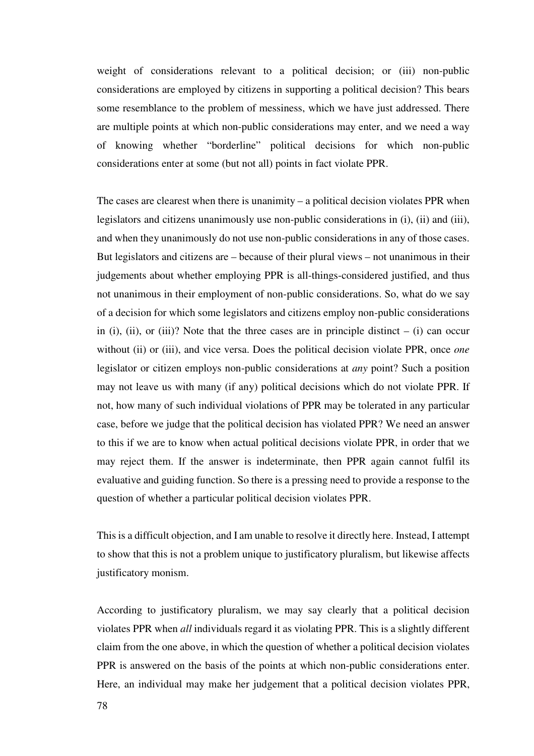weight of considerations relevant to a political decision; or (iii) non-public considerations are employed by citizens in supporting a political decision? This bears some resemblance to the problem of messiness, which we have just addressed. There are multiple points at which non-public considerations may enter, and we need a way of knowing whether "borderline" political decisions for which non-public considerations enter at some (but not all) points in fact violate PPR.

The cases are clearest when there is unanimity – a political decision violates PPR when legislators and citizens unanimously use non-public considerations in (i), (ii) and (iii), and when they unanimously do not use non-public considerations in any of those cases. But legislators and citizens are – because of their plural views – not unanimous in their judgements about whether employing PPR is all-things-considered justified, and thus not unanimous in their employment of non-public considerations. So, what do we say of a decision for which some legislators and citizens employ non-public considerations in (i), (ii), or (iii)? Note that the three cases are in principle distinct – (i) can occur without (ii) or (iii), and vice versa. Does the political decision violate PPR, once *one* legislator or citizen employs non-public considerations at *any* point? Such a position may not leave us with many (if any) political decisions which do not violate PPR. If not, how many of such individual violations of PPR may be tolerated in any particular case, before we judge that the political decision has violated PPR? We need an answer to this if we are to know when actual political decisions violate PPR, in order that we may reject them. If the answer is indeterminate, then PPR again cannot fulfil its evaluative and guiding function. So there is a pressing need to provide a response to the question of whether a particular political decision violates PPR.

This is a difficult objection, and I am unable to resolve it directly here. Instead, I attempt to show that this is not a problem unique to justificatory pluralism, but likewise affects justificatory monism.

According to justificatory pluralism, we may say clearly that a political decision violates PPR when *all* individuals regard it as violating PPR. This is a slightly different claim from the one above, in which the question of whether a political decision violates PPR is answered on the basis of the points at which non-public considerations enter. Here, an individual may make her judgement that a political decision violates PPR,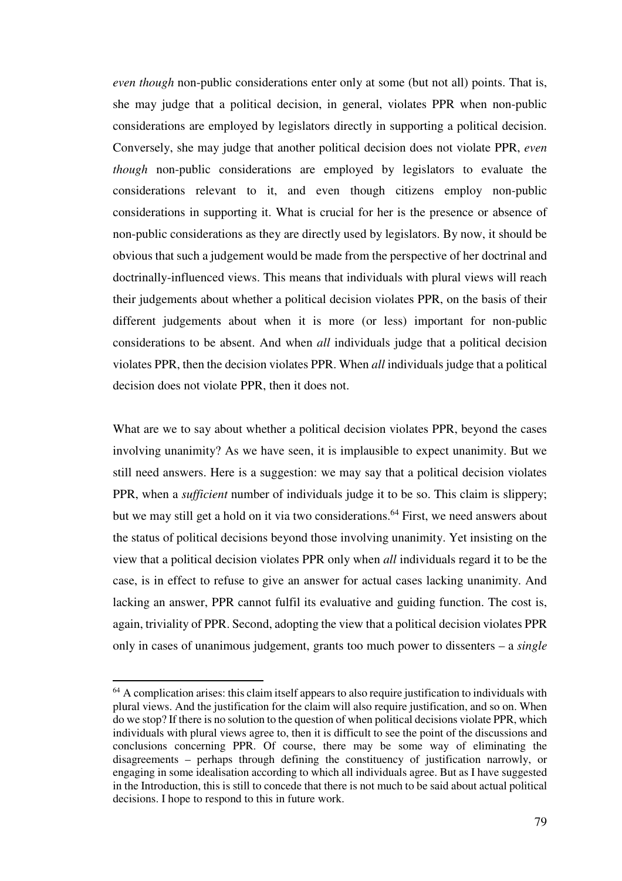*even though* non-public considerations enter only at some (but not all) points. That is, she may judge that a political decision, in general, violates PPR when non-public considerations are employed by legislators directly in supporting a political decision. Conversely, she may judge that another political decision does not violate PPR, *even though* non-public considerations are employed by legislators to evaluate the considerations relevant to it, and even though citizens employ non-public considerations in supporting it. What is crucial for her is the presence or absence of non-public considerations as they are directly used by legislators. By now, it should be obvious that such a judgement would be made from the perspective of her doctrinal and doctrinally-influenced views. This means that individuals with plural views will reach their judgements about whether a political decision violates PPR, on the basis of their different judgements about when it is more (or less) important for non-public considerations to be absent. And when *all* individuals judge that a political decision violates PPR, then the decision violates PPR. When *all* individuals judge that a political decision does not violate PPR, then it does not.

What are we to say about whether a political decision violates PPR, beyond the cases involving unanimity? As we have seen, it is implausible to expect unanimity. But we still need answers. Here is a suggestion: we may say that a political decision violates PPR, when a *sufficient* number of individuals judge it to be so. This claim is slippery; but we may still get a hold on it via two considerations.[64] First, we need answers about the status of political decisions beyond those involving unanimity. Yet insisting on the view that a political decision violates PPR only when *all* individuals regard it to be the case, is in effect to refuse to give an answer for actual cases lacking unanimity. And lacking an answer, PPR cannot fulfil its evaluative and guiding function. The cost is, again, triviality of PPR. Second, adopting the view that a political decision violates PPR only in cases of unanimous judgement, grants too much power to dissenters – a *single*

[64] A complication arises: this claim itself appears to also require justification to individuals with plural views. And the justification for the claim will also require justification, and so on. When do we stop? If there is no solution to the question of when political decisions violate PPR, which individuals with plural views agree to, then it is difficult to see the point of the discussions and conclusions concerning PPR. Of course, there may be some way of eliminating the disagreements – perhaps through defining the constituency of justification narrowly, or engaging in some idealisation according to which all individuals agree. But as I have suggested in the Introduction, this is still to concede that there is not much to be said about actual political decisions. I hope to respond to this in future work.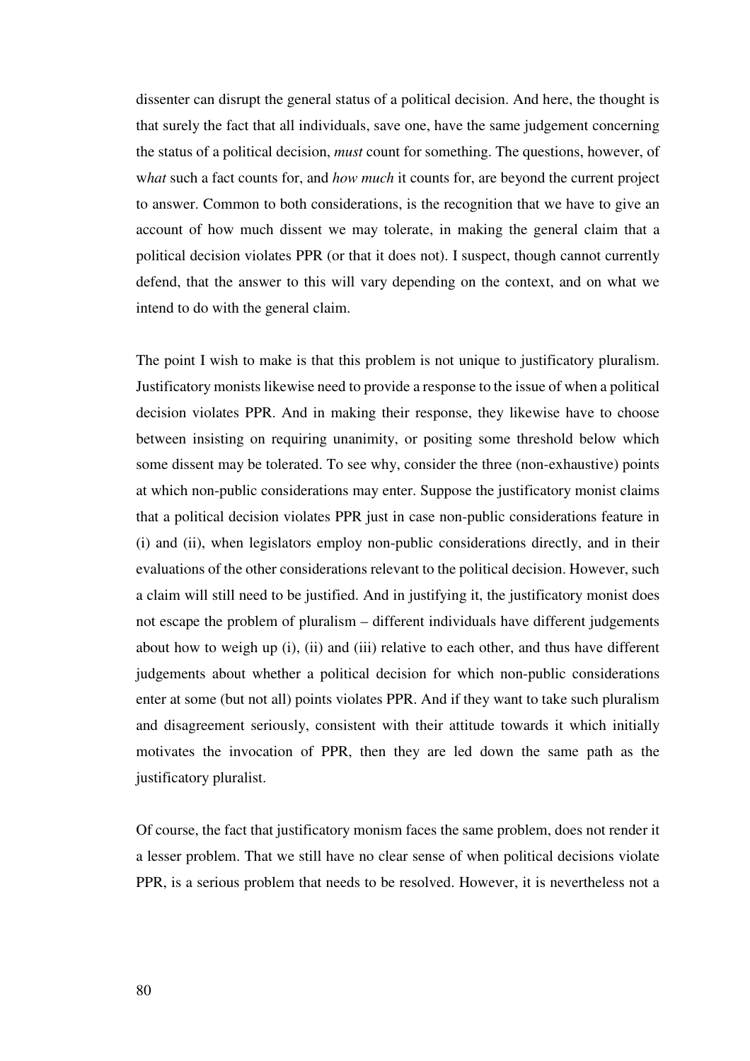dissenter can disrupt the general status of a political decision. And here, the thought is that surely the fact that all individuals, save one, have the same judgement concerning the status of a political decision, *must* count for something. The questions, however, of w*hat* such a fact counts for, and *how much* it counts for, are beyond the current project to answer. Common to both considerations, is the recognition that we have to give an account of how much dissent we may tolerate, in making the general claim that a political decision violates PPR (or that it does not). I suspect, though cannot currently defend, that the answer to this will vary depending on the context, and on what we intend to do with the general claim.

The point I wish to make is that this problem is not unique to justificatory pluralism. Justificatory monists likewise need to provide a response to the issue of when a political decision violates PPR. And in making their response, they likewise have to choose between insisting on requiring unanimity, or positing some threshold below which some dissent may be tolerated. To see why, consider the three (non-exhaustive) points at which non-public considerations may enter. Suppose the justificatory monist claims that a political decision violates PPR just in case non-public considerations feature in (i) and (ii), when legislators employ non-public considerations directly, and in their evaluations of the other considerations relevant to the political decision. However, such a claim will still need to be justified. And in justifying it, the justificatory monist does not escape the problem of pluralism – different individuals have different judgements about how to weigh up (i), (ii) and (iii) relative to each other, and thus have different judgements about whether a political decision for which non-public considerations enter at some (but not all) points violates PPR. And if they want to take such pluralism and disagreement seriously, consistent with their attitude towards it which initially motivates the invocation of PPR, then they are led down the same path as the justificatory pluralist.

Of course, the fact that justificatory monism faces the same problem, does not render it a lesser problem. That we still have no clear sense of when political decisions violate PPR, is a serious problem that needs to be resolved. However, it is nevertheless not a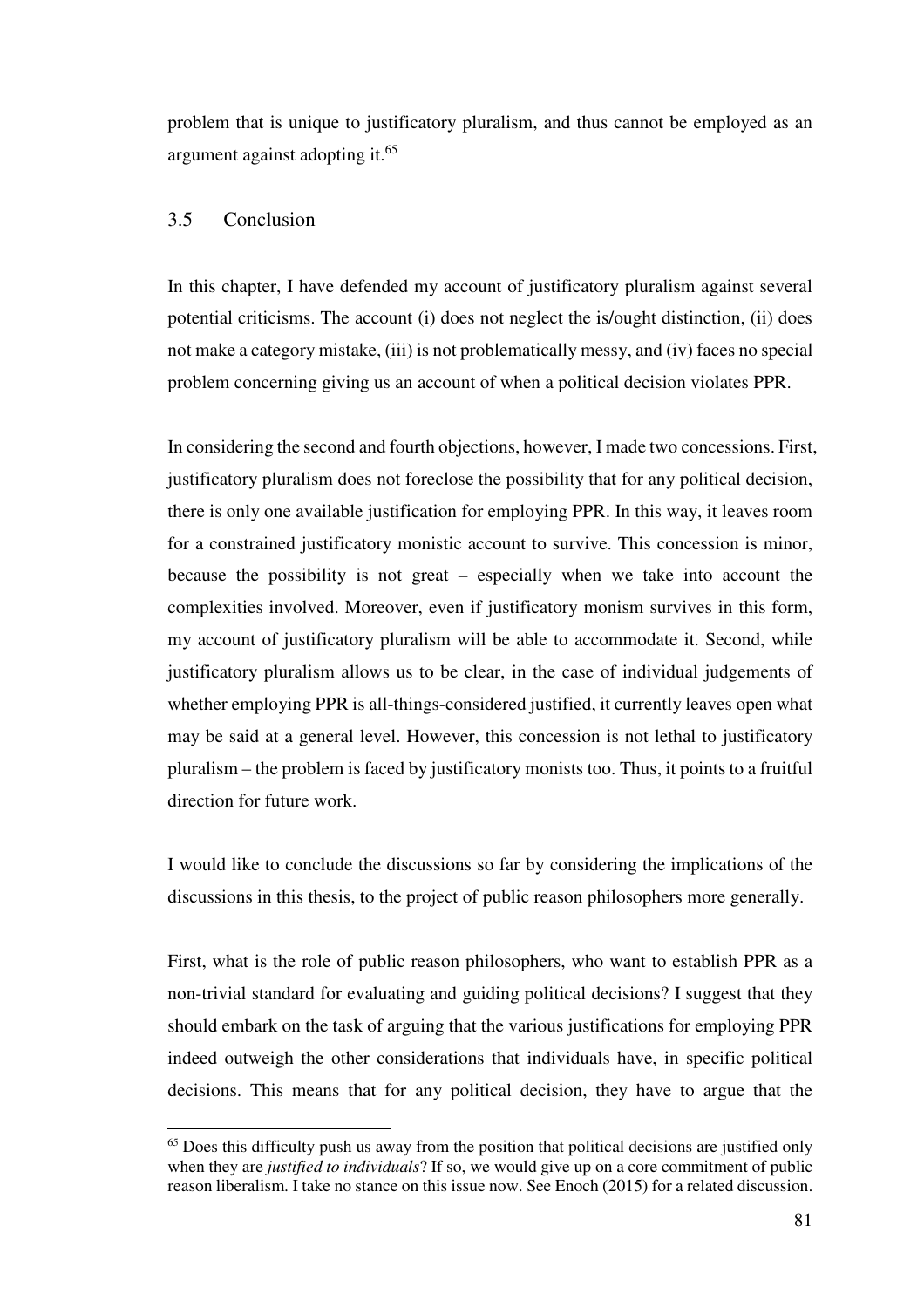problem that is unique to justificatory pluralism, and thus cannot be employed as an argument against adopting it.[65]

## 3.5 Conclusion

In this chapter, I have defended my account of justificatory pluralism against several potential criticisms. The account (i) does not neglect the is/ought distinction, (ii) does not make a category mistake, (iii) is not problematically messy, and (iv) faces no special problem concerning giving us an account of when a political decision violates PPR.

In considering the second and fourth objections, however, I made two concessions. First, justificatory pluralism does not foreclose the possibility that for any political decision, there is only one available justification for employing PPR. In this way, it leaves room for a constrained justificatory monistic account to survive. This concession is minor, because the possibility is not great – especially when we take into account the complexities involved. Moreover, even if justificatory monism survives in this form, my account of justificatory pluralism will be able to accommodate it. Second, while justificatory pluralism allows us to be clear, in the case of individual judgements of whether employing PPR is all-things-considered justified, it currently leaves open what may be said at a general level. However, this concession is not lethal to justificatory pluralism – the problem is faced by justificatory monists too. Thus, it points to a fruitful direction for future work.

I would like to conclude the discussions so far by considering the implications of the discussions in this thesis, to the project of public reason philosophers more generally.

First, what is the role of public reason philosophers, who want to establish PPR as a non-trivial standard for evaluating and guiding political decisions? I suggest that they should embark on the task of arguing that the various justifications for employing PPR indeed outweigh the other considerations that individuals have, in specific political decisions. This means that for any political decision, they have to argue that the

---

[65] Does this difficulty push us away from the position that political decisions are justified only when they are *justified to individuals*? If so, we would give up on a core commitment of public reason liberalism. I take no stance on this issue now. See Enoch (2015) for a related discussion.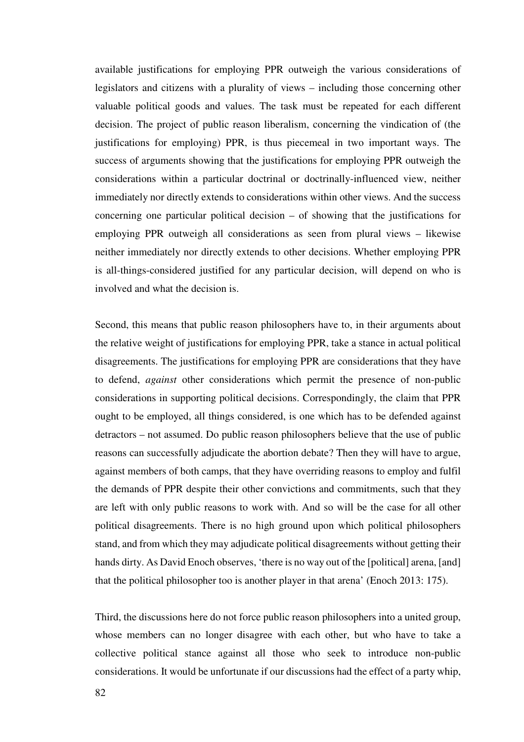available justifications for employing PPR outweigh the various considerations of legislators and citizens with a plurality of views – including those concerning other valuable political goods and values. The task must be repeated for each different decision. The project of public reason liberalism, concerning the vindication of (the justifications for employing) PPR, is thus piecemeal in two important ways. The success of arguments showing that the justifications for employing PPR outweigh the considerations within a particular doctrinal or doctrinally-influenced view, neither immediately nor directly extends to considerations within other views. And the success concerning one particular political decision – of showing that the justifications for employing PPR outweigh all considerations as seen from plural views – likewise neither immediately nor directly extends to other decisions. Whether employing PPR is all-things-considered justified for any particular decision, will depend on who is involved and what the decision is.

Second, this means that public reason philosophers have to, in their arguments about the relative weight of justifications for employing PPR, take a stance in actual political disagreements. The justifications for employing PPR are considerations that they have to defend, *against* other considerations which permit the presence of non-public considerations in supporting political decisions. Correspondingly, the claim that PPR ought to be employed, all things considered, is one which has to be defended against detractors – not assumed. Do public reason philosophers believe that the use of public reasons can successfully adjudicate the abortion debate? Then they will have to argue, against members of both camps, that they have overriding reasons to employ and fulfil the demands of PPR despite their other convictions and commitments, such that they are left with only public reasons to work with. And so will be the case for all other political disagreements. There is no high ground upon which political philosophers stand, and from which they may adjudicate political disagreements without getting their hands dirty. As David Enoch observes, 'there is no way out of the [political] arena, [and] that the political philosopher too is another player in that arena' (Enoch 2013: 175).

Third, the discussions here do not force public reason philosophers into a united group, whose members can no longer disagree with each other, but who have to take a collective political stance against all those who seek to introduce non-public considerations. It would be unfortunate if our discussions had the effect of a party whip,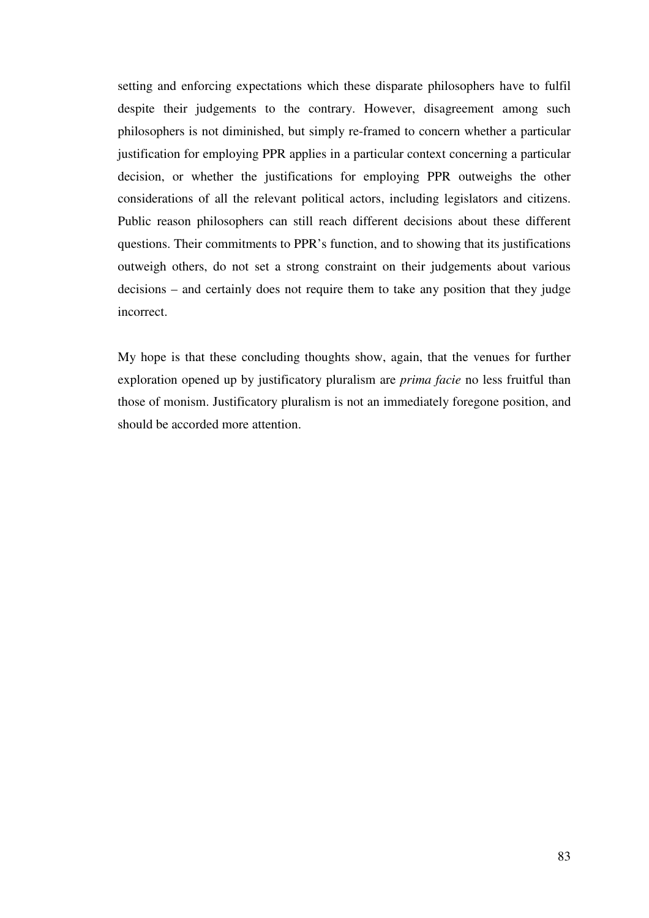setting and enforcing expectations which these disparate philosophers have to fulfil despite their judgements to the contrary. However, disagreement among such philosophers is not diminished, but simply re-framed to concern whether a particular justification for employing PPR applies in a particular context concerning a particular decision, or whether the justifications for employing PPR outweighs the other considerations of all the relevant political actors, including legislators and citizens. Public reason philosophers can still reach different decisions about these different questions. Their commitments to PPR's function, and to showing that its justifications outweigh others, do not set a strong constraint on their judgements about various decisions – and certainly does not require them to take any position that they judge incorrect.

My hope is that these concluding thoughts show, again, that the venues for further exploration opened up by justificatory pluralism are *prima facie* no less fruitful than those of monism. Justificatory pluralism is not an immediately foregone position, and should be accorded more attention.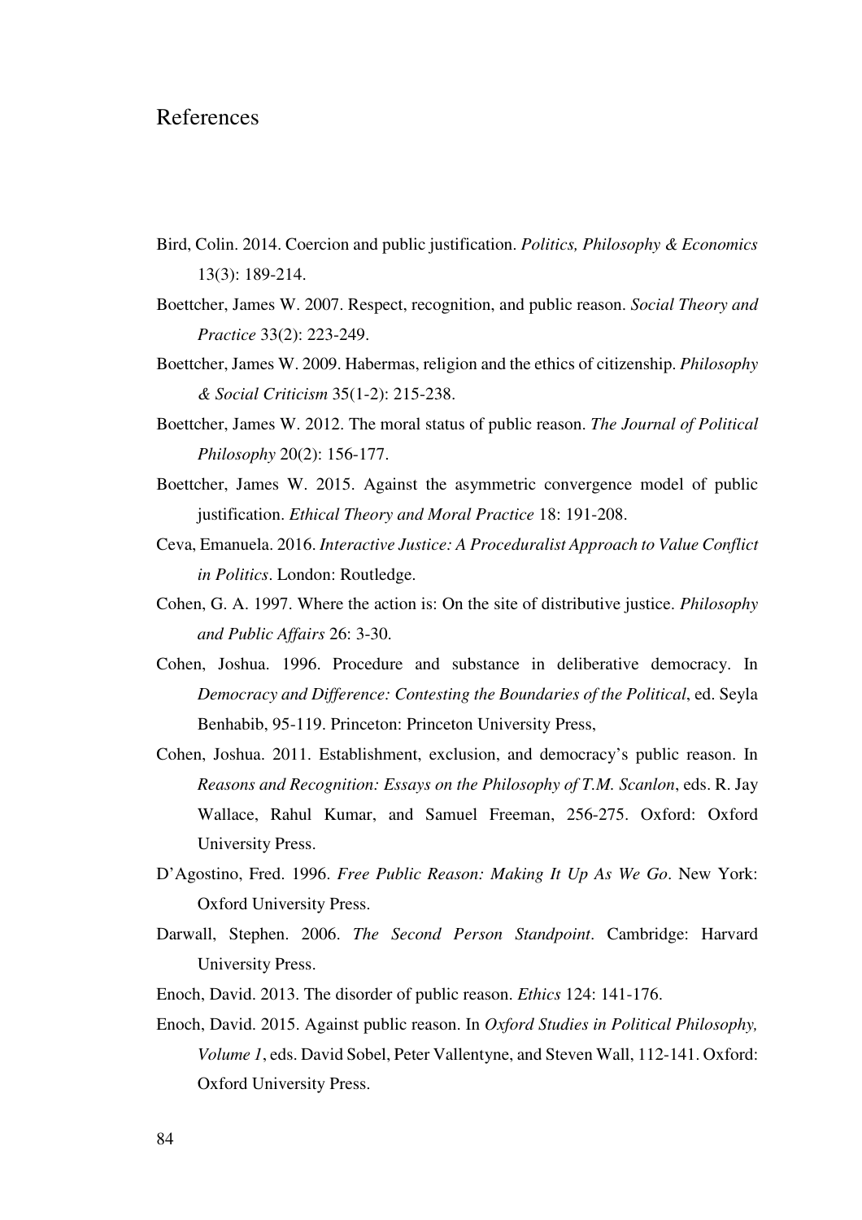# References

Bird, Colin. 2014. Coercion and public justification. *Politics, Philosophy & Economics* 13(3): 189-214.

Boettcher, James W. 2007. Respect, recognition, and public reason. *Social Theory and Practice* 33(2): 223-249.

Boettcher, James W. 2009. Habermas, religion and the ethics of citizenship. *Philosophy & Social Criticism* 35(1-2): 215-238.

Boettcher, James W. 2012. The moral status of public reason. *The Journal of Political Philosophy* 20(2): 156-177.

Boettcher, James W. 2015. Against the asymmetric convergence model of public justification. *Ethical Theory and Moral Practice* 18: 191-208.

Ceva, Emanuela. 2016. *Interactive Justice: A Proceduralist Approach to Value Conflict in Politics*. London: Routledge.

Cohen, G. A. 1997. Where the action is: On the site of distributive justice. *Philosophy and Public Affairs* 26: 3-30.

Cohen, Joshua. 1996. Procedure and substance in deliberative democracy. In *Democracy and Difference: Contesting the Boundaries of the Political*, ed. Seyla Benhabib, 95-119. Princeton: Princeton University Press,

Cohen, Joshua. 2011. Establishment, exclusion, and democracy's public reason. In *Reasons and Recognition: Essays on the Philosophy of T.M. Scanlon*, eds. R. Jay Wallace, Rahul Kumar, and Samuel Freeman, 256-275. Oxford: Oxford University Press.

D'Agostino, Fred. 1996. *Free Public Reason: Making It Up As We Go*. New York: Oxford University Press.

Darwall, Stephen. 2006. *The Second Person Standpoint*. Cambridge: Harvard University Press.

Enoch, David. 2013. The disorder of public reason. *Ethics* 124: 141-176.

Enoch, David. 2015. Against public reason. In *Oxford Studies in Political Philosophy, Volume 1*, eds. David Sobel, Peter Vallentyne, and Steven Wall, 112-141. Oxford: Oxford University Press.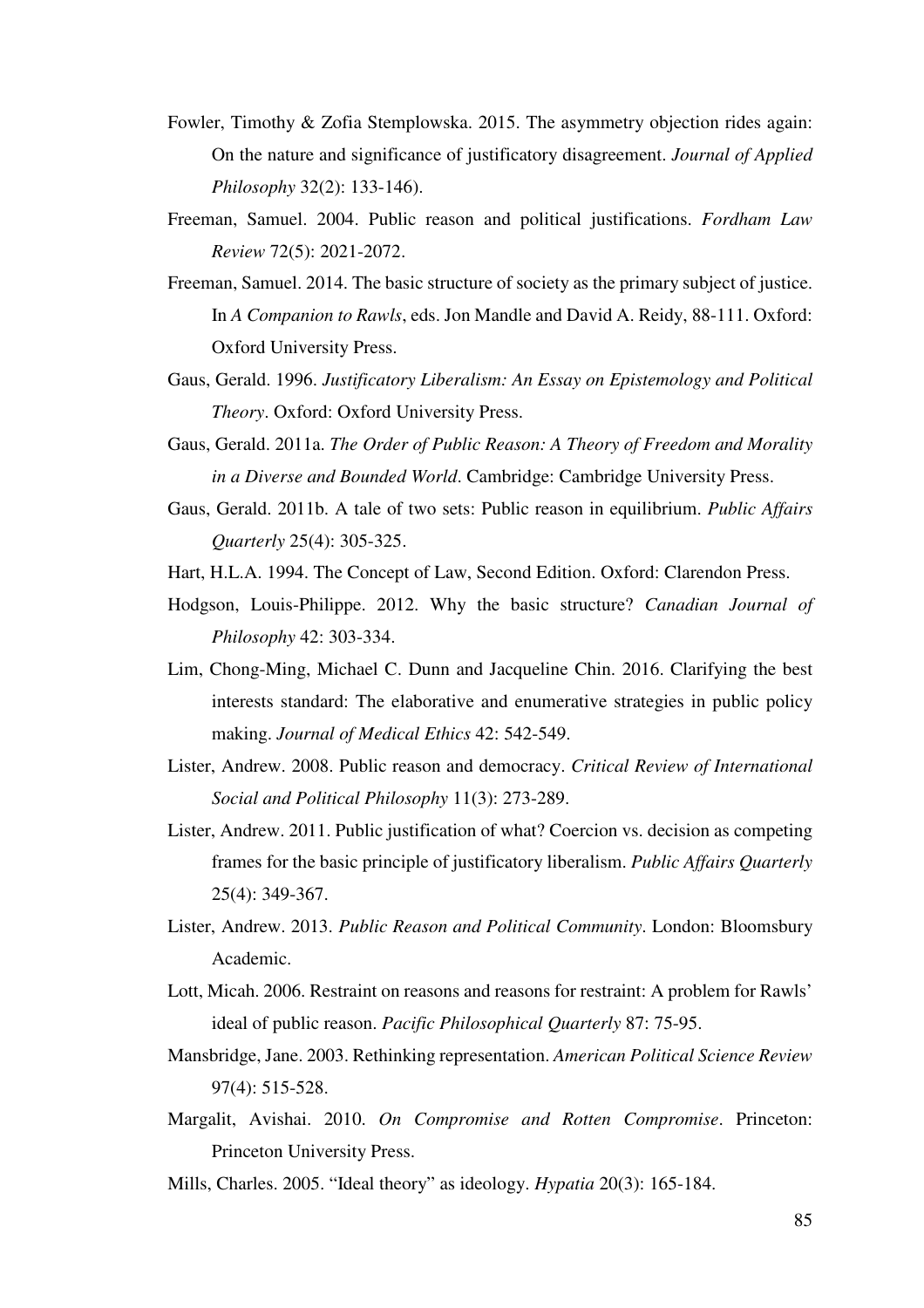Fowler, Timothy & Zofia Stemplowska. 2015. The asymmetry objection rides again: On the nature and significance of justificatory disagreement. *Journal of Applied Philosophy* 32(2): 133-146).

Freeman, Samuel. 2004. Public reason and political justifications. *Fordham Law Review* 72(5): 2021-2072.

Freeman, Samuel. 2014. The basic structure of society as the primary subject of justice. In *A Companion to Rawls*, eds. Jon Mandle and David A. Reidy, 88-111. Oxford: Oxford University Press.

Gaus, Gerald. 1996. *Justificatory Liberalism: An Essay on Epistemology and Political Theory*. Oxford: Oxford University Press.

Gaus, Gerald. 2011a. *The Order of Public Reason: A Theory of Freedom and Morality in a Diverse and Bounded World*. Cambridge: Cambridge University Press.

Gaus, Gerald. 2011b. A tale of two sets: Public reason in equilibrium. *Public Affairs Quarterly* 25(4): 305-325.

Hart, H.L.A. 1994. The Concept of Law, Second Edition. Oxford: Clarendon Press.

Hodgson, Louis-Philippe. 2012. Why the basic structure? *Canadian Journal of Philosophy* 42: 303-334.

Lim, Chong-Ming, Michael C. Dunn and Jacqueline Chin. 2016. Clarifying the best interests standard: The elaborative and enumerative strategies in public policy making. *Journal of Medical Ethics* 42: 542-549.

Lister, Andrew. 2008. Public reason and democracy. *Critical Review of International Social and Political Philosophy* 11(3): 273-289.

Lister, Andrew. 2011. Public justification of what? Coercion vs. decision as competing frames for the basic principle of justificatory liberalism. *Public Affairs Quarterly* 25(4): 349-367.

Lister, Andrew. 2013. *Public Reason and Political Community*. London: Bloomsbury Academic.

Lott, Micah. 2006. Restraint on reasons and reasons for restraint: A problem for Rawls' ideal of public reason. *Pacific Philosophical Quarterly* 87: 75-95.

Mansbridge, Jane. 2003. Rethinking representation. *American Political Science Review* 97(4): 515-528.

Margalit, Avishai. 2010. *On Compromise and Rotten Compromise*. Princeton: Princeton University Press.

Mills, Charles. 2005. "Ideal theory" as ideology. *Hypatia* 20(3): 165-184.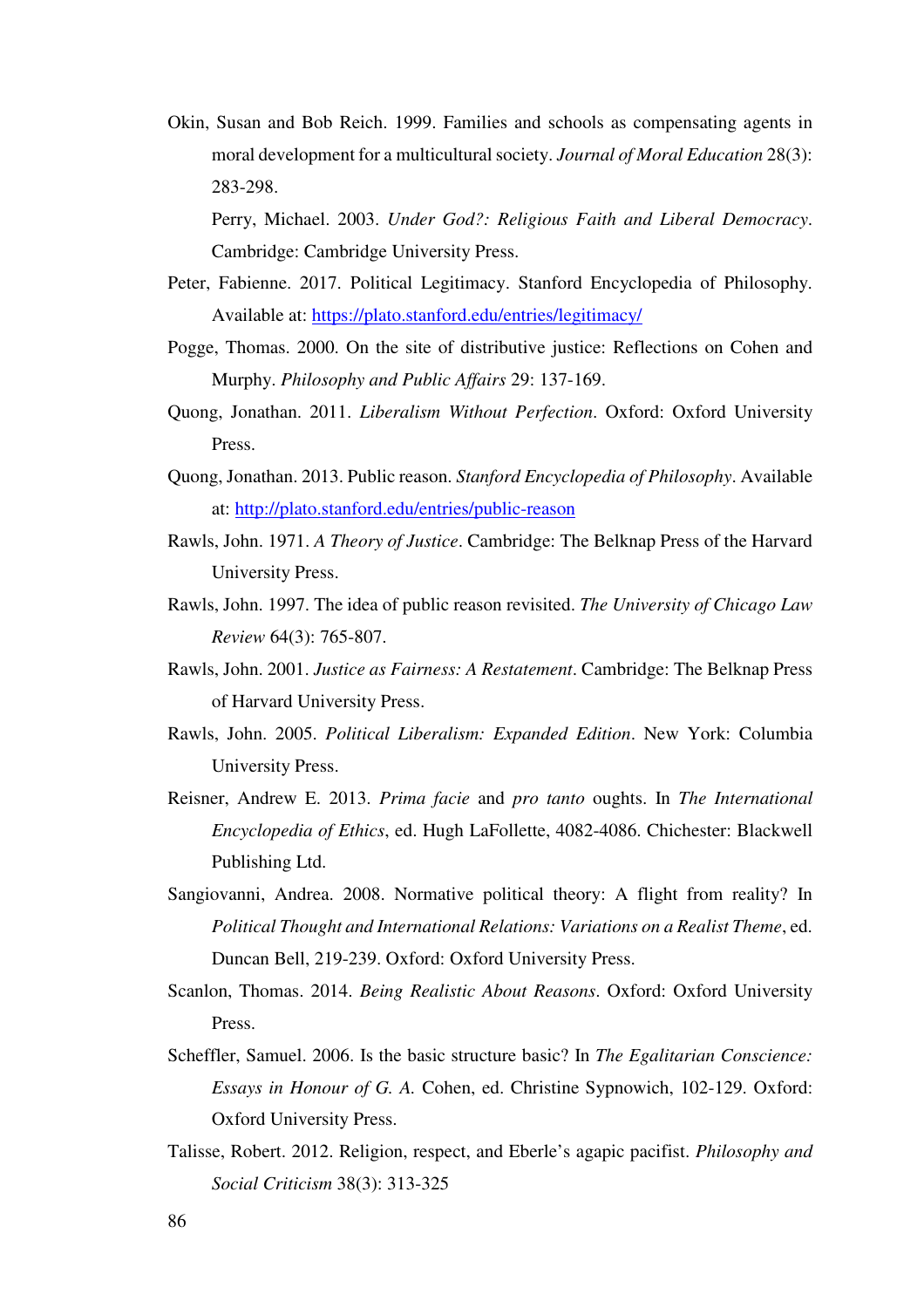Okin, Susan and Bob Reich. 1999. Families and schools as compensating agents in moral development for a multicultural society. *Journal of Moral Education* 28(3): 283-298.

Perry, Michael. 2003. *Under God?: Religious Faith and Liberal Democracy*. Cambridge: Cambridge University Press.

Peter, Fabienne. 2017. Political Legitimacy. Stanford Encyclopedia of Philosophy. Available at: https://plato.stanford.edu/entries/legitimacy/

Pogge, Thomas. 2000. On the site of distributive justice: Reflections on Cohen and Murphy. *Philosophy and Public Affairs* 29: 137-169.

Quong, Jonathan. 2011. *Liberalism Without Perfection*. Oxford: Oxford University Press.

Quong, Jonathan. 2013. Public reason. *Stanford Encyclopedia of Philosophy*. Available at: http://plato.stanford.edu/entries/public-reason

Rawls, John. 1971. *A Theory of Justice*. Cambridge: The Belknap Press of the Harvard University Press.

Rawls, John. 1997. The idea of public reason revisited. *The University of Chicago Law Review* 64(3): 765-807.

Rawls, John. 2001. *Justice as Fairness: A Restatement*. Cambridge: The Belknap Press of Harvard University Press.

Rawls, John. 2005. *Political Liberalism: Expanded Edition*. New York: Columbia University Press.

Reisner, Andrew E. 2013. *Prima facie* and *pro tanto* oughts. In *The International Encyclopedia of Ethics*, ed. Hugh LaFollette, 4082-4086. Chichester: Blackwell Publishing Ltd.

Sangiovanni, Andrea. 2008. Normative political theory: A flight from reality? In *Political Thought and International Relations: Variations on a Realist Theme*, ed. Duncan Bell, 219-239. Oxford: Oxford University Press.

Scanlon, Thomas. 2014. *Being Realistic About Reasons*. Oxford: Oxford University Press.

Scheffler, Samuel. 2006. Is the basic structure basic? In *The Egalitarian Conscience: Essays in Honour of G. A.* Cohen, ed. Christine Sypnowich, 102-129. Oxford: Oxford University Press.

Talisse, Robert. 2012. Religion, respect, and Eberle's agapic pacifist. *Philosophy and Social Criticism* 38(3): 313-325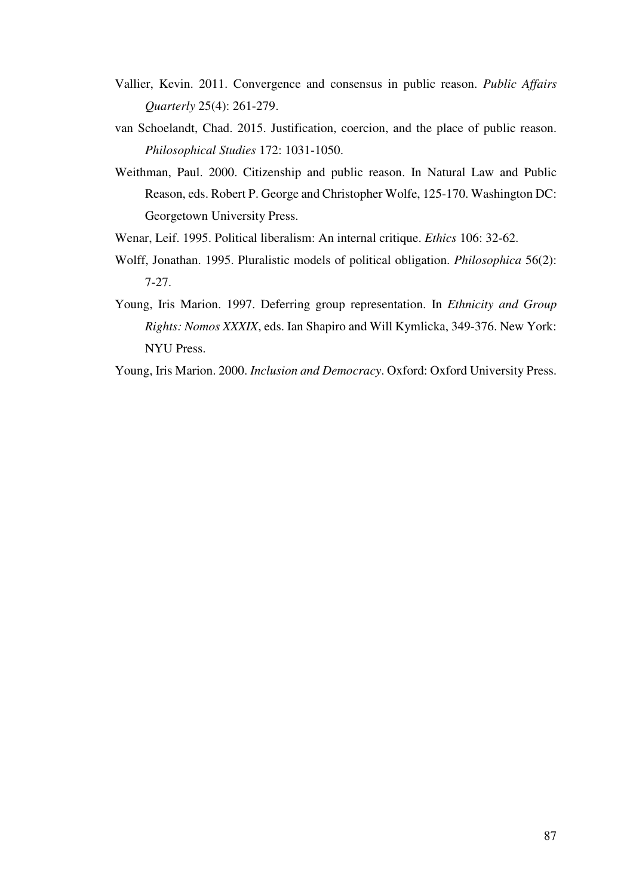Vallier, Kevin. 2011. Convergence and consensus in public reason. *Public Affairs Quarterly* 25(4): 261-279.

van Schoelandt, Chad. 2015. Justification, coercion, and the place of public reason. *Philosophical Studies* 172: 1031-1050.

Weithman, Paul. 2000. Citizenship and public reason. In Natural Law and Public Reason, eds. Robert P. George and Christopher Wolfe, 125-170. Washington DC: Georgetown University Press.

Wenar, Leif. 1995. Political liberalism: An internal critique. *Ethics* 106: 32-62.

Wolff, Jonathan. 1995. Pluralistic models of political obligation. *Philosophica* 56(2): 7-27.

Young, Iris Marion. 1997. Deferring group representation. In *Ethnicity and Group Rights: Nomos XXXIX*, eds. Ian Shapiro and Will Kymlicka, 349-376. New York: NYU Press.

Young, Iris Marion. 2000. *Inclusion and Democracy*. Oxford: Oxford University Press.